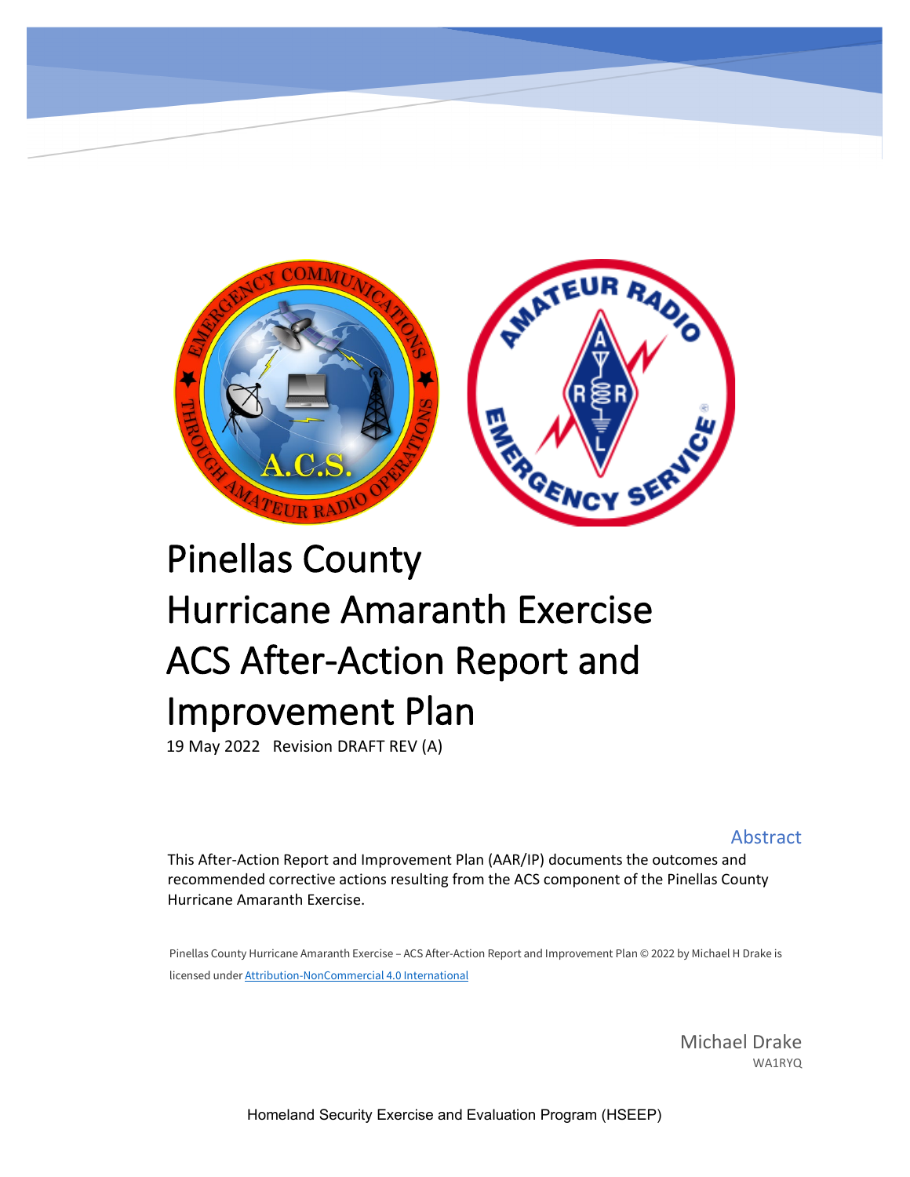# Pinellas County Hurricane Amaranth Exercise ACS After-Action Report and Improvement Plan

19 May 2022 Revision DRAFT REV (A)

## Abstract

This After-Action Report and Improvement Plan (AAR/IP) documents the outcomes and recommended corrective actions resulting from the ACS component of the Pinellas County Hurricane Amaranth Exercise.

Pinellas County Hurricane Amaranth Exercise – ACS After-Action Report and Improvement Plan © 2022 by Michael H Drake is licensed under Attribution-NonCommercial 4.0 International

Michael Drake
WA1RYQ

Homeland Security Exercise and Evaluation Program (HSEEP)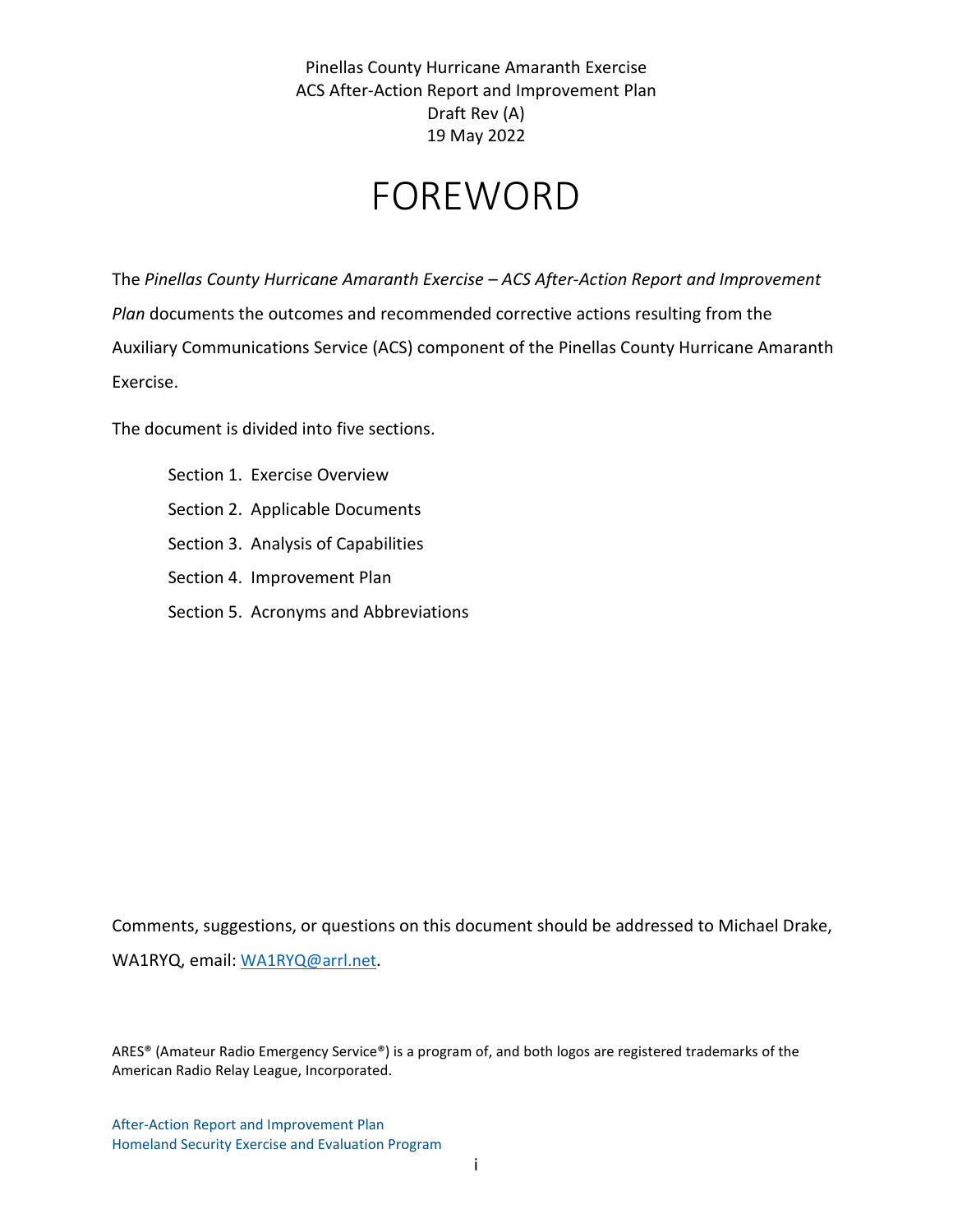# FOREWORD

The *Pinellas County Hurricane Amaranth Exercise – ACS After-Action Report and Improvement Plan* documents the outcomes and recommended corrective actions resulting from the Auxiliary Communications Service (ACS) component of the Pinellas County Hurricane Amaranth Exercise.

The document is divided into five sections.

- Section 1. Exercise Overview
- Section 2. Applicable Documents
- Section 3. Analysis of Capabilities
- Section 4. Improvement Plan
- Section 5. Acronyms and Abbreviations

Comments, suggestions, or questions on this document should be addressed to Michael Drake, WA1RYQ, email: WA1RYQ@arrl.net.

ARES® (Amateur Radio Emergency Service®) is a program of, and both logos are registered trademarks of the American Radio Relay League, Incorporated.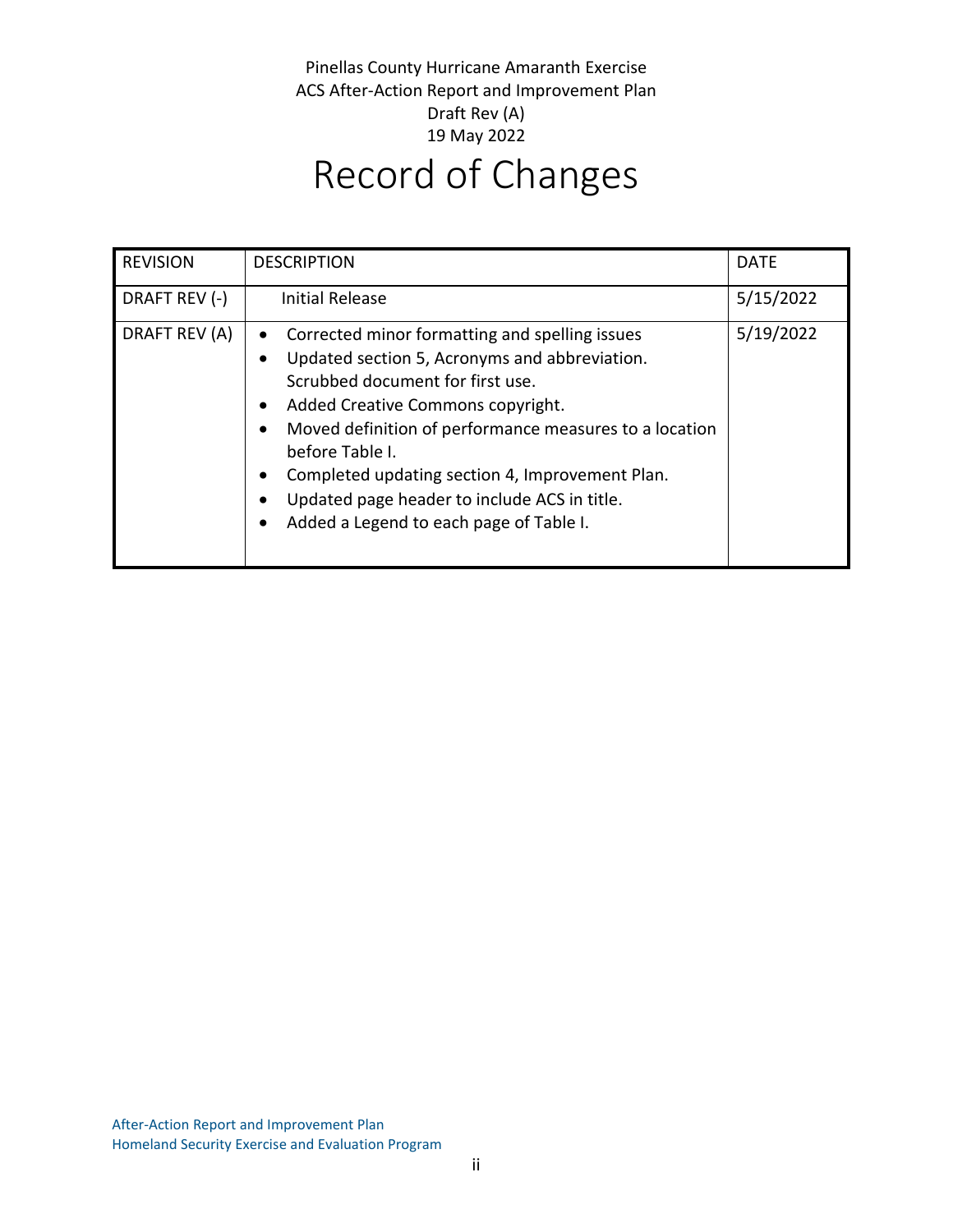# Record of Changes

| REVISION | DESCRIPTION | DATE |
| --- | --- | --- |
| DRAFT REV (-) | Initial Release | 5/15/2022 |
| DRAFT REV (A) | • Corrected minor formatting and spelling issues<br>• Updated section 5, Acronyms and abbreviation. Scrubbed document for first use.<br>• Added Creative Commons copyright.<br>• Moved definition of performance measures to a location before Table I.<br>• Completed updating section 4, Improvement Plan.<br>• Updated page header to include ACS in title.<br>• Added a Legend to each page of Table I. | 5/19/2022 |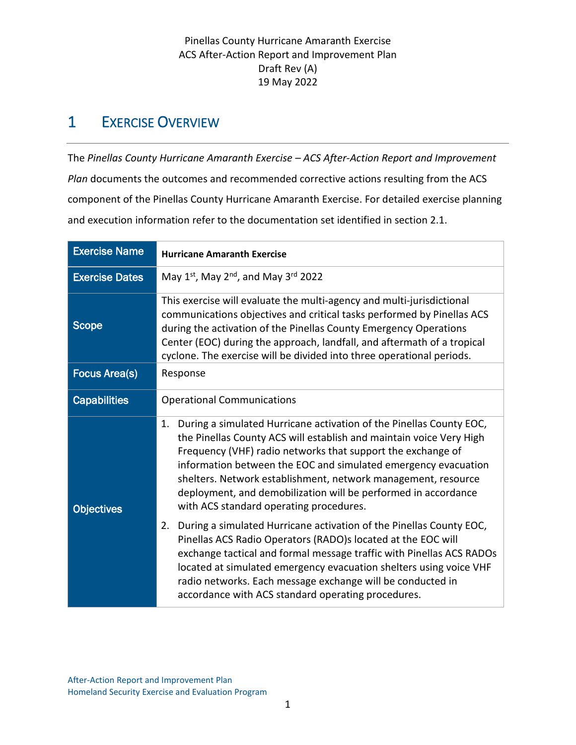# 1 EXERCISE OVERVIEW

The *Pinellas County Hurricane Amaranth Exercise – ACS After-Action Report and Improvement Plan* documents the outcomes and recommended corrective actions resulting from the ACS component of the Pinellas County Hurricane Amaranth Exercise. For detailed exercise planning and execution information refer to the documentation set identified in section 2.1.

| | |
|---|---|
| **Exercise Name** | **Hurricane Amaranth Exercise** |
| **Exercise Dates** | May 1st, May 2nd, and May 3rd 2022 |
| **Scope** | This exercise will evaluate the multi-agency and multi-jurisdictional communications objectives and critical tasks performed by Pinellas ACS during the activation of the Pinellas County Emergency Operations Center (EOC) during the approach, landfall, and aftermath of a tropical cyclone. The exercise will be divided into three operational periods. |
| **Focus Area(s)** | Response |
| **Capabilities** | Operational Communications |
| **Objectives** | 1. During a simulated Hurricane activation of the Pinellas County EOC, the Pinellas County ACS will establish and maintain voice Very High Frequency (VHF) radio networks that support the exchange of information between the EOC and simulated emergency evacuation shelters. Network establishment, network management, resource deployment, and demobilization will be performed in accordance with ACS standard operating procedures.<br>2. During a simulated Hurricane activation of the Pinellas County EOC, Pinellas ACS Radio Operators (RADO)s located at the EOC will exchange tactical and formal message traffic with Pinellas ACS RADOs located at simulated emergency evacuation shelters using voice VHF radio networks. Each message exchange will be conducted in accordance with ACS standard operating procedures. |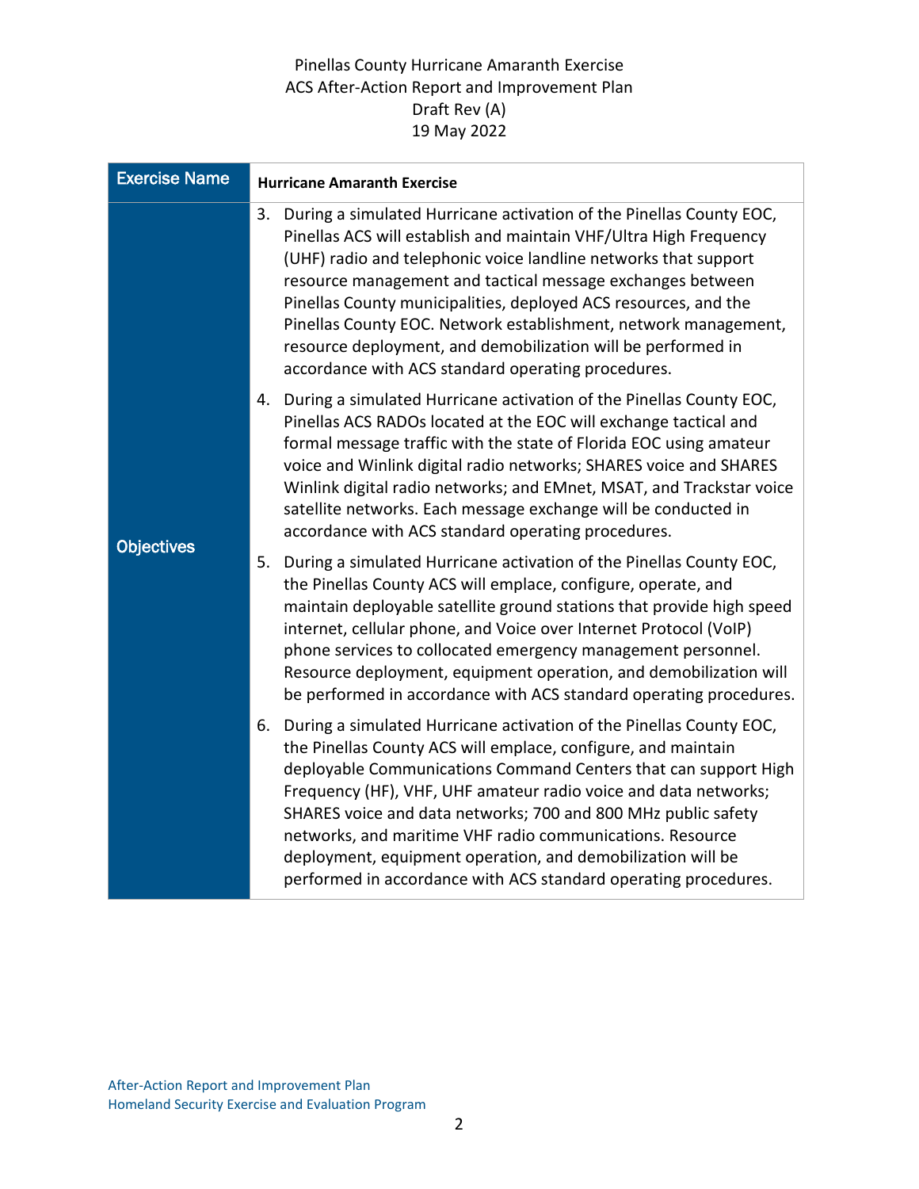| Exercise Name | Hurricane Amaranth Exercise |
|---|---|
| Objectives | 3. During a simulated Hurricane activation of the Pinellas County EOC, Pinellas ACS will establish and maintain VHF/Ultra High Frequency (UHF) radio and telephonic voice landline networks that support resource management and tactical message exchanges between Pinellas County municipalities, deployed ACS resources, and the Pinellas County EOC. Network establishment, network management, resource deployment, and demobilization will be performed in accordance with ACS standard operating procedures.<br><br>4. During a simulated Hurricane activation of the Pinellas County EOC, Pinellas ACS RADOs located at the EOC will exchange tactical and formal message traffic with the state of Florida EOC using amateur voice and Winlink digital radio networks; SHARES voice and SHARES Winlink digital radio networks; and EMnet, MSAT, and Trackstar voice satellite networks. Each message exchange will be conducted in accordance with ACS standard operating procedures.<br><br>5. During a simulated Hurricane activation of the Pinellas County EOC, the Pinellas County ACS will emplace, configure, operate, and maintain deployable satellite ground stations that provide high speed internet, cellular phone, and Voice over Internet Protocol (VoIP) phone services to collocated emergency management personnel. Resource deployment, equipment operation, and demobilization will be performed in accordance with ACS standard operating procedures.<br><br>6. During a simulated Hurricane activation of the Pinellas County EOC, the Pinellas County ACS will emplace, configure, and maintain deployable Communications Command Centers that can support High Frequency (HF), VHF, UHF amateur radio voice and data networks; SHARES voice and data networks; 700 and 800 MHz public safety networks, and maritime VHF radio communications. Resource deployment, equipment operation, and demobilization will be performed in accordance with ACS standard operating procedures. |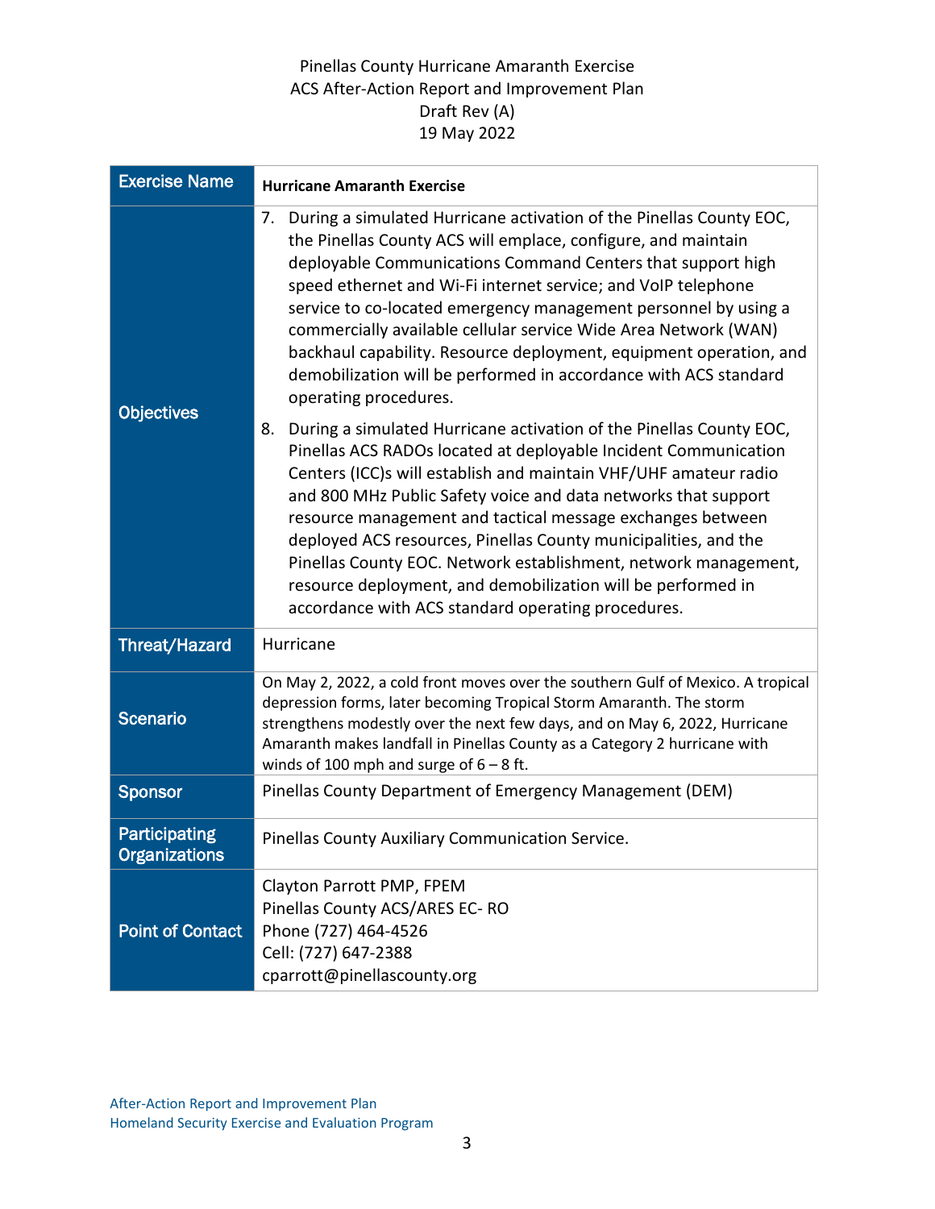Pinellas County Hurricane Amaranth Exercise
ACS After-Action Report and Improvement Plan
Draft Rev (A)
19 May 2022

| Exercise Name | **Hurricane Amaranth Exercise** |
|---|---|
| Objectives | 7. During a simulated Hurricane activation of the Pinellas County EOC, the Pinellas County ACS will emplace, configure, and maintain deployable Communications Command Centers that support high speed ethernet and Wi-Fi internet service; and VoIP telephone service to co-located emergency management personnel by using a commercially available cellular service Wide Area Network (WAN) backhaul capability. Resource deployment, equipment operation, and demobilization will be performed in accordance with ACS standard operating procedures.<br>8. During a simulated Hurricane activation of the Pinellas County EOC, Pinellas ACS RADOs located at deployable Incident Communication Centers (ICC)s will establish and maintain VHF/UHF amateur radio and 800 MHz Public Safety voice and data networks that support resource management and tactical message exchanges between deployed ACS resources, Pinellas County municipalities, and the Pinellas County EOC. Network establishment, network management, resource deployment, and demobilization will be performed in accordance with ACS standard operating procedures. |
| Threat/Hazard | Hurricane |
| Scenario | On May 2, 2022, a cold front moves over the southern Gulf of Mexico. A tropical depression forms, later becoming Tropical Storm Amaranth. The storm strengthens modestly over the next few days, and on May 6, 2022, Hurricane Amaranth makes landfall in Pinellas County as a Category 2 hurricane with winds of 100 mph and surge of 6 – 8 ft. |
| Sponsor | Pinellas County Department of Emergency Management (DEM) |
| Participating Organizations | Pinellas County Auxiliary Communication Service. |
| Point of Contact | Clayton Parrott PMP, FPEM<br>Pinellas County ACS/ARES EC- RO<br>Phone (727) 464-4526<br>Cell: (727) 647-2388<br>cparrott@pinellascounty.org |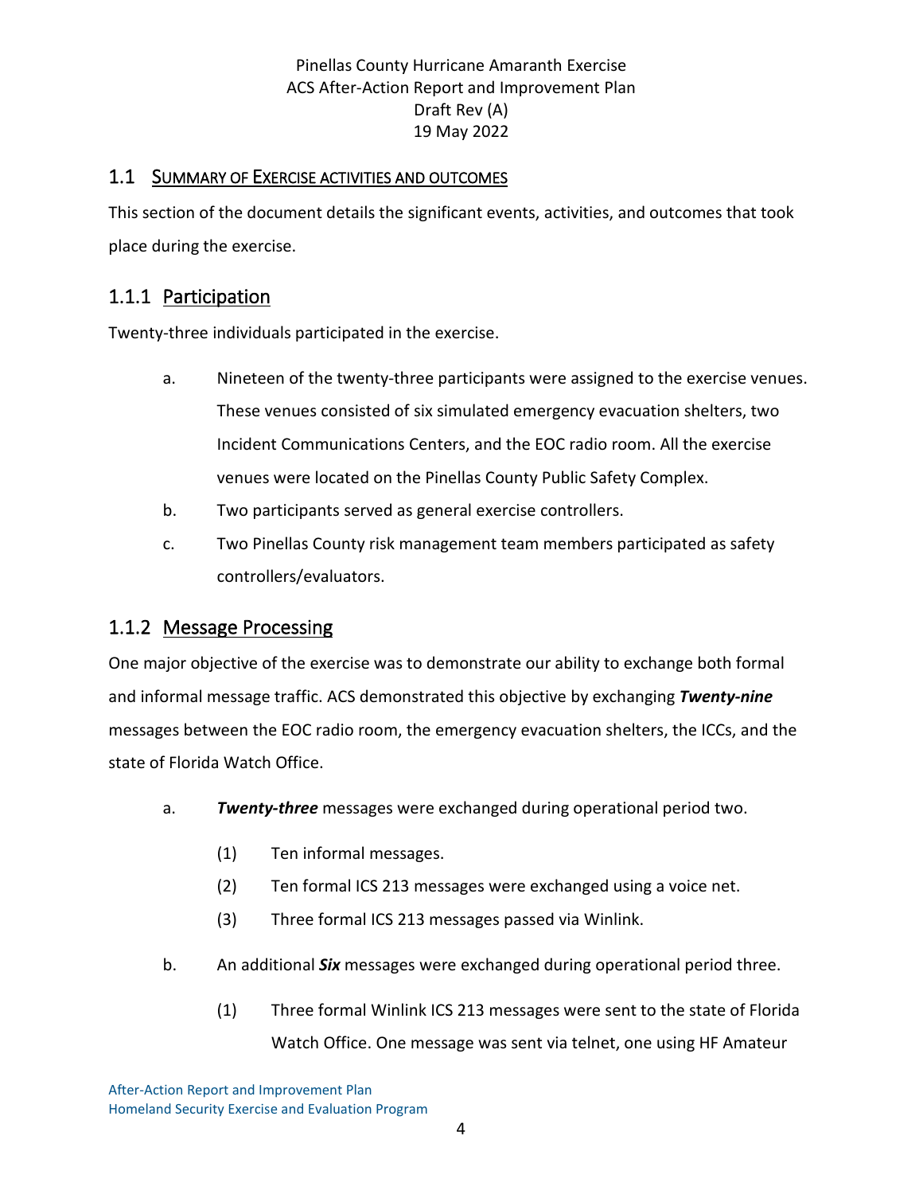## 1.1 Summary of Exercise activities and outcomes

This section of the document details the significant events, activities, and outcomes that took place during the exercise.

### 1.1.1 Participation

Twenty-three individuals participated in the exercise.

a. Nineteen of the twenty-three participants were assigned to the exercise venues. These venues consisted of six simulated emergency evacuation shelters, two Incident Communications Centers, and the EOC radio room. All the exercise venues were located on the Pinellas County Public Safety Complex.

b. Two participants served as general exercise controllers.

c. Two Pinellas County risk management team members participated as safety controllers/evaluators.

### 1.1.2 Message Processing

One major objective of the exercise was to demonstrate our ability to exchange both formal and informal message traffic. ACS demonstrated this objective by exchanging ***Twenty-nine*** messages between the EOC radio room, the emergency evacuation shelters, the ICCs, and the state of Florida Watch Office.

a. ***Twenty-three*** messages were exchanged during operational period two.

  (1) Ten informal messages.

  (2) Ten formal ICS 213 messages were exchanged using a voice net.

  (3) Three formal ICS 213 messages passed via Winlink.

b. An additional ***Six*** messages were exchanged during operational period three.

  (1) Three formal Winlink ICS 213 messages were sent to the state of Florida Watch Office. One message was sent via telnet, one using HF Amateur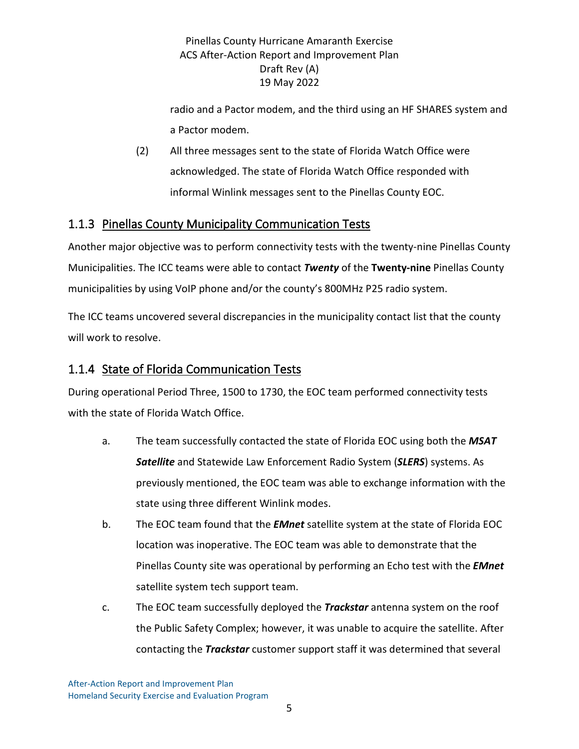radio and a Pactor modem, and the third using an HF SHARES system and a Pactor modem.

(2) All three messages sent to the state of Florida Watch Office were acknowledged. The state of Florida Watch Office responded with informal Winlink messages sent to the Pinellas County EOC.

### 1.1.3 Pinellas County Municipality Communication Tests

Another major objective was to perform connectivity tests with the twenty-nine Pinellas County Municipalities. The ICC teams were able to contact ***Twenty*** of the **Twenty-nine** Pinellas County municipalities by using VoIP phone and/or the county's 800MHz P25 radio system.

The ICC teams uncovered several discrepancies in the municipality contact list that the county will work to resolve.

### 1.1.4 State of Florida Communication Tests

During operational Period Three, 1500 to 1730, the EOC team performed connectivity tests with the state of Florida Watch Office.

a. The team successfully contacted the state of Florida EOC using both the ***MSAT Satellite*** and Statewide Law Enforcement Radio System (***SLERS***) systems. As previously mentioned, the EOC team was able to exchange information with the state using three different Winlink modes.

b. The EOC team found that the ***EMnet*** satellite system at the state of Florida EOC location was inoperative. The EOC team was able to demonstrate that the Pinellas County site was operational by performing an Echo test with the ***EMnet*** satellite system tech support team.

c. The EOC team successfully deployed the ***Trackstar*** antenna system on the roof the Public Safety Complex; however, it was unable to acquire the satellite. After contacting the ***Trackstar*** customer support staff it was determined that several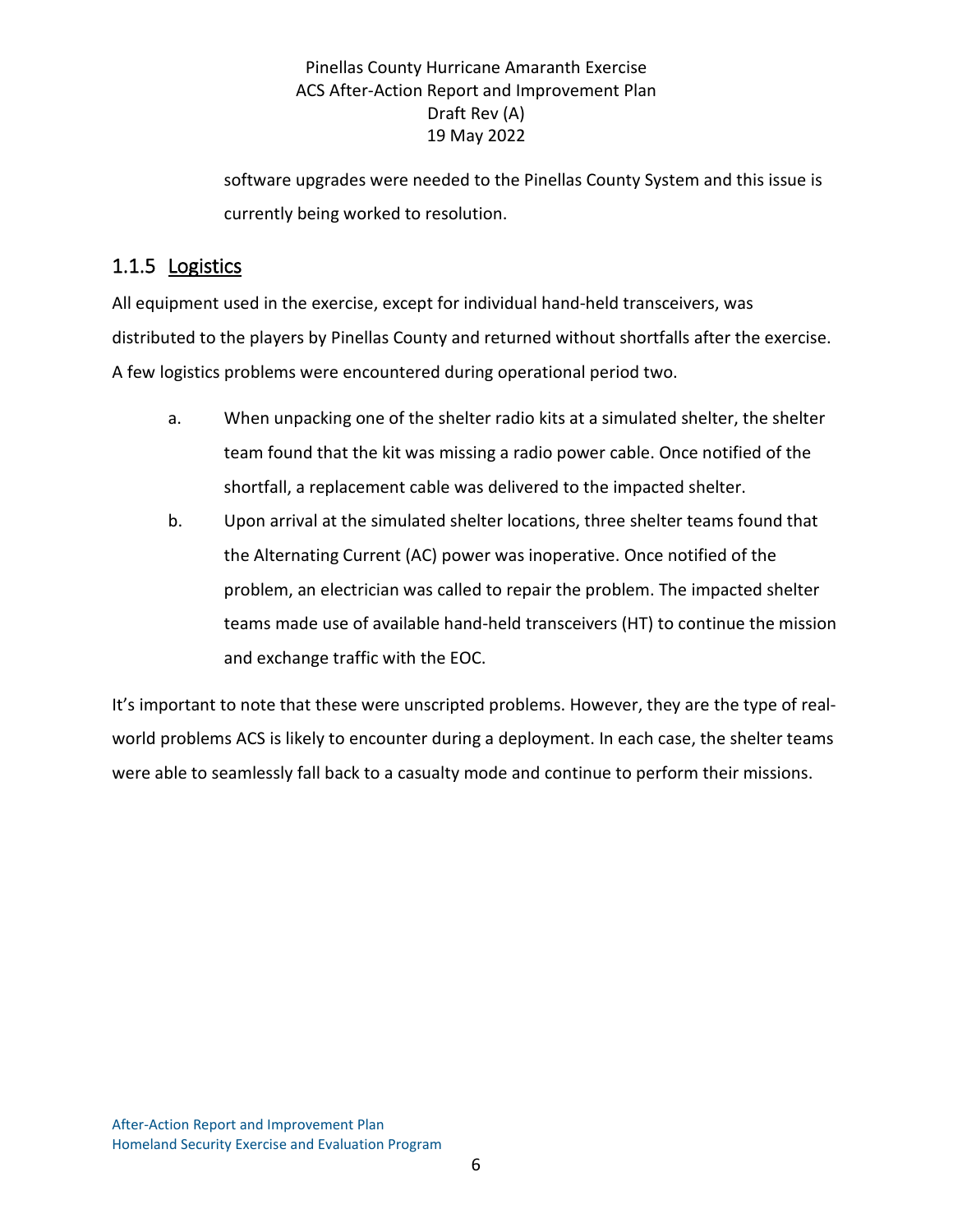software upgrades were needed to the Pinellas County System and this issue is currently being worked to resolution.

### 1.1.5 Logistics

All equipment used in the exercise, except for individual hand-held transceivers, was distributed to the players by Pinellas County and returned without shortfalls after the exercise. A few logistics problems were encountered during operational period two.

a. When unpacking one of the shelter radio kits at a simulated shelter, the shelter team found that the kit was missing a radio power cable. Once notified of the shortfall, a replacement cable was delivered to the impacted shelter.

b. Upon arrival at the simulated shelter locations, three shelter teams found that the Alternating Current (AC) power was inoperative. Once notified of the problem, an electrician was called to repair the problem. The impacted shelter teams made use of available hand-held transceivers (HT) to continue the mission and exchange traffic with the EOC.

It's important to note that these were unscripted problems. However, they are the type of real-world problems ACS is likely to encounter during a deployment. In each case, the shelter teams were able to seamlessly fall back to a casualty mode and continue to perform their missions.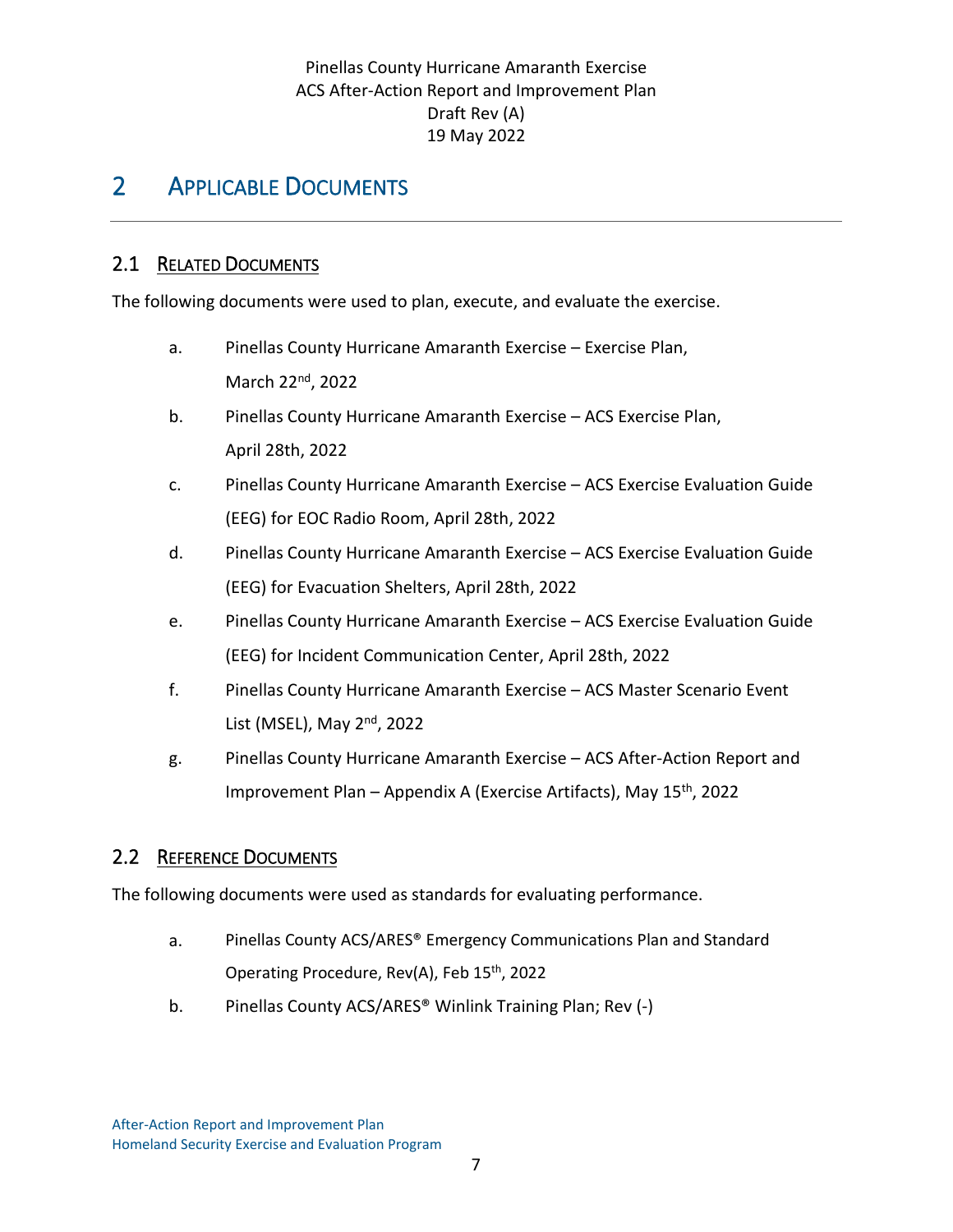# 2 Applicable Documents

## 2.1 Related Documents

The following documents were used to plan, execute, and evaluate the exercise.

a. Pinellas County Hurricane Amaranth Exercise – Exercise Plan, March 22nd, 2022

b. Pinellas County Hurricane Amaranth Exercise – ACS Exercise Plan, April 28th, 2022

c. Pinellas County Hurricane Amaranth Exercise – ACS Exercise Evaluation Guide (EEG) for EOC Radio Room, April 28th, 2022

d. Pinellas County Hurricane Amaranth Exercise – ACS Exercise Evaluation Guide (EEG) for Evacuation Shelters, April 28th, 2022

e. Pinellas County Hurricane Amaranth Exercise – ACS Exercise Evaluation Guide (EEG) for Incident Communication Center, April 28th, 2022

f. Pinellas County Hurricane Amaranth Exercise – ACS Master Scenario Event List (MSEL), May 2nd, 2022

g. Pinellas County Hurricane Amaranth Exercise – ACS After-Action Report and Improvement Plan – Appendix A (Exercise Artifacts), May 15th, 2022

## 2.2 Reference Documents

The following documents were used as standards for evaluating performance.

a. Pinellas County ACS/ARES® Emergency Communications Plan and Standard Operating Procedure, Rev(A), Feb 15th, 2022

b. Pinellas County ACS/ARES® Winlink Training Plan; Rev (-)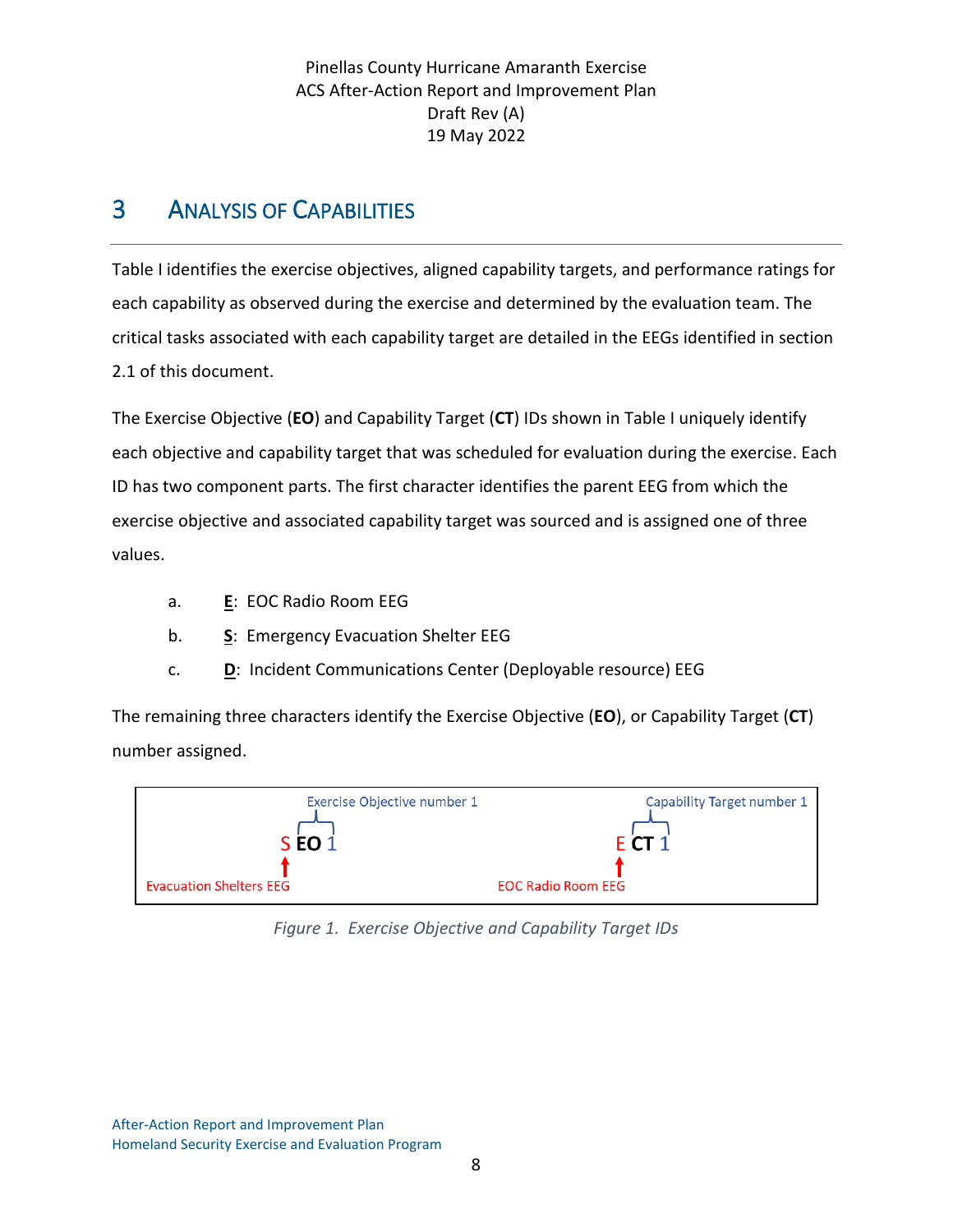# 3 Analysis of Capabilities

Table I identifies the exercise objectives, aligned capability targets, and performance ratings for each capability as observed during the exercise and determined by the evaluation team. The critical tasks associated with each capability target are detailed in the EEGs identified in section 2.1 of this document.

The Exercise Objective (**EO**) and Capability Target (**CT**) IDs shown in Table I uniquely identify each objective and capability target that was scheduled for evaluation during the exercise. Each ID has two component parts. The first character identifies the parent EEG from which the exercise objective and associated capability target was sourced and is assigned one of three values.

a. **E**: EOC Radio Room EEG

b. **S**: Emergency Evacuation Shelter EEG

c. **D**: Incident Communications Center (Deployable resource) EEG

The remaining three characters identify the Exercise Objective (**EO**), or Capability Target (**CT**) number assigned.

| Exercise Objective number 1 | Capability Target number 1 |
| --- | --- |
| S **EO** 1 | E **CT** 1 |
| Evacuation Shelters EEG | EOC Radio Room EEG |

*Figure 1. Exercise Objective and Capability Target IDs*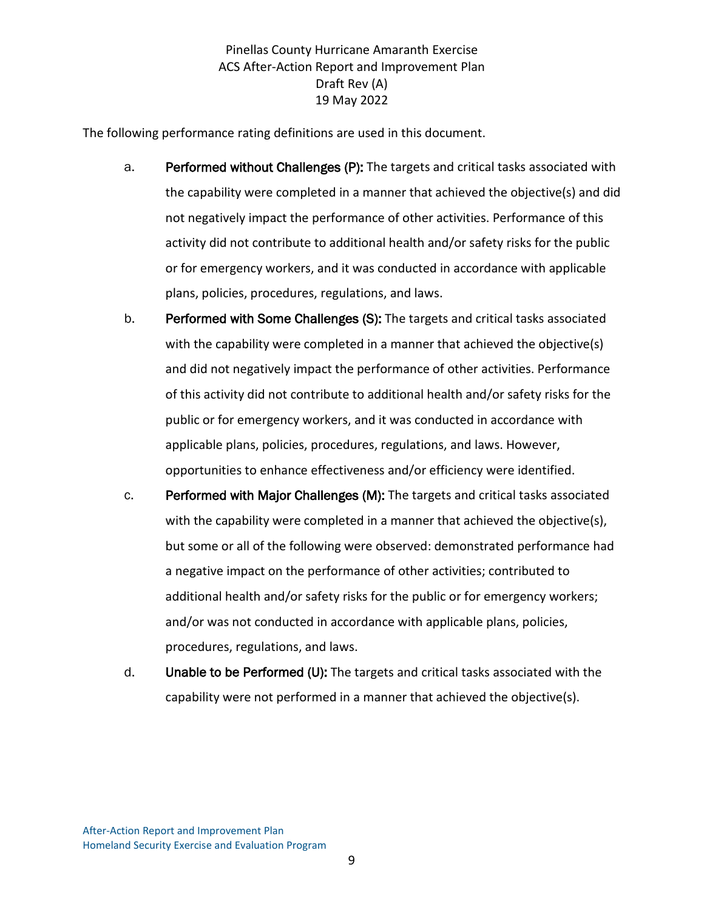The following performance rating definitions are used in this document.

a. **Performed without Challenges (P):** The targets and critical tasks associated with the capability were completed in a manner that achieved the objective(s) and did not negatively impact the performance of other activities. Performance of this activity did not contribute to additional health and/or safety risks for the public or for emergency workers, and it was conducted in accordance with applicable plans, policies, procedures, regulations, and laws.

b. **Performed with Some Challenges (S):** The targets and critical tasks associated with the capability were completed in a manner that achieved the objective(s) and did not negatively impact the performance of other activities. Performance of this activity did not contribute to additional health and/or safety risks for the public or for emergency workers, and it was conducted in accordance with applicable plans, policies, procedures, regulations, and laws. However, opportunities to enhance effectiveness and/or efficiency were identified.

c. **Performed with Major Challenges (M):** The targets and critical tasks associated with the capability were completed in a manner that achieved the objective(s), but some or all of the following were observed: demonstrated performance had a negative impact on the performance of other activities; contributed to additional health and/or safety risks for the public or for emergency workers; and/or was not conducted in accordance with applicable plans, policies, procedures, regulations, and laws.

d. **Unable to be Performed (U):** The targets and critical tasks associated with the capability were not performed in a manner that achieved the objective(s).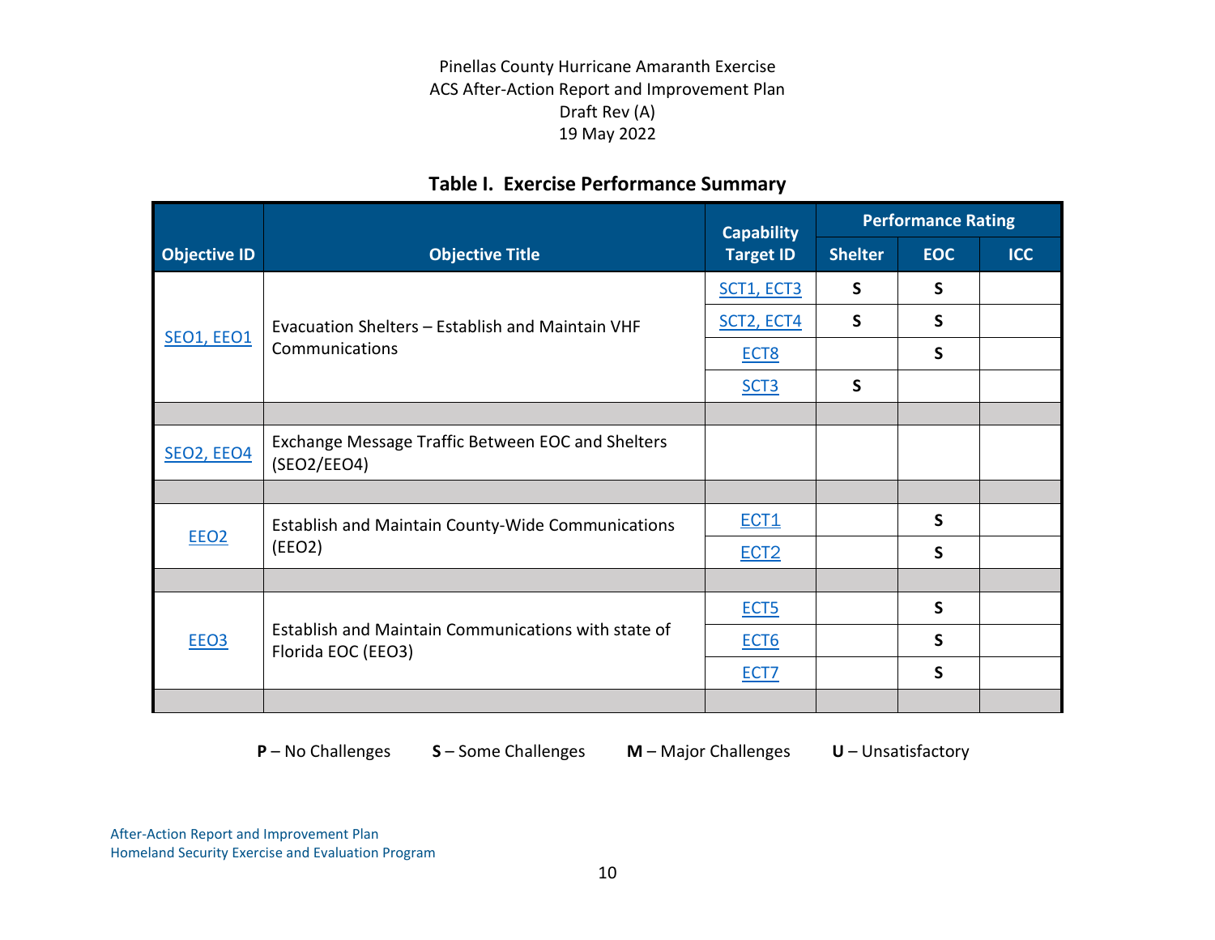## Table I. Exercise Performance Summary

| Objective ID | Objective Title | Capability Target ID | Performance Rating | | |
|---|---|---|---|---|---|
| | | | Shelter | EOC | ICC |
| SEO1, EEO1 | Evacuation Shelters – Establish and Maintain VHF Communications | SCT1, ECT3 | S | S | |
| | | SCT2, ECT4 | S | S | |
| | | ECT8 | | S | |
| | | SCT3 | S | | |
| | | | | | |
| SEO2, EEO4 | Exchange Message Traffic Between EOC and Shelters (SEO2/EEO4) | | | | |
| | | | | | |
| EEO2 | Establish and Maintain County-Wide Communications (EEO2) | ECT1 | | S | |
| | | ECT2 | | S | |
| | | | | | |
| EEO3 | Establish and Maintain Communications with state of Florida EOC (EEO3) | ECT5 | | S | |
| | | ECT6 | | S | |
| | | ECT7 | | S | |
| | | | | | |

**P** – No Challenges **S** – Some Challenges **M** – Major Challenges **U** – Unsatisfactory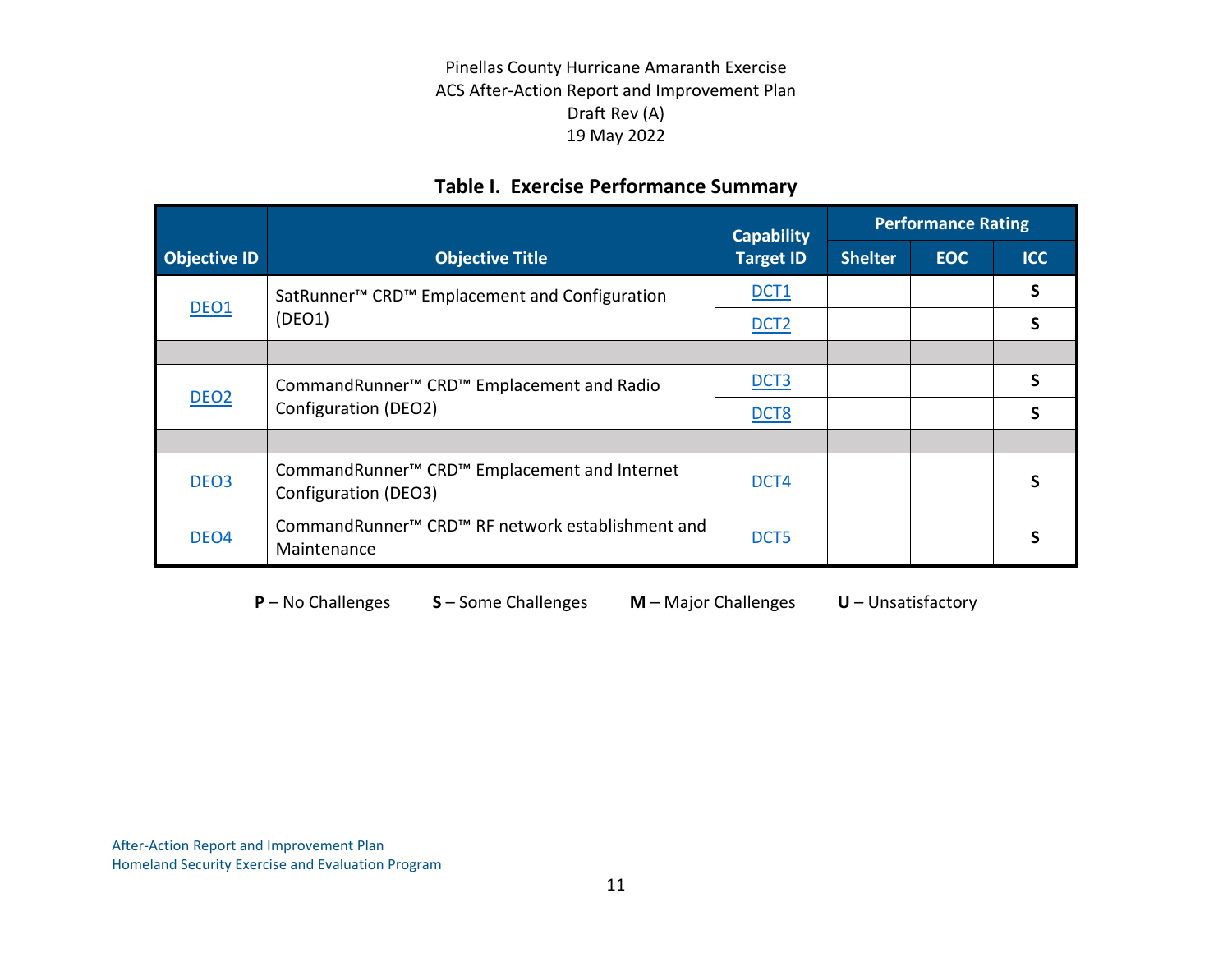**Table I. Exercise Performance Summary**

| Objective ID | Objective Title | Capability Target ID | Performance Rating | | |
|---|---|---|---|---|---|
| | | | Shelter | EOC | ICC |
| DEO1 | SatRunner™ CRD™ Emplacement and Configuration (DEO1) | DCT1 | | | S |
| | | DCT2 | | | S |
| | | | | | |
| DEO2 | CommandRunner™ CRD™ Emplacement and Radio Configuration (DEO2) | DCT3 | | | S |
| | | DCT8 | | | S |
| | | | | | |
| DEO3 | CommandRunner™ CRD™ Emplacement and Internet Configuration (DEO3) | DCT4 | | | S |
| DEO4 | CommandRunner™ CRD™ RF network establishment and Maintenance | DCT5 | | | S |

**P** – No Challenges **S** – Some Challenges **M** – Major Challenges **U** – Unsatisfactory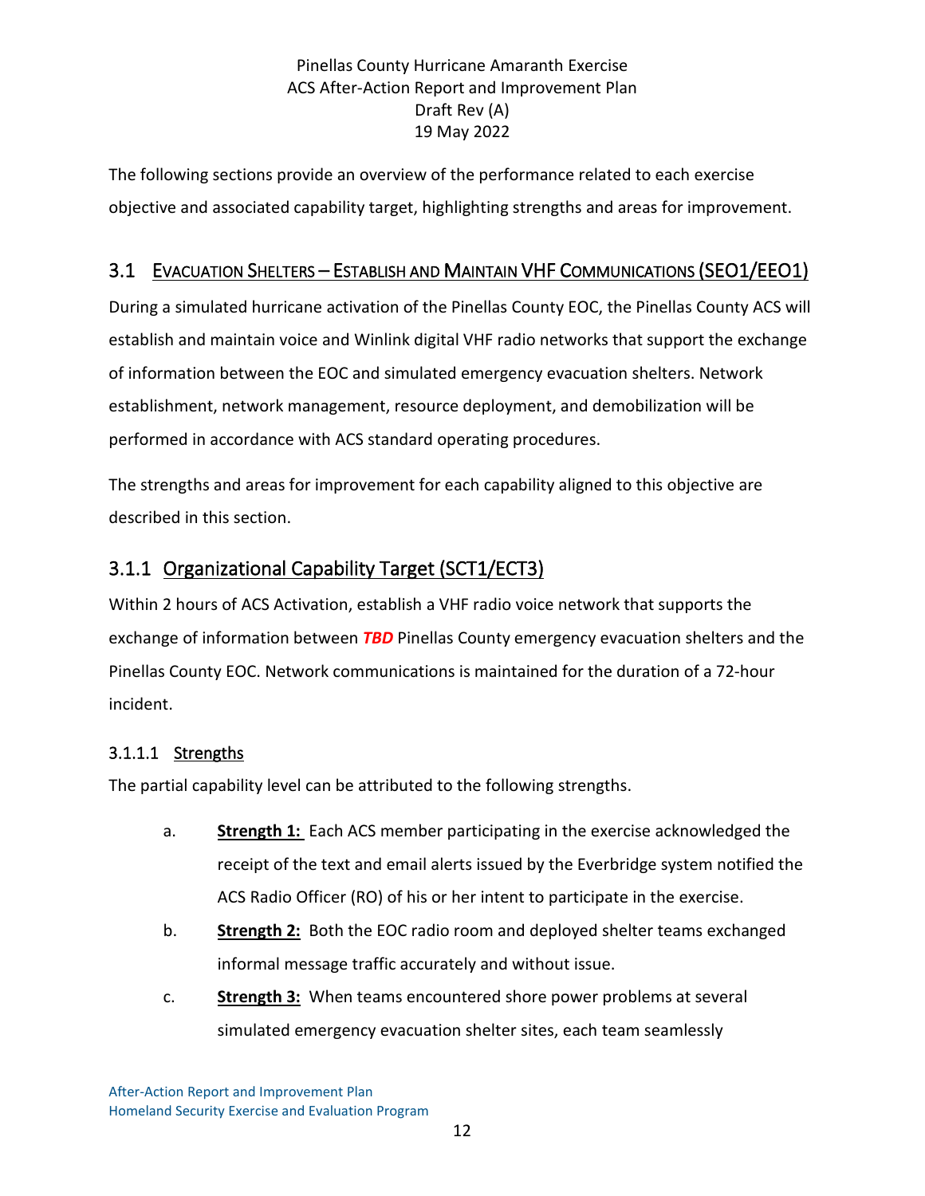The following sections provide an overview of the performance related to each exercise objective and associated capability target, highlighting strengths and areas for improvement.

## 3.1 Evacuation Shelters – Establish and Maintain VHF Communications (SEO1/EEO1)

During a simulated hurricane activation of the Pinellas County EOC, the Pinellas County ACS will establish and maintain voice and Winlink digital VHF radio networks that support the exchange of information between the EOC and simulated emergency evacuation shelters. Network establishment, network management, resource deployment, and demobilization will be performed in accordance with ACS standard operating procedures.

The strengths and areas for improvement for each capability aligned to this objective are described in this section.

### 3.1.1 Organizational Capability Target (SCT1/ECT3)

Within 2 hours of ACS Activation, establish a VHF radio voice network that supports the exchange of information between ***TBD*** Pinellas County emergency evacuation shelters and the Pinellas County EOC. Network communications is maintained for the duration of a 72-hour incident.

#### 3.1.1.1 Strengths

The partial capability level can be attributed to the following strengths.

a. **Strength 1:** Each ACS member participating in the exercise acknowledged the receipt of the text and email alerts issued by the Everbridge system notified the ACS Radio Officer (RO) of his or her intent to participate in the exercise.

b. **Strength 2:** Both the EOC radio room and deployed shelter teams exchanged informal message traffic accurately and without issue.

c. **Strength 3:** When teams encountered shore power problems at several simulated emergency evacuation shelter sites, each team seamlessly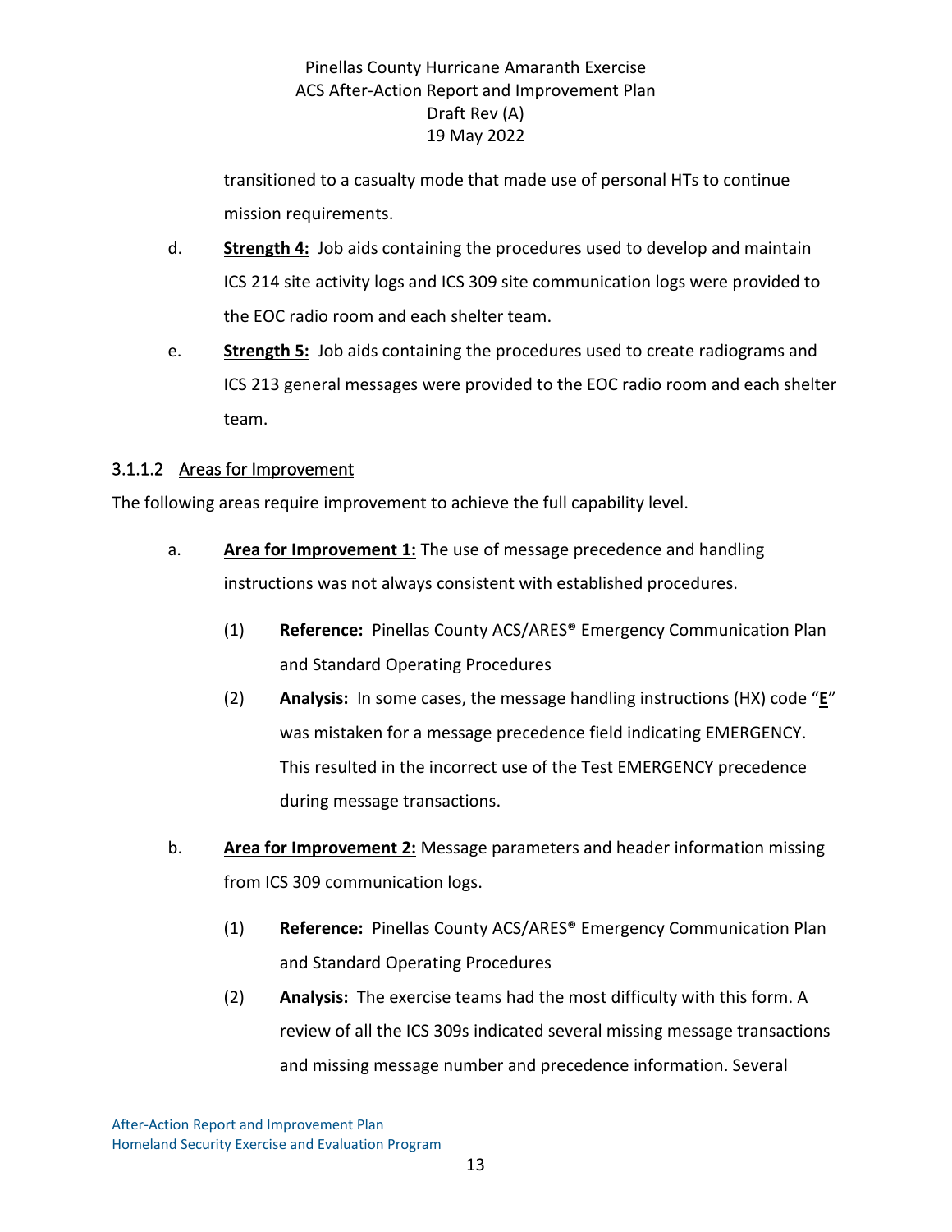transitioned to a casualty mode that made use of personal HTs to continue mission requirements.

d. **Strength 4:** Job aids containing the procedures used to develop and maintain ICS 214 site activity logs and ICS 309 site communication logs were provided to the EOC radio room and each shelter team.

e. **Strength 5:** Job aids containing the procedures used to create radiograms and ICS 213 general messages were provided to the EOC radio room and each shelter team.

#### 3.1.1.2 Areas for Improvement

The following areas require improvement to achieve the full capability level.

a. **Area for Improvement 1:** The use of message precedence and handling instructions was not always consistent with established procedures.

   (1) **Reference:** Pinellas County ACS/ARES® Emergency Communication Plan and Standard Operating Procedures

   (2) **Analysis:** In some cases, the message handling instructions (HX) code "**E**" was mistaken for a message precedence field indicating EMERGENCY. This resulted in the incorrect use of the Test EMERGENCY precedence during message transactions.

b. **Area for Improvement 2:** Message parameters and header information missing from ICS 309 communication logs.

   (1) **Reference:** Pinellas County ACS/ARES® Emergency Communication Plan and Standard Operating Procedures

   (2) **Analysis:** The exercise teams had the most difficulty with this form. A review of all the ICS 309s indicated several missing message transactions and missing message number and precedence information. Several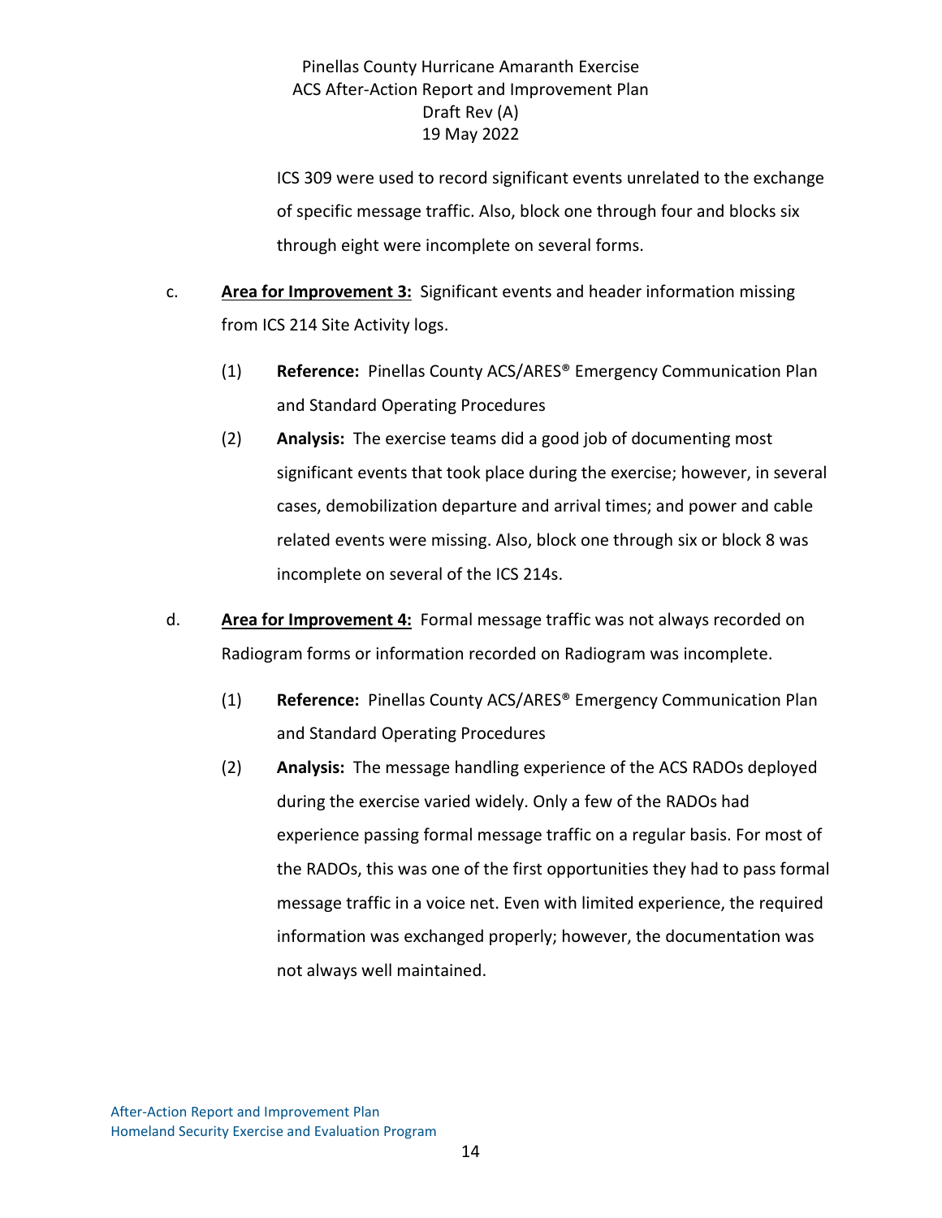ICS 309 were used to record significant events unrelated to the exchange of specific message traffic. Also, block one through four and blocks six through eight were incomplete on several forms.

c. **Area for Improvement 3:** Significant events and header information missing from ICS 214 Site Activity logs.

   (1) **Reference:** Pinellas County ACS/ARES® Emergency Communication Plan and Standard Operating Procedures

   (2) **Analysis:** The exercise teams did a good job of documenting most significant events that took place during the exercise; however, in several cases, demobilization departure and arrival times; and power and cable related events were missing. Also, block one through six or block 8 was incomplete on several of the ICS 214s.

d. **Area for Improvement 4:** Formal message traffic was not always recorded on Radiogram forms or information recorded on Radiogram was incomplete.

   (1) **Reference:** Pinellas County ACS/ARES® Emergency Communication Plan and Standard Operating Procedures

   (2) **Analysis:** The message handling experience of the ACS RADOs deployed during the exercise varied widely. Only a few of the RADOs had experience passing formal message traffic on a regular basis. For most of the RADOs, this was one of the first opportunities they had to pass formal message traffic in a voice net. Even with limited experience, the required information was exchanged properly; however, the documentation was not always well maintained.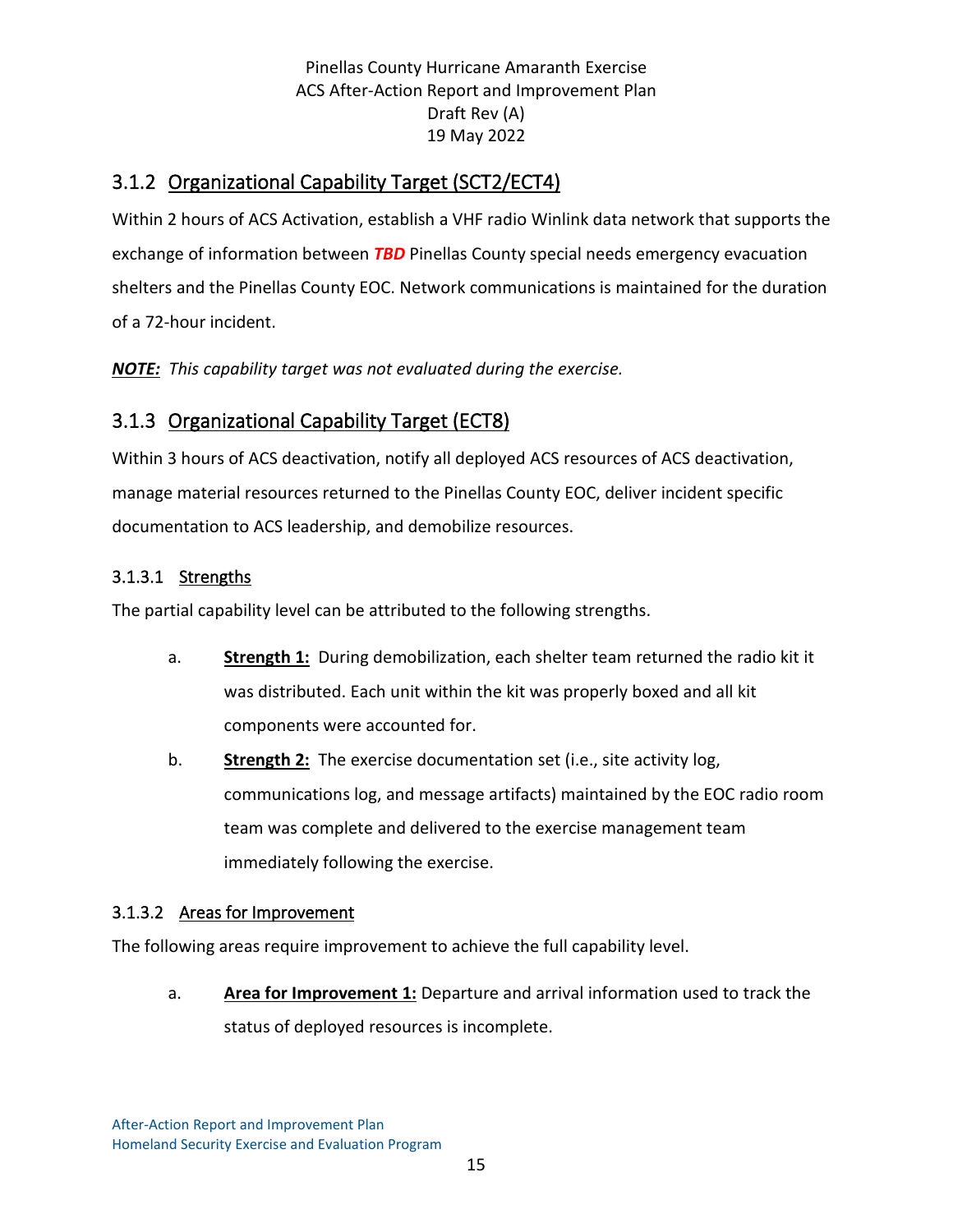## 3.1.2 Organizational Capability Target (SCT2/ECT4)

Within 2 hours of ACS Activation, establish a VHF radio Winlink data network that supports the exchange of information between ***TBD*** Pinellas County special needs emergency evacuation shelters and the Pinellas County EOC. Network communications is maintained for the duration of a 72-hour incident.

***NOTE:*** *This capability target was not evaluated during the exercise.*

## 3.1.3 Organizational Capability Target (ECT8)

Within 3 hours of ACS deactivation, notify all deployed ACS resources of ACS deactivation, manage material resources returned to the Pinellas County EOC, deliver incident specific documentation to ACS leadership, and demobilize resources.

### 3.1.3.1 Strengths

The partial capability level can be attributed to the following strengths.

a. **Strength 1:** During demobilization, each shelter team returned the radio kit it was distributed. Each unit within the kit was properly boxed and all kit components were accounted for.

b. **Strength 2:** The exercise documentation set (i.e., site activity log, communications log, and message artifacts) maintained by the EOC radio room team was complete and delivered to the exercise management team immediately following the exercise.

### 3.1.3.2 Areas for Improvement

The following areas require improvement to achieve the full capability level.

a. **Area for Improvement 1:** Departure and arrival information used to track the status of deployed resources is incomplete.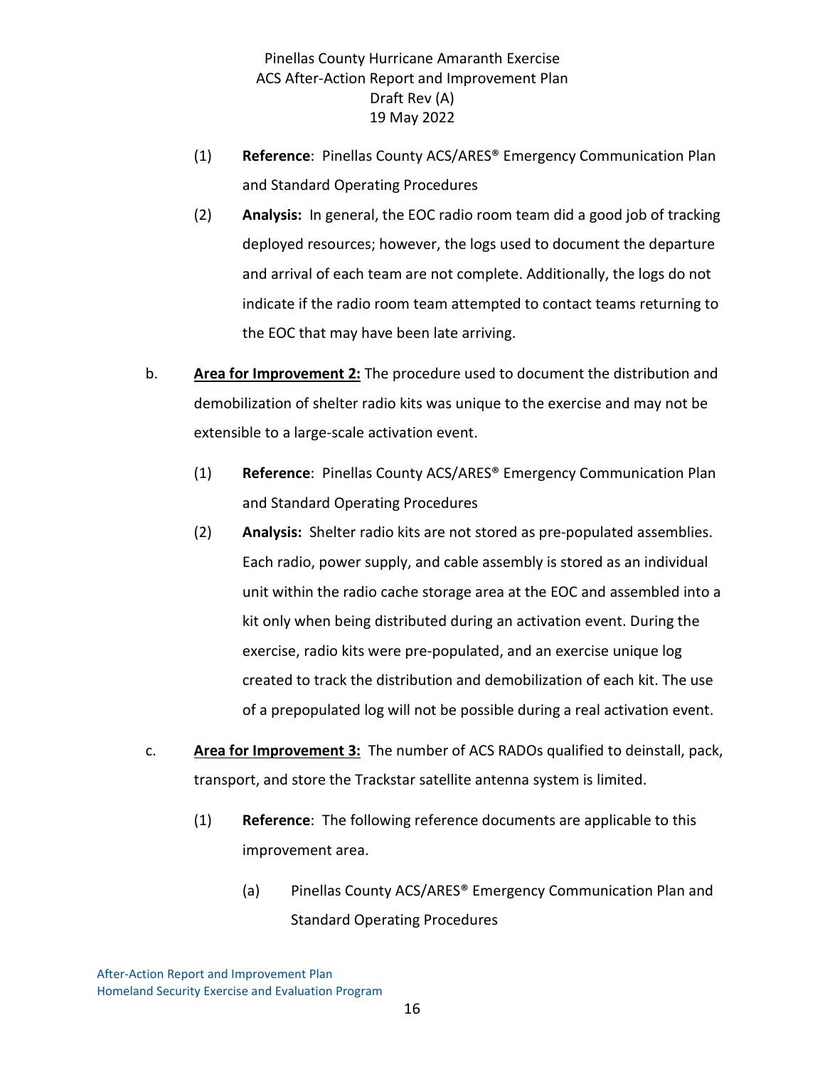(1) **Reference**: Pinellas County ACS/ARES® Emergency Communication Plan and Standard Operating Procedures

(2) **Analysis:** In general, the EOC radio room team did a good job of tracking deployed resources; however, the logs used to document the departure and arrival of each team are not complete. Additionally, the logs do not indicate if the radio room team attempted to contact teams returning to the EOC that may have been late arriving.

b. **<u>Area for Improvement 2:</u>** The procedure used to document the distribution and demobilization of shelter radio kits was unique to the exercise and may not be extensible to a large-scale activation event.

(1) **Reference**: Pinellas County ACS/ARES® Emergency Communication Plan and Standard Operating Procedures

(2) **Analysis:** Shelter radio kits are not stored as pre-populated assemblies. Each radio, power supply, and cable assembly is stored as an individual unit within the radio cache storage area at the EOC and assembled into a kit only when being distributed during an activation event. During the exercise, radio kits were pre-populated, and an exercise unique log created to track the distribution and demobilization of each kit. The use of a prepopulated log will not be possible during a real activation event.

c. **<u>Area for Improvement 3:</u>** The number of ACS RADOs qualified to deinstall, pack, transport, and store the Trackstar satellite antenna system is limited.

(1) **Reference**: The following reference documents are applicable to this improvement area.

(a) Pinellas County ACS/ARES® Emergency Communication Plan and Standard Operating Procedures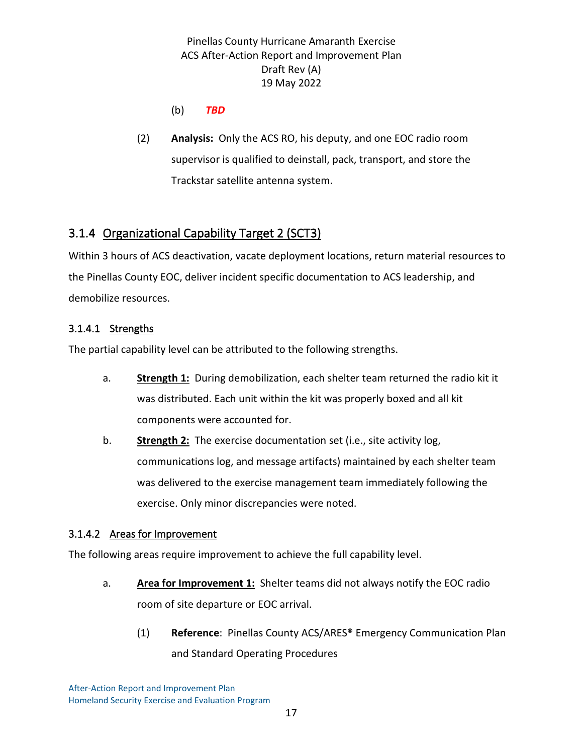(b) ***TBD***

(2) **Analysis:** Only the ACS RO, his deputy, and one EOC radio room supervisor is qualified to deinstall, pack, transport, and store the Trackstar satellite antenna system.

### 3.1.4 Organizational Capability Target 2 (SCT3)

Within 3 hours of ACS deactivation, vacate deployment locations, return material resources to the Pinellas County EOC, deliver incident specific documentation to ACS leadership, and demobilize resources.

#### 3.1.4.1 Strengths

The partial capability level can be attributed to the following strengths.

a. **Strength 1:** During demobilization, each shelter team returned the radio kit it was distributed. Each unit within the kit was properly boxed and all kit components were accounted for.

b. **Strength 2:** The exercise documentation set (i.e., site activity log, communications log, and message artifacts) maintained by each shelter team was delivered to the exercise management team immediately following the exercise. Only minor discrepancies were noted.

#### 3.1.4.2 Areas for Improvement

The following areas require improvement to achieve the full capability level.

a. **Area for Improvement 1:** Shelter teams did not always notify the EOC radio room of site departure or EOC arrival.

(1) **Reference**: Pinellas County ACS/ARES® Emergency Communication Plan and Standard Operating Procedures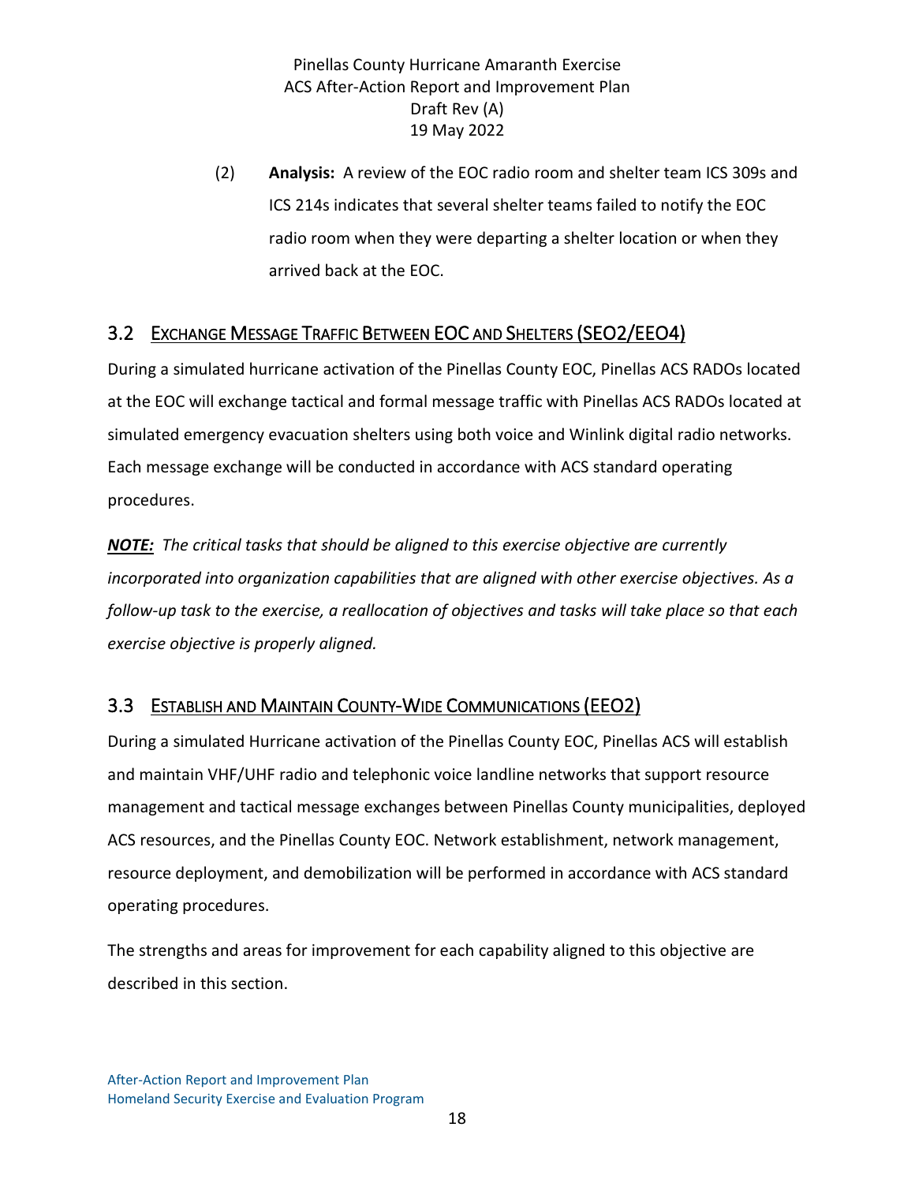(2) **Analysis:** A review of the EOC radio room and shelter team ICS 309s and ICS 214s indicates that several shelter teams failed to notify the EOC radio room when they were departing a shelter location or when they arrived back at the EOC.

## 3.2 Exchange Message Traffic Between EOC and Shelters (SEO2/EEO4)

During a simulated hurricane activation of the Pinellas County EOC, Pinellas ACS RADOs located at the EOC will exchange tactical and formal message traffic with Pinellas ACS RADOs located at simulated emergency evacuation shelters using both voice and Winlink digital radio networks. Each message exchange will be conducted in accordance with ACS standard operating procedures.

***NOTE:*** *The critical tasks that should be aligned to this exercise objective are currently incorporated into organization capabilities that are aligned with other exercise objectives. As a follow-up task to the exercise, a reallocation of objectives and tasks will take place so that each exercise objective is properly aligned.*

## 3.3 Establish and Maintain County-Wide Communications (EEO2)

During a simulated Hurricane activation of the Pinellas County EOC, Pinellas ACS will establish and maintain VHF/UHF radio and telephonic voice landline networks that support resource management and tactical message exchanges between Pinellas County municipalities, deployed ACS resources, and the Pinellas County EOC. Network establishment, network management, resource deployment, and demobilization will be performed in accordance with ACS standard operating procedures.

The strengths and areas for improvement for each capability aligned to this objective are described in this section.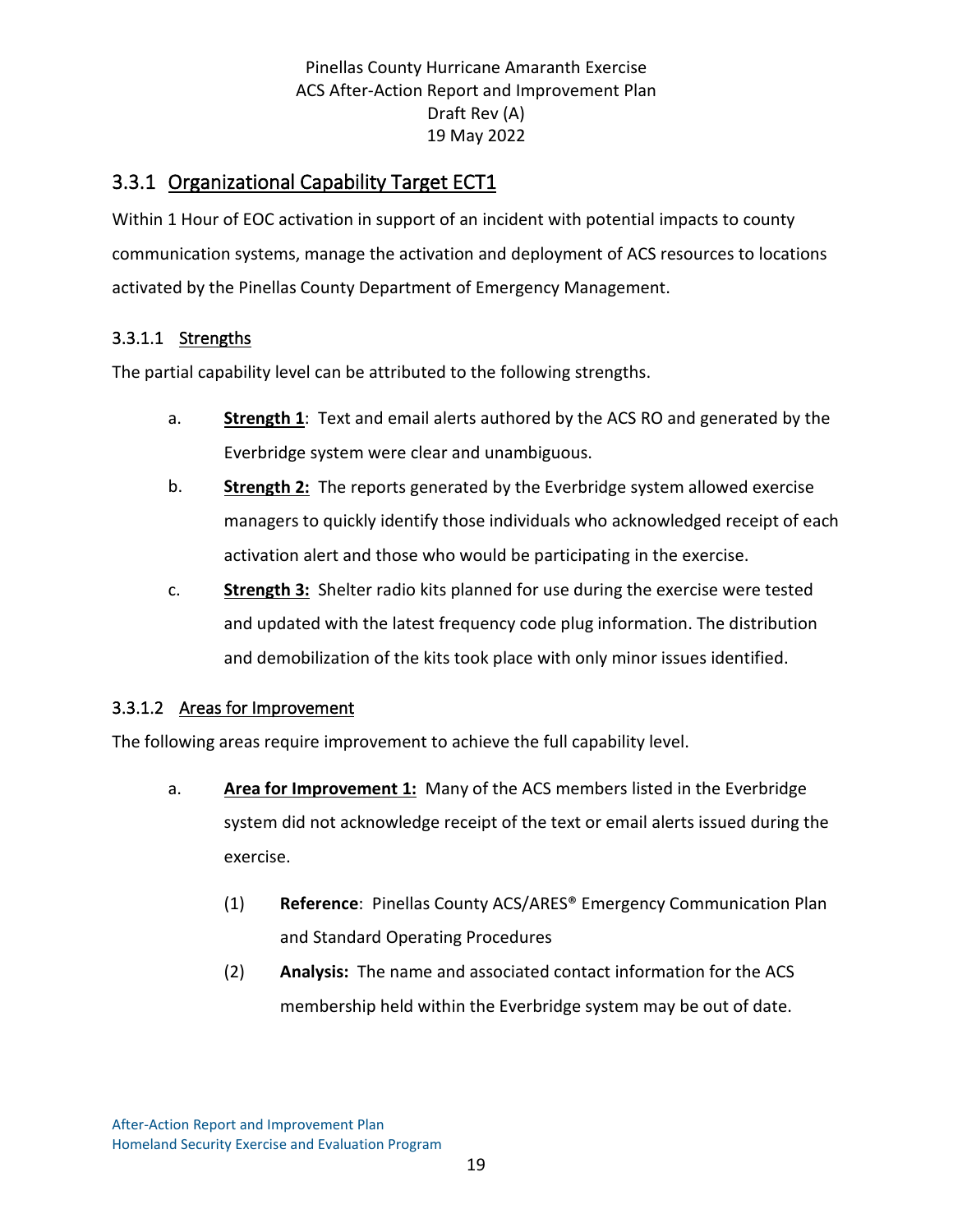## 3.3.1 Organizational Capability Target ECT1

Within 1 Hour of EOC activation in support of an incident with potential impacts to county communication systems, manage the activation and deployment of ACS resources to locations activated by the Pinellas County Department of Emergency Management.

### 3.3.1.1 Strengths

The partial capability level can be attributed to the following strengths.

a. **Strength 1**: Text and email alerts authored by the ACS RO and generated by the Everbridge system were clear and unambiguous.

b. **Strength 2:** The reports generated by the Everbridge system allowed exercise managers to quickly identify those individuals who acknowledged receipt of each activation alert and those who would be participating in the exercise.

c. **Strength 3:** Shelter radio kits planned for use during the exercise were tested and updated with the latest frequency code plug information. The distribution and demobilization of the kits took place with only minor issues identified.

### 3.3.1.2 Areas for Improvement

The following areas require improvement to achieve the full capability level.

a. **Area for Improvement 1:** Many of the ACS members listed in the Everbridge system did not acknowledge receipt of the text or email alerts issued during the exercise.

   (1) **Reference**: Pinellas County ACS/ARES® Emergency Communication Plan and Standard Operating Procedures

   (2) **Analysis:** The name and associated contact information for the ACS membership held within the Everbridge system may be out of date.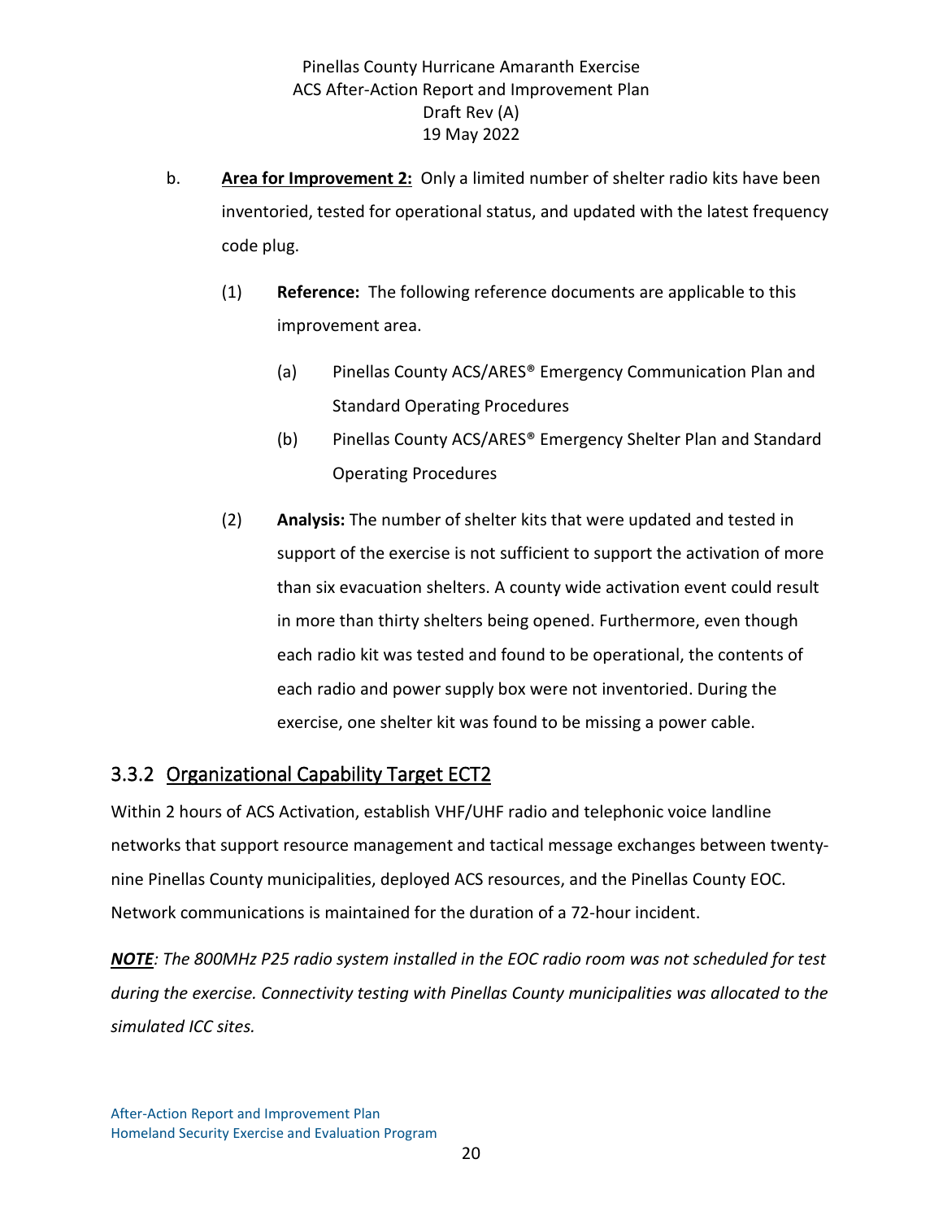b. **Area for Improvement 2:** Only a limited number of shelter radio kits have been inventoried, tested for operational status, and updated with the latest frequency code plug.

   (1) **Reference:** The following reference documents are applicable to this improvement area.

      (a) Pinellas County ACS/ARES® Emergency Communication Plan and Standard Operating Procedures

      (b) Pinellas County ACS/ARES® Emergency Shelter Plan and Standard Operating Procedures

   (2) **Analysis:** The number of shelter kits that were updated and tested in support of the exercise is not sufficient to support the activation of more than six evacuation shelters. A county wide activation event could result in more than thirty shelters being opened. Furthermore, even though each radio kit was tested and found to be operational, the contents of each radio and power supply box were not inventoried. During the exercise, one shelter kit was found to be missing a power cable.

### 3.3.2 Organizational Capability Target ECT2

Within 2 hours of ACS Activation, establish VHF/UHF radio and telephonic voice landline networks that support resource management and tactical message exchanges between twenty-nine Pinellas County municipalities, deployed ACS resources, and the Pinellas County EOC. Network communications is maintained for the duration of a 72-hour incident.

***NOTE**: The 800MHz P25 radio system installed in the EOC radio room was not scheduled for test during the exercise. Connectivity testing with Pinellas County municipalities was allocated to the simulated ICC sites.*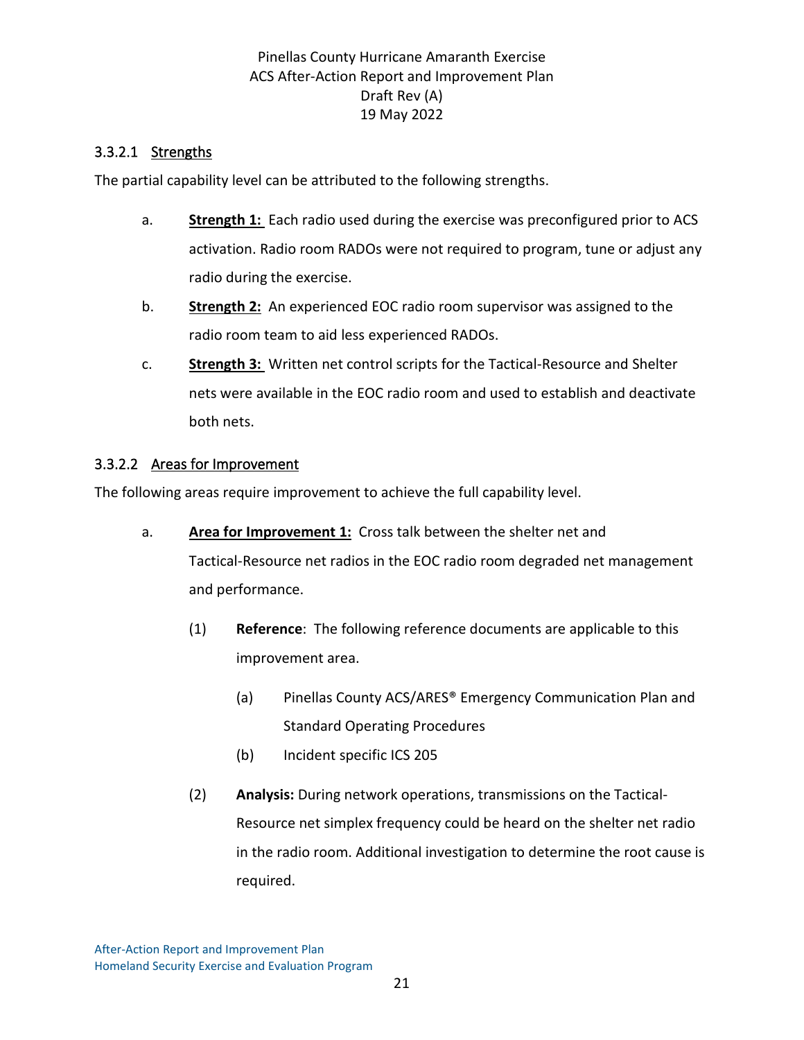#### 3.3.2.1 Strengths

The partial capability level can be attributed to the following strengths.

a. **Strength 1:** Each radio used during the exercise was preconfigured prior to ACS activation. Radio room RADOs were not required to program, tune or adjust any radio during the exercise.

b. **Strength 2:** An experienced EOC radio room supervisor was assigned to the radio room team to aid less experienced RADOs.

c. **Strength 3:** Written net control scripts for the Tactical-Resource and Shelter nets were available in the EOC radio room and used to establish and deactivate both nets.

#### 3.3.2.2 Areas for Improvement

The following areas require improvement to achieve the full capability level.

a. **Area for Improvement 1:** Cross talk between the shelter net and Tactical-Resource net radios in the EOC radio room degraded net management and performance.

   (1) **Reference**: The following reference documents are applicable to this improvement area.

      (a) Pinellas County ACS/ARES® Emergency Communication Plan and Standard Operating Procedures

      (b) Incident specific ICS 205

   (2) **Analysis:** During network operations, transmissions on the Tactical-Resource net simplex frequency could be heard on the shelter net radio in the radio room. Additional investigation to determine the root cause is required.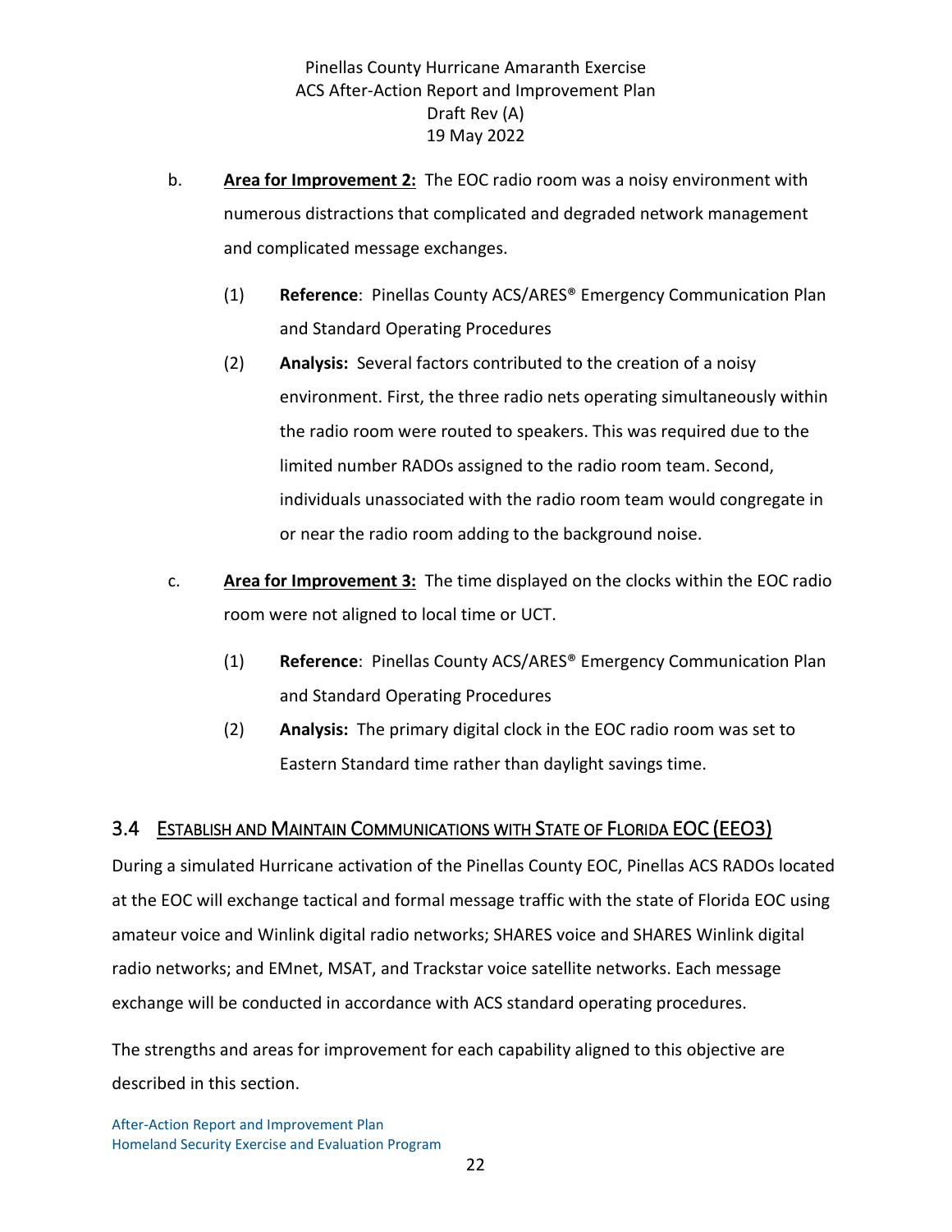b. **Area for Improvement 2:** The EOC radio room was a noisy environment with numerous distractions that complicated and degraded network management and complicated message exchanges.

(1) **Reference**: Pinellas County ACS/ARES® Emergency Communication Plan and Standard Operating Procedures

(2) **Analysis:** Several factors contributed to the creation of a noisy environment. First, the three radio nets operating simultaneously within the radio room were routed to speakers. This was required due to the limited number RADOs assigned to the radio room team. Second, individuals unassociated with the radio room team would congregate in or near the radio room adding to the background noise.

c. **Area for Improvement 3:** The time displayed on the clocks within the EOC radio room were not aligned to local time or UCT.

(1) **Reference**: Pinellas County ACS/ARES® Emergency Communication Plan and Standard Operating Procedures

(2) **Analysis:** The primary digital clock in the EOC radio room was set to Eastern Standard time rather than daylight savings time.

## 3.4 Establish and Maintain Communications with State of Florida EOC (EEO3)

During a simulated Hurricane activation of the Pinellas County EOC, Pinellas ACS RADOs located at the EOC will exchange tactical and formal message traffic with the state of Florida EOC using amateur voice and Winlink digital radio networks; SHARES voice and SHARES Winlink digital radio networks; and EMnet, MSAT, and Trackstar voice satellite networks. Each message exchange will be conducted in accordance with ACS standard operating procedures.

The strengths and areas for improvement for each capability aligned to this objective are described in this section.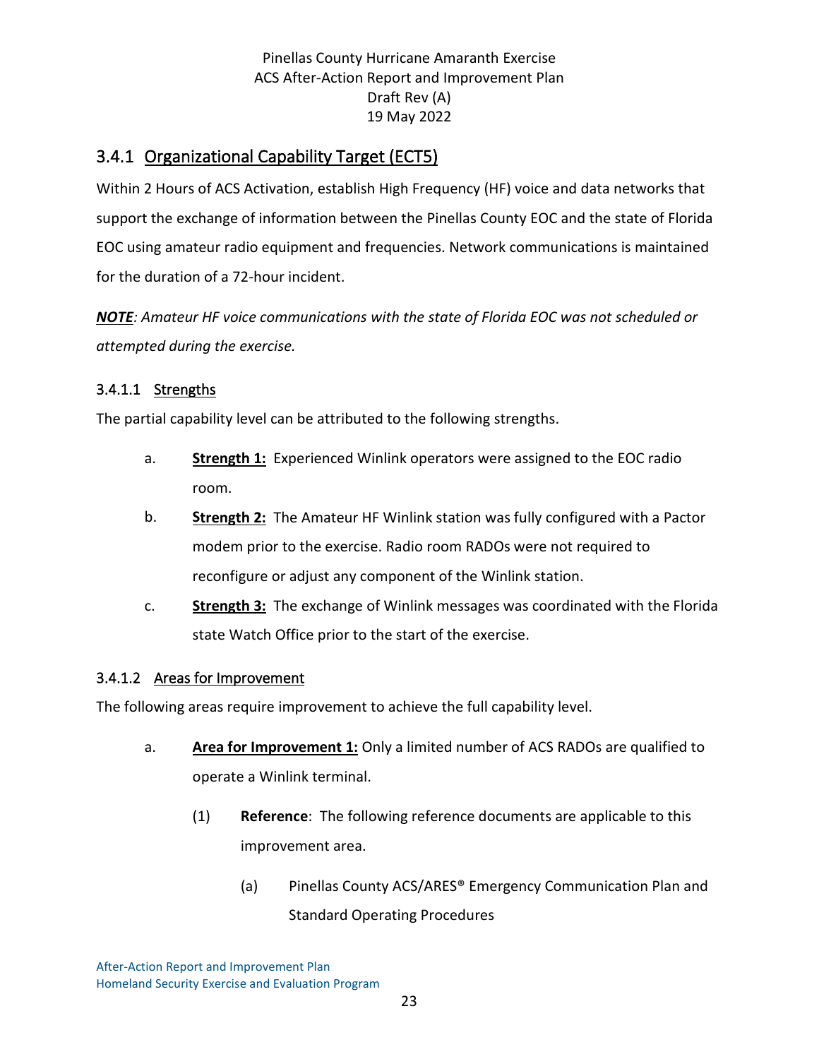## 3.4.1 Organizational Capability Target (ECT5)

Within 2 Hours of ACS Activation, establish High Frequency (HF) voice and data networks that support the exchange of information between the Pinellas County EOC and the state of Florida EOC using amateur radio equipment and frequencies. Network communications is maintained for the duration of a 72-hour incident.

***NOTE**: Amateur HF voice communications with the state of Florida EOC was not scheduled or attempted during the exercise.*

### 3.4.1.1 Strengths

The partial capability level can be attributed to the following strengths.

a. **Strength 1:** Experienced Winlink operators were assigned to the EOC radio room.

b. **Strength 2:** The Amateur HF Winlink station was fully configured with a Pactor modem prior to the exercise. Radio room RADOs were not required to reconfigure or adjust any component of the Winlink station.

c. **Strength 3:** The exchange of Winlink messages was coordinated with the Florida state Watch Office prior to the start of the exercise.

### 3.4.1.2 Areas for Improvement

The following areas require improvement to achieve the full capability level.

a. **Area for Improvement 1:** Only a limited number of ACS RADOs are qualified to operate a Winlink terminal.

(1) **Reference**: The following reference documents are applicable to this improvement area.

(a) Pinellas County ACS/ARES® Emergency Communication Plan and Standard Operating Procedures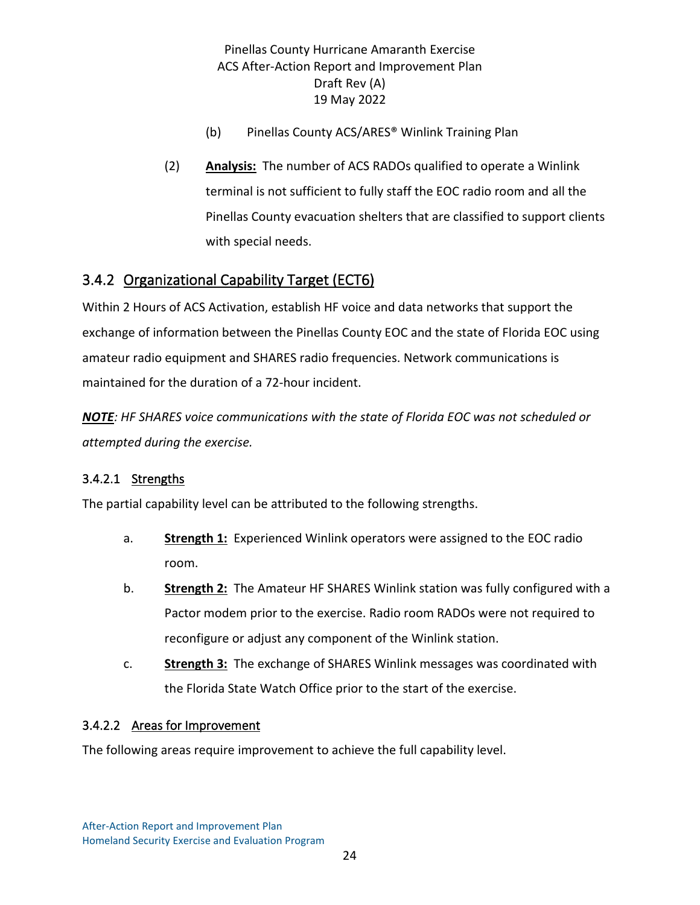(b) Pinellas County ACS/ARES® Winlink Training Plan

(2) **Analysis:** The number of ACS RADOs qualified to operate a Winlink terminal is not sufficient to fully staff the EOC radio room and all the Pinellas County evacuation shelters that are classified to support clients with special needs.

### 3.4.2 Organizational Capability Target (ECT6)

Within 2 Hours of ACS Activation, establish HF voice and data networks that support the exchange of information between the Pinellas County EOC and the state of Florida EOC using amateur radio equipment and SHARES radio frequencies. Network communications is maintained for the duration of a 72-hour incident.

***NOTE**: HF SHARES voice communications with the state of Florida EOC was not scheduled or attempted during the exercise.*

#### 3.4.2.1 Strengths

The partial capability level can be attributed to the following strengths.

a. **Strength 1:** Experienced Winlink operators were assigned to the EOC radio room.

b. **Strength 2:** The Amateur HF SHARES Winlink station was fully configured with a Pactor modem prior to the exercise. Radio room RADOs were not required to reconfigure or adjust any component of the Winlink station.

c. **Strength 3:** The exchange of SHARES Winlink messages was coordinated with the Florida State Watch Office prior to the start of the exercise.

#### 3.4.2.2 Areas for Improvement

The following areas require improvement to achieve the full capability level.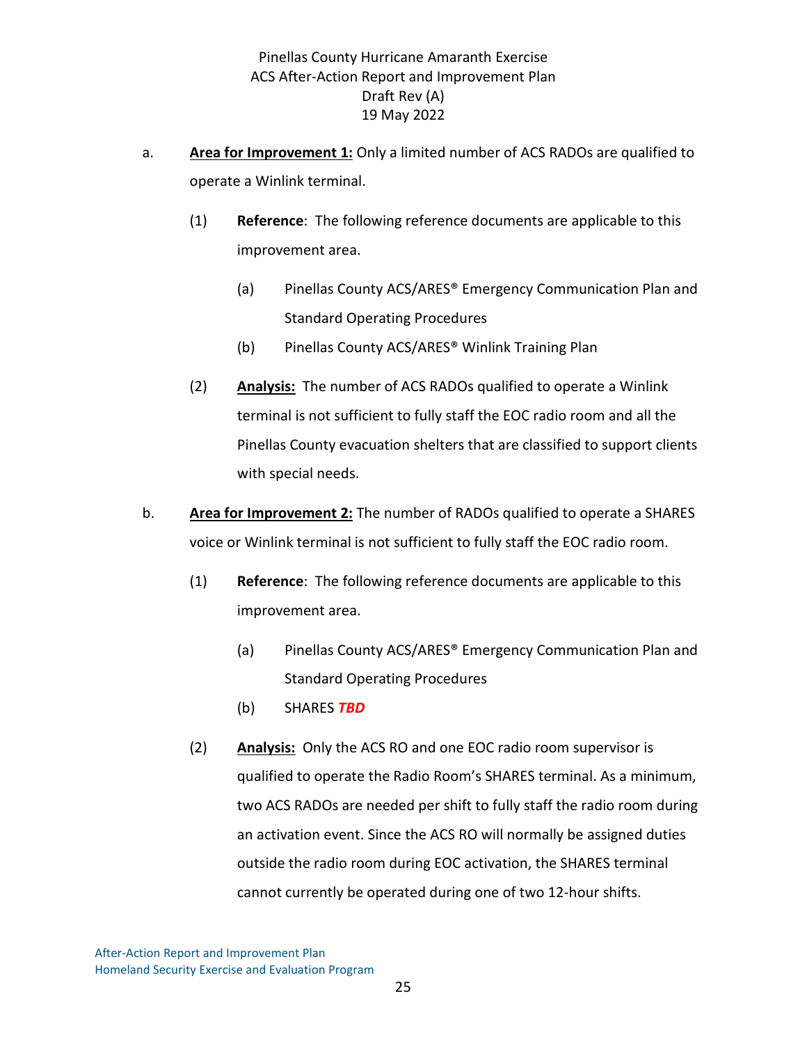a. **<u>Area for Improvement 1:</u>** Only a limited number of ACS RADOs are qualified to operate a Winlink terminal.

   (1) **Reference**: The following reference documents are applicable to this improvement area.

      (a) Pinellas County ACS/ARES® Emergency Communication Plan and Standard Operating Procedures

      (b) Pinellas County ACS/ARES® Winlink Training Plan

   (2) **<u>Analysis:</u>** The number of ACS RADOs qualified to operate a Winlink terminal is not sufficient to fully staff the EOC radio room and all the Pinellas County evacuation shelters that are classified to support clients with special needs.

b. **<u>Area for Improvement 2:</u>** The number of RADOs qualified to operate a SHARES voice or Winlink terminal is not sufficient to fully staff the EOC radio room.

   (1) **Reference**: The following reference documents are applicable to this improvement area.

      (a) Pinellas County ACS/ARES® Emergency Communication Plan and Standard Operating Procedures

      (b) SHARES ***TBD***

   (2) **<u>Analysis:</u>** Only the ACS RO and one EOC radio room supervisor is qualified to operate the Radio Room's SHARES terminal. As a minimum, two ACS RADOs are needed per shift to fully staff the radio room during an activation event. Since the ACS RO will normally be assigned duties outside the radio room during EOC activation, the SHARES terminal cannot currently be operated during one of two 12-hour shifts.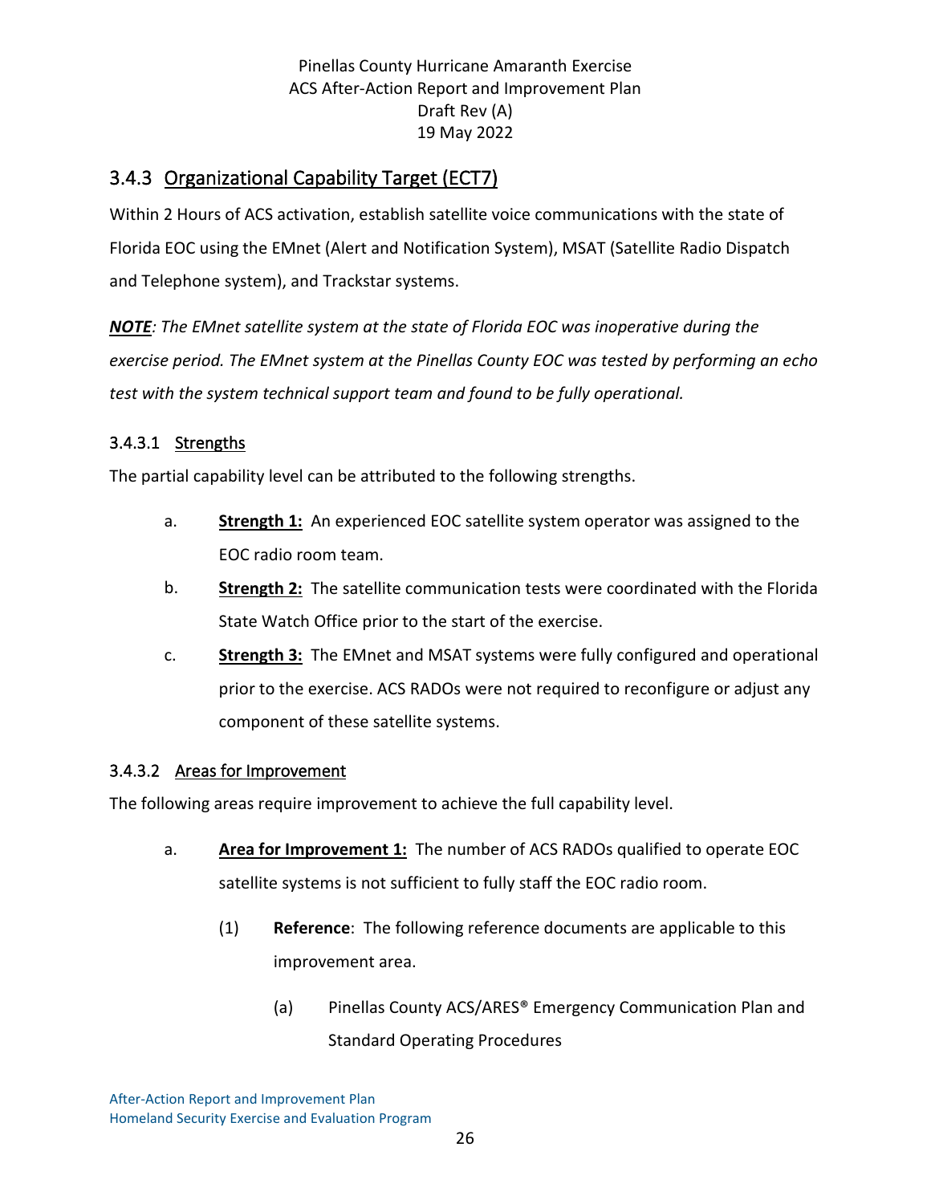### 3.4.3 Organizational Capability Target (ECT7)

Within 2 Hours of ACS activation, establish satellite voice communications with the state of Florida EOC using the EMnet (Alert and Notification System), MSAT (Satellite Radio Dispatch and Telephone system), and Trackstar systems.

***NOTE****: The EMnet satellite system at the state of Florida EOC was inoperative during the exercise period. The EMnet system at the Pinellas County EOC was tested by performing an echo test with the system technical support team and found to be fully operational.*

#### 3.4.3.1 Strengths

The partial capability level can be attributed to the following strengths.

a. **Strength 1:** An experienced EOC satellite system operator was assigned to the EOC radio room team.

b. **Strength 2:** The satellite communication tests were coordinated with the Florida State Watch Office prior to the start of the exercise.

c. **Strength 3:** The EMnet and MSAT systems were fully configured and operational prior to the exercise. ACS RADOs were not required to reconfigure or adjust any component of these satellite systems.

#### 3.4.3.2 Areas for Improvement

The following areas require improvement to achieve the full capability level.

a. **Area for Improvement 1:** The number of ACS RADOs qualified to operate EOC satellite systems is not sufficient to fully staff the EOC radio room.

   (1) **Reference**: The following reference documents are applicable to this improvement area.

      (a) Pinellas County ACS/ARES® Emergency Communication Plan and Standard Operating Procedures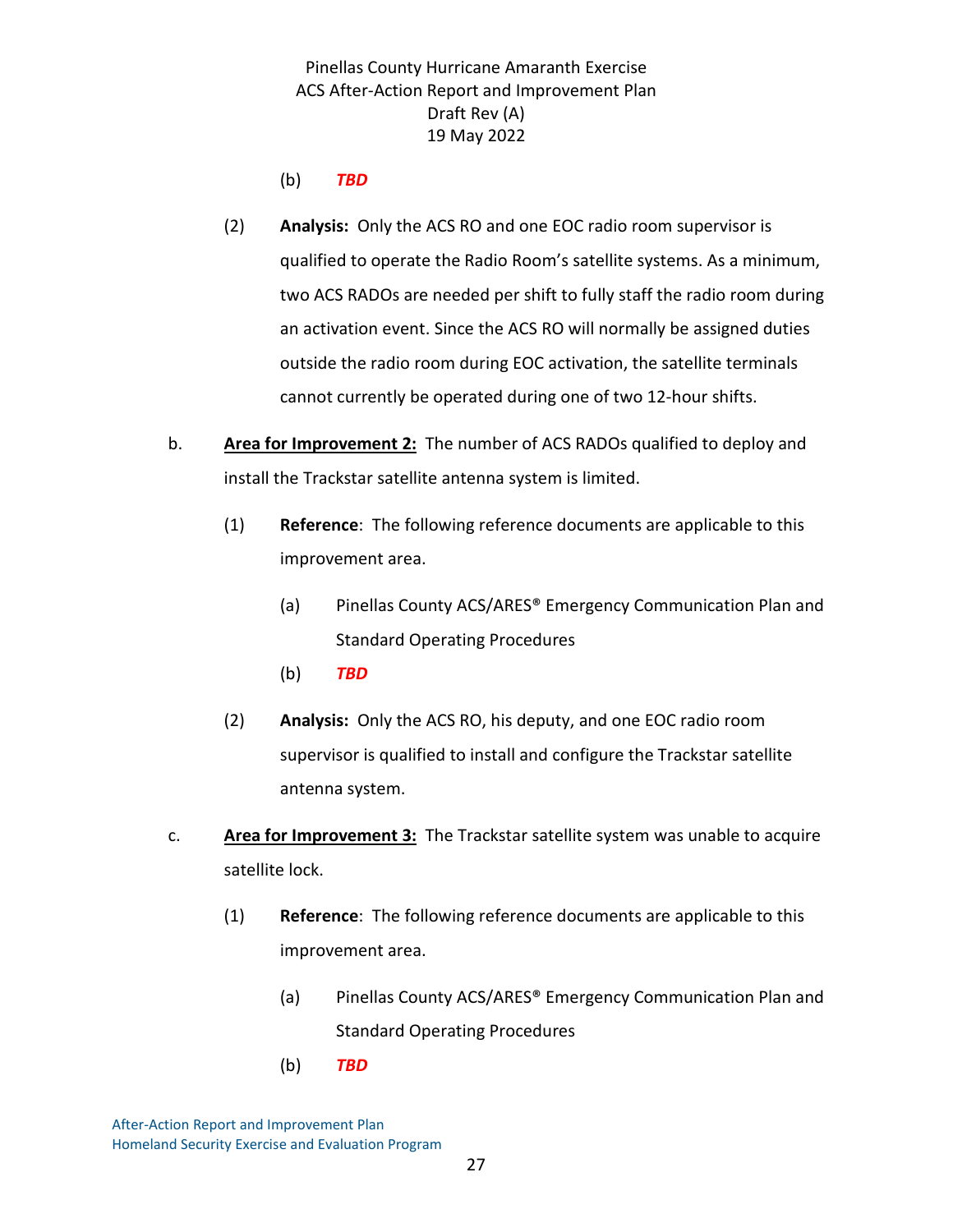(b) ***TBD***

(2) **Analysis:** Only the ACS RO and one EOC radio room supervisor is qualified to operate the Radio Room's satellite systems. As a minimum, two ACS RADOs are needed per shift to fully staff the radio room during an activation event. Since the ACS RO will normally be assigned duties outside the radio room during EOC activation, the satellite terminals cannot currently be operated during one of two 12-hour shifts.

b. **<u>Area for Improvement 2:</u>** The number of ACS RADOs qualified to deploy and install the Trackstar satellite antenna system is limited.

(1) **Reference**: The following reference documents are applicable to this improvement area.

(a) Pinellas County ACS/ARES® Emergency Communication Plan and Standard Operating Procedures

(b) ***TBD***

(2) **Analysis:** Only the ACS RO, his deputy, and one EOC radio room supervisor is qualified to install and configure the Trackstar satellite antenna system.

c. **<u>Area for Improvement 3:</u>** The Trackstar satellite system was unable to acquire satellite lock.

(1) **Reference**: The following reference documents are applicable to this improvement area.

(a) Pinellas County ACS/ARES® Emergency Communication Plan and Standard Operating Procedures

(b) ***TBD***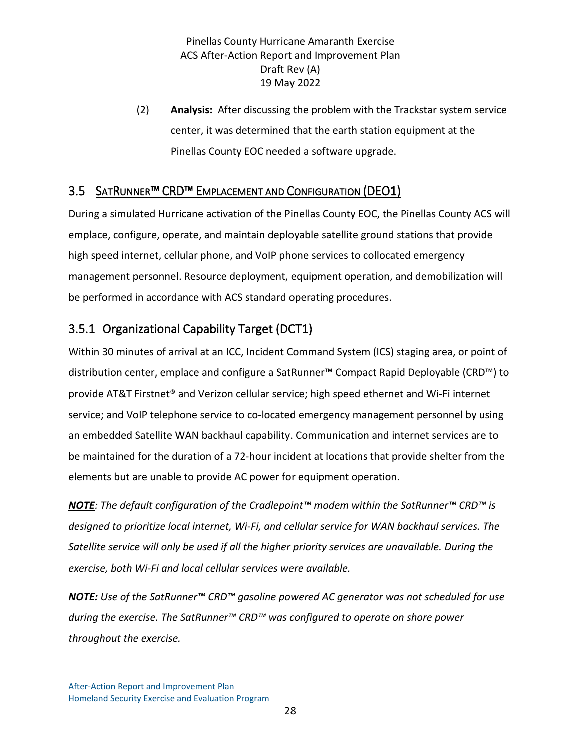(2) **Analysis:** After discussing the problem with the Trackstar system service center, it was determined that the earth station equipment at the Pinellas County EOC needed a software upgrade.

## 3.5 SatRunner™ CRD™ Emplacement and Configuration (DEO1)

During a simulated Hurricane activation of the Pinellas County EOC, the Pinellas County ACS will emplace, configure, operate, and maintain deployable satellite ground stations that provide high speed internet, cellular phone, and VoIP phone services to collocated emergency management personnel. Resource deployment, equipment operation, and demobilization will be performed in accordance with ACS standard operating procedures.

### 3.5.1 Organizational Capability Target (DCT1)

Within 30 minutes of arrival at an ICC, Incident Command System (ICS) staging area, or point of distribution center, emplace and configure a SatRunner™ Compact Rapid Deployable (CRD™) to provide AT&T Firstnet® and Verizon cellular service; high speed ethernet and Wi-Fi internet service; and VoIP telephone service to co-located emergency management personnel by using an embedded Satellite WAN backhaul capability. Communication and internet services are to be maintained for the duration of a 72-hour incident at locations that provide shelter from the elements but are unable to provide AC power for equipment operation.

***NOTE**: The default configuration of the Cradlepoint™ modem within the SatRunner™ CRD™ is designed to prioritize local internet, Wi-Fi, and cellular service for WAN backhaul services. The Satellite service will only be used if all the higher priority services are unavailable. During the exercise, both Wi-Fi and local cellular services were available.*

***NOTE:** Use of the SatRunner™ CRD™ gasoline powered AC generator was not scheduled for use during the exercise. The SatRunner™ CRD™ was configured to operate on shore power throughout the exercise.*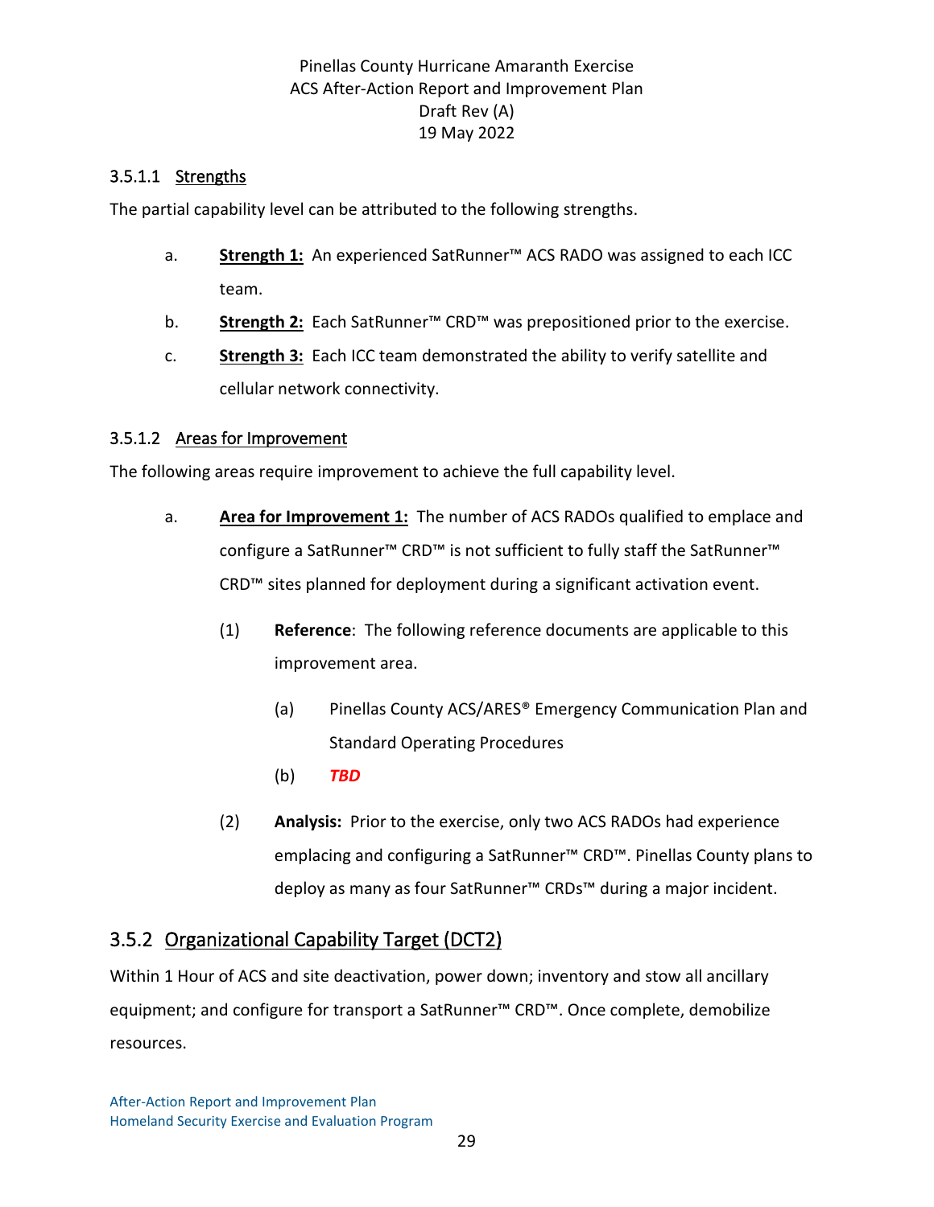#### 3.5.1.1 Strengths

The partial capability level can be attributed to the following strengths.

a. **Strength 1:** An experienced SatRunner™ ACS RADO was assigned to each ICC team.

b. **Strength 2:** Each SatRunner™ CRD™ was prepositioned prior to the exercise.

c. **Strength 3:** Each ICC team demonstrated the ability to verify satellite and cellular network connectivity.

#### 3.5.1.2 Areas for Improvement

The following areas require improvement to achieve the full capability level.

a. **Area for Improvement 1:** The number of ACS RADOs qualified to emplace and configure a SatRunner™ CRD™ is not sufficient to fully staff the SatRunner™ CRD™ sites planned for deployment during a significant activation event.

   (1) **Reference**: The following reference documents are applicable to this improvement area.

      (a) Pinellas County ACS/ARES® Emergency Communication Plan and Standard Operating Procedures

      (b) ***TBD***

   (2) **Analysis:** Prior to the exercise, only two ACS RADOs had experience emplacing and configuring a SatRunner™ CRD™. Pinellas County plans to deploy as many as four SatRunner™ CRDs™ during a major incident.

### 3.5.2 Organizational Capability Target (DCT2)

Within 1 Hour of ACS and site deactivation, power down; inventory and stow all ancillary equipment; and configure for transport a SatRunner™ CRD™. Once complete, demobilize resources.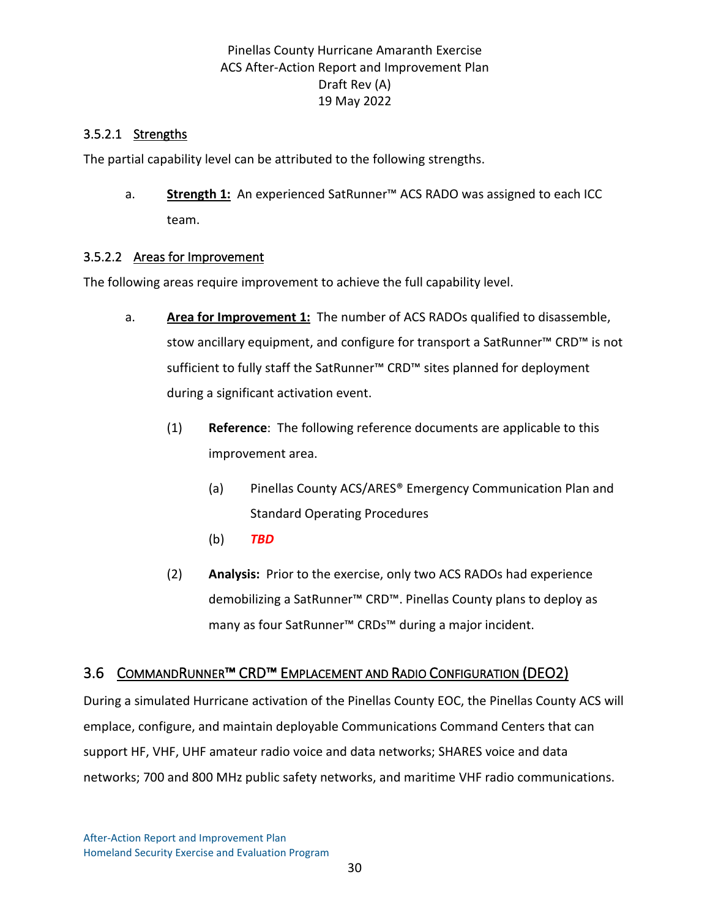#### 3.5.2.1 Strengths

The partial capability level can be attributed to the following strengths.

a. **Strength 1:** An experienced SatRunner™ ACS RADO was assigned to each ICC team.

#### 3.5.2.2 Areas for Improvement

The following areas require improvement to achieve the full capability level.

a. **Area for Improvement 1:** The number of ACS RADOs qualified to disassemble, stow ancillary equipment, and configure for transport a SatRunner™ CRD™ is not sufficient to fully staff the SatRunner™ CRD™ sites planned for deployment during a significant activation event.

   (1) **Reference**: The following reference documents are applicable to this improvement area.

      (a) Pinellas County ACS/ARES® Emergency Communication Plan and Standard Operating Procedures

      (b) ***TBD***

   (2) **Analysis:** Prior to the exercise, only two ACS RADOs had experience demobilizing a SatRunner™ CRD™. Pinellas County plans to deploy as many as four SatRunner™ CRDs™ during a major incident.

## 3.6 CommandRunner™ CRD™ Emplacement and Radio Configuration (DEO2)

During a simulated Hurricane activation of the Pinellas County EOC, the Pinellas County ACS will emplace, configure, and maintain deployable Communications Command Centers that can support HF, VHF, UHF amateur radio voice and data networks; SHARES voice and data networks; 700 and 800 MHz public safety networks, and maritime VHF radio communications.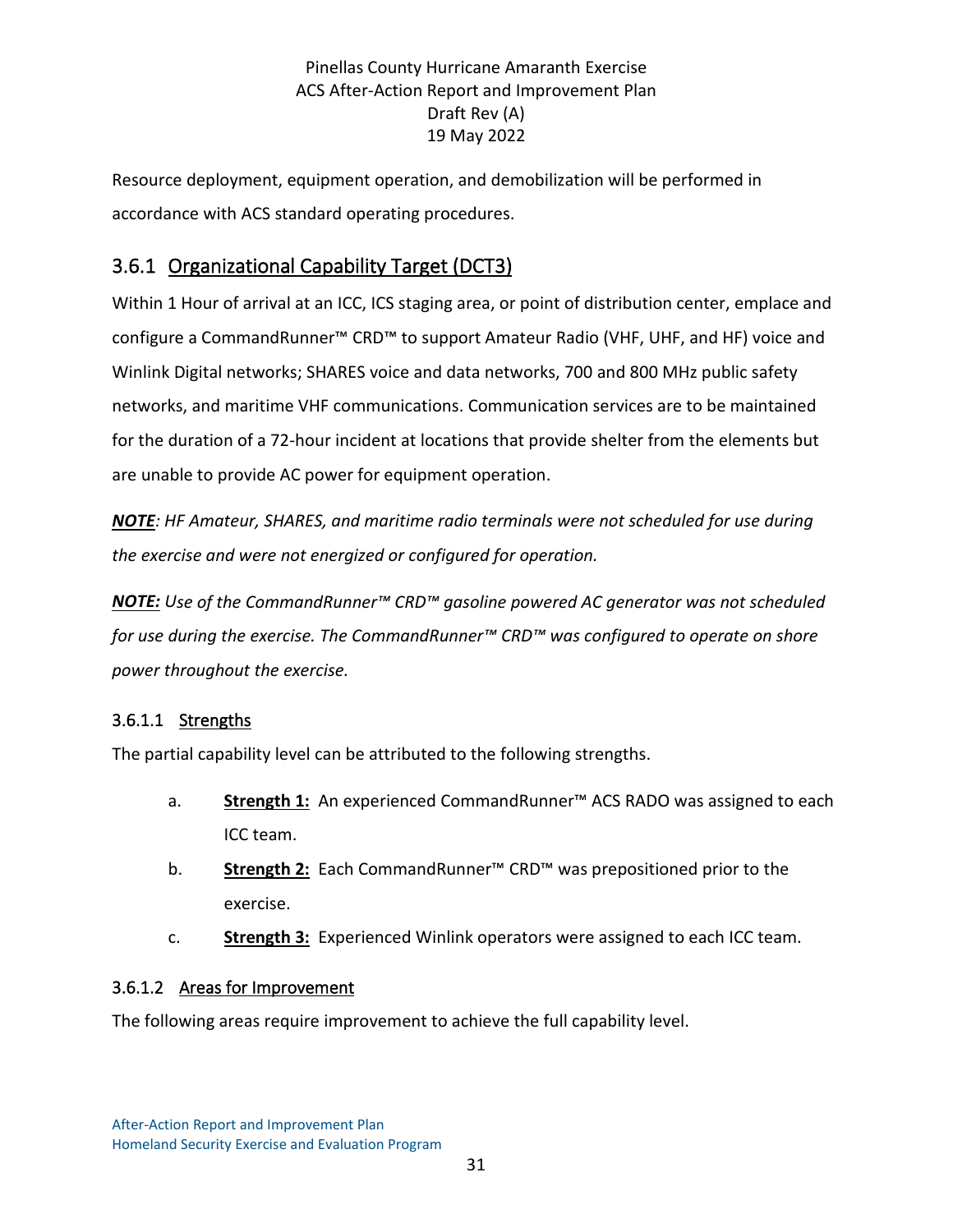Resource deployment, equipment operation, and demobilization will be performed in accordance with ACS standard operating procedures.

## 3.6.1 Organizational Capability Target (DCT3)

Within 1 Hour of arrival at an ICC, ICS staging area, or point of distribution center, emplace and configure a CommandRunner™ CRD™ to support Amateur Radio (VHF, UHF, and HF) voice and Winlink Digital networks; SHARES voice and data networks, 700 and 800 MHz public safety networks, and maritime VHF communications. Communication services are to be maintained for the duration of a 72-hour incident at locations that provide shelter from the elements but are unable to provide AC power for equipment operation.

***NOTE****: HF Amateur, SHARES, and maritime radio terminals were not scheduled for use during the exercise and were not energized or configured for operation.*

***NOTE:*** *Use of the CommandRunner™ CRD™ gasoline powered AC generator was not scheduled for use during the exercise. The CommandRunner™ CRD™ was configured to operate on shore power throughout the exercise.*

### 3.6.1.1 Strengths

The partial capability level can be attributed to the following strengths.

a. **Strength 1:** An experienced CommandRunner™ ACS RADO was assigned to each ICC team.

b. **Strength 2:** Each CommandRunner™ CRD™ was prepositioned prior to the exercise.

c. **Strength 3:** Experienced Winlink operators were assigned to each ICC team.

### 3.6.1.2 Areas for Improvement

The following areas require improvement to achieve the full capability level.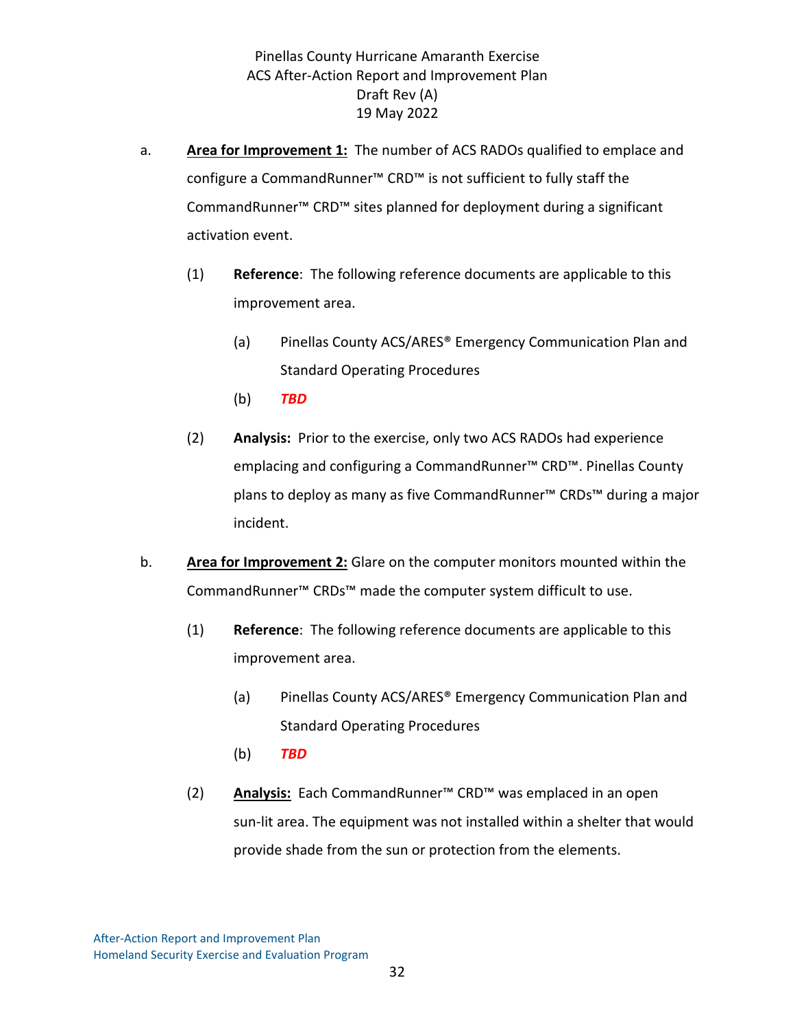a. **<u>Area for Improvement 1:</u>** The number of ACS RADOs qualified to emplace and configure a CommandRunner™ CRD™ is not sufficient to fully staff the CommandRunner™ CRD™ sites planned for deployment during a significant activation event.

   (1) **Reference**: The following reference documents are applicable to this improvement area.

      (a) Pinellas County ACS/ARES® Emergency Communication Plan and Standard Operating Procedures

      (b) ***TBD***

   (2) **Analysis:** Prior to the exercise, only two ACS RADOs had experience emplacing and configuring a CommandRunner™ CRD™. Pinellas County plans to deploy as many as five CommandRunner™ CRDs™ during a major incident.

b. **<u>Area for Improvement 2:</u>** Glare on the computer monitors mounted within the CommandRunner™ CRDs™ made the computer system difficult to use.

   (1) **Reference**: The following reference documents are applicable to this improvement area.

      (a) Pinellas County ACS/ARES® Emergency Communication Plan and Standard Operating Procedures

      (b) ***TBD***

   (2) **<u>Analysis:</u>** Each CommandRunner™ CRD™ was emplaced in an open sun-lit area. The equipment was not installed within a shelter that would provide shade from the sun or protection from the elements.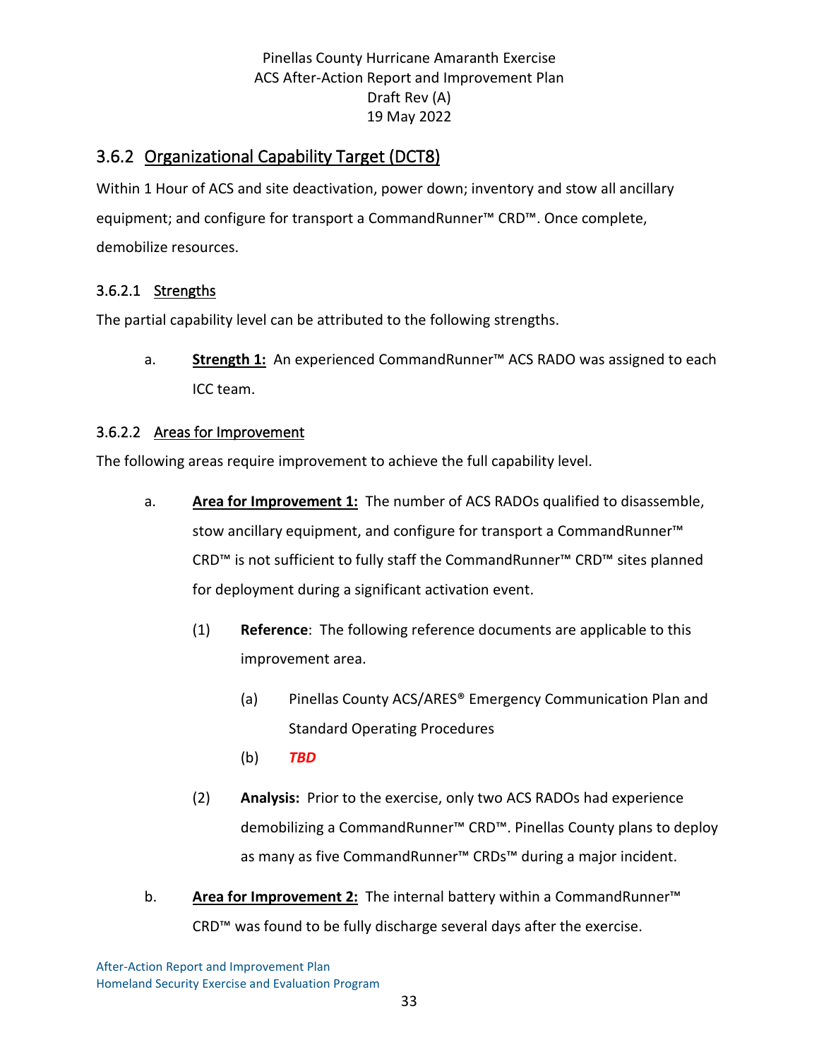## 3.6.2 Organizational Capability Target (DCT8)

Within 1 Hour of ACS and site deactivation, power down; inventory and stow all ancillary equipment; and configure for transport a CommandRunner™ CRD™. Once complete, demobilize resources.

### 3.6.2.1 Strengths

The partial capability level can be attributed to the following strengths.

a. **Strength 1:** An experienced CommandRunner™ ACS RADO was assigned to each ICC team.

### 3.6.2.2 Areas for Improvement

The following areas require improvement to achieve the full capability level.

a. **Area for Improvement 1:** The number of ACS RADOs qualified to disassemble, stow ancillary equipment, and configure for transport a CommandRunner™ CRD™ is not sufficient to fully staff the CommandRunner™ CRD™ sites planned for deployment during a significant activation event.

   (1) **Reference**: The following reference documents are applicable to this improvement area.

      (a) Pinellas County ACS/ARES® Emergency Communication Plan and Standard Operating Procedures

      (b) ***TBD***

   (2) **Analysis:** Prior to the exercise, only two ACS RADOs had experience demobilizing a CommandRunner™ CRD™. Pinellas County plans to deploy as many as five CommandRunner™ CRDs™ during a major incident.

b. **Area for Improvement 2:** The internal battery within a CommandRunner™ CRD™ was found to be fully discharge several days after the exercise.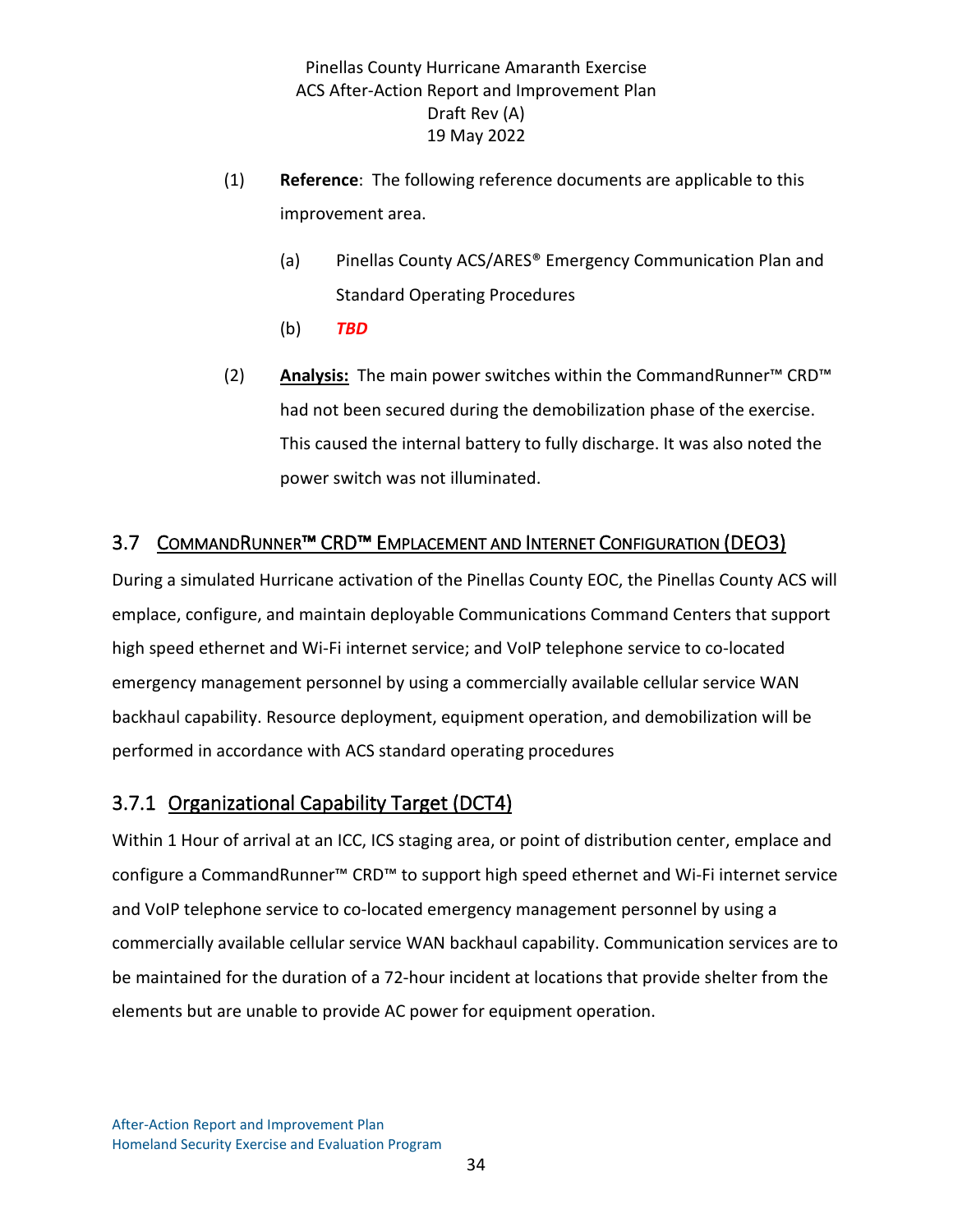(1) **Reference**: The following reference documents are applicable to this improvement area.

(a) Pinellas County ACS/ARES® Emergency Communication Plan and Standard Operating Procedures

(b) ***TBD***

(2) **Analysis:** The main power switches within the CommandRunner™ CRD™ had not been secured during the demobilization phase of the exercise. This caused the internal battery to fully discharge. It was also noted the power switch was not illuminated.

## 3.7 CommandRunner™ CRD™ Emplacement and Internet Configuration (DEO3)

During a simulated Hurricane activation of the Pinellas County EOC, the Pinellas County ACS will emplace, configure, and maintain deployable Communications Command Centers that support high speed ethernet and Wi-Fi internet service; and VoIP telephone service to co-located emergency management personnel by using a commercially available cellular service WAN backhaul capability. Resource deployment, equipment operation, and demobilization will be performed in accordance with ACS standard operating procedures

### 3.7.1 Organizational Capability Target (DCT4)

Within 1 Hour of arrival at an ICC, ICS staging area, or point of distribution center, emplace and configure a CommandRunner™ CRD™ to support high speed ethernet and Wi-Fi internet service and VoIP telephone service to co-located emergency management personnel by using a commercially available cellular service WAN backhaul capability. Communication services are to be maintained for the duration of a 72-hour incident at locations that provide shelter from the elements but are unable to provide AC power for equipment operation.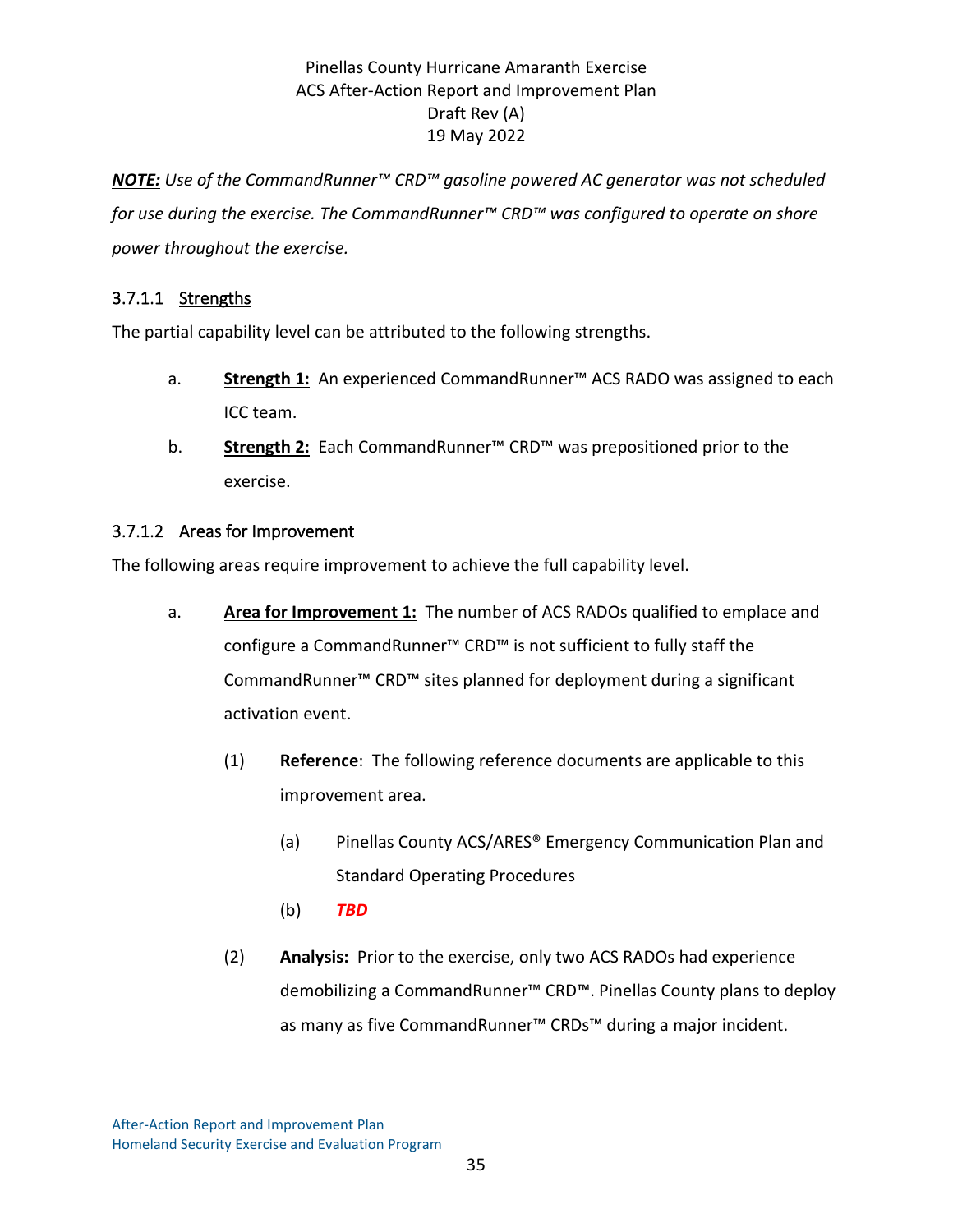***NOTE:*** *Use of the CommandRunner™ CRD™ gasoline powered AC generator was not scheduled for use during the exercise. The CommandRunner™ CRD™ was configured to operate on shore power throughout the exercise.*

#### 3.7.1.1 Strengths

The partial capability level can be attributed to the following strengths.

a. **Strength 1:** An experienced CommandRunner™ ACS RADO was assigned to each ICC team.

b. **Strength 2:** Each CommandRunner™ CRD™ was prepositioned prior to the exercise.

#### 3.7.1.2 Areas for Improvement

The following areas require improvement to achieve the full capability level.

a. **Area for Improvement 1:** The number of ACS RADOs qualified to emplace and configure a CommandRunner™ CRD™ is not sufficient to fully staff the CommandRunner™ CRD™ sites planned for deployment during a significant activation event.

(1) **Reference**: The following reference documents are applicable to this improvement area.

(a) Pinellas County ACS/ARES® Emergency Communication Plan and Standard Operating Procedures

(b) ***TBD***

(2) **Analysis:** Prior to the exercise, only two ACS RADOs had experience demobilizing a CommandRunner™ CRD™. Pinellas County plans to deploy as many as five CommandRunner™ CRDs™ during a major incident.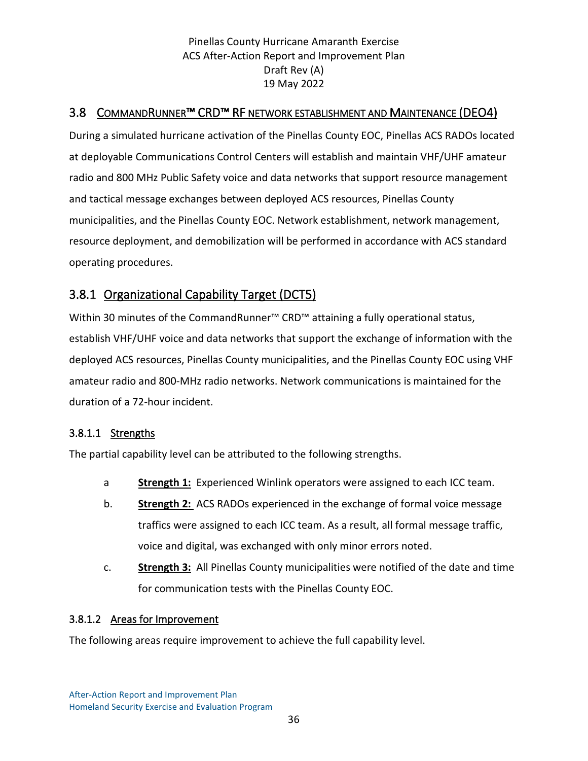## 3.8 CommandRunner™ CRD™ RF Network Establishment and Maintenance (DEO4)

During a simulated hurricane activation of the Pinellas County EOC, Pinellas ACS RADOs located at deployable Communications Control Centers will establish and maintain VHF/UHF amateur radio and 800 MHz Public Safety voice and data networks that support resource management and tactical message exchanges between deployed ACS resources, Pinellas County municipalities, and the Pinellas County EOC. Network establishment, network management, resource deployment, and demobilization will be performed in accordance with ACS standard operating procedures.

### 3.8.1 Organizational Capability Target (DCT5)

Within 30 minutes of the CommandRunner™ CRD™ attaining a fully operational status, establish VHF/UHF voice and data networks that support the exchange of information with the deployed ACS resources, Pinellas County municipalities, and the Pinellas County EOC using VHF amateur radio and 800-MHz radio networks. Network communications is maintained for the duration of a 72-hour incident.

#### 3.8.1.1 Strengths

The partial capability level can be attributed to the following strengths.

a **Strength 1:** Experienced Winlink operators were assigned to each ICC team.

b. **Strength 2:** ACS RADOs experienced in the exchange of formal voice message traffics were assigned to each ICC team. As a result, all formal message traffic, voice and digital, was exchanged with only minor errors noted.

c. **Strength 3:** All Pinellas County municipalities were notified of the date and time for communication tests with the Pinellas County EOC.

#### 3.8.1.2 Areas for Improvement

The following areas require improvement to achieve the full capability level.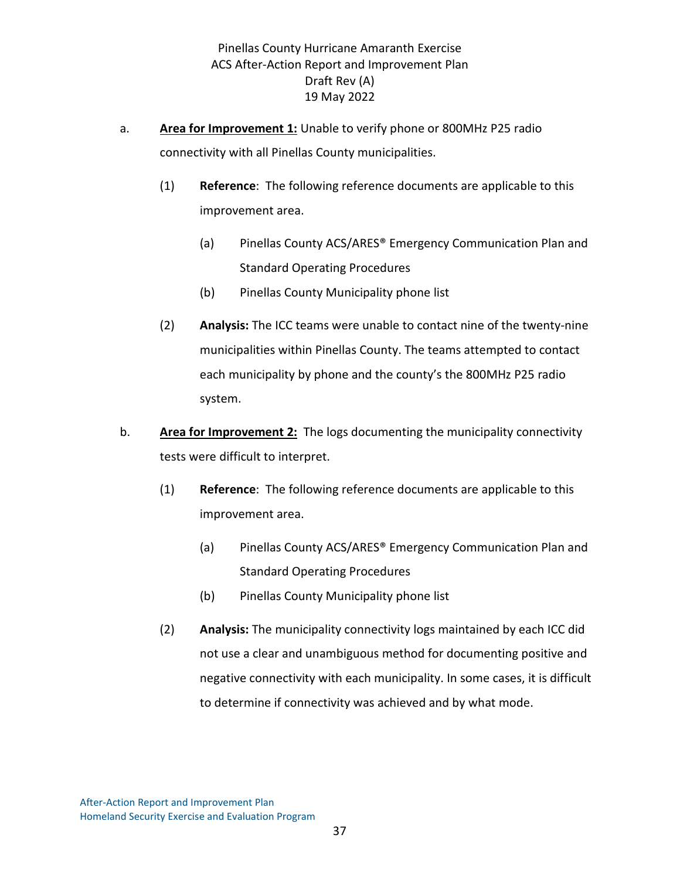a. **<u>Area for Improvement 1:</u>** Unable to verify phone or 800MHz P25 radio connectivity with all Pinellas County municipalities.

   (1) **Reference**: The following reference documents are applicable to this improvement area.

      (a) Pinellas County ACS/ARES® Emergency Communication Plan and Standard Operating Procedures

      (b) Pinellas County Municipality phone list

   (2) **Analysis:** The ICC teams were unable to contact nine of the twenty-nine municipalities within Pinellas County. The teams attempted to contact each municipality by phone and the county's the 800MHz P25 radio system.

b. **<u>Area for Improvement 2:</u>** The logs documenting the municipality connectivity tests were difficult to interpret.

   (1) **Reference**: The following reference documents are applicable to this improvement area.

      (a) Pinellas County ACS/ARES® Emergency Communication Plan and Standard Operating Procedures

      (b) Pinellas County Municipality phone list

   (2) **Analysis:** The municipality connectivity logs maintained by each ICC did not use a clear and unambiguous method for documenting positive and negative connectivity with each municipality. In some cases, it is difficult to determine if connectivity was achieved and by what mode.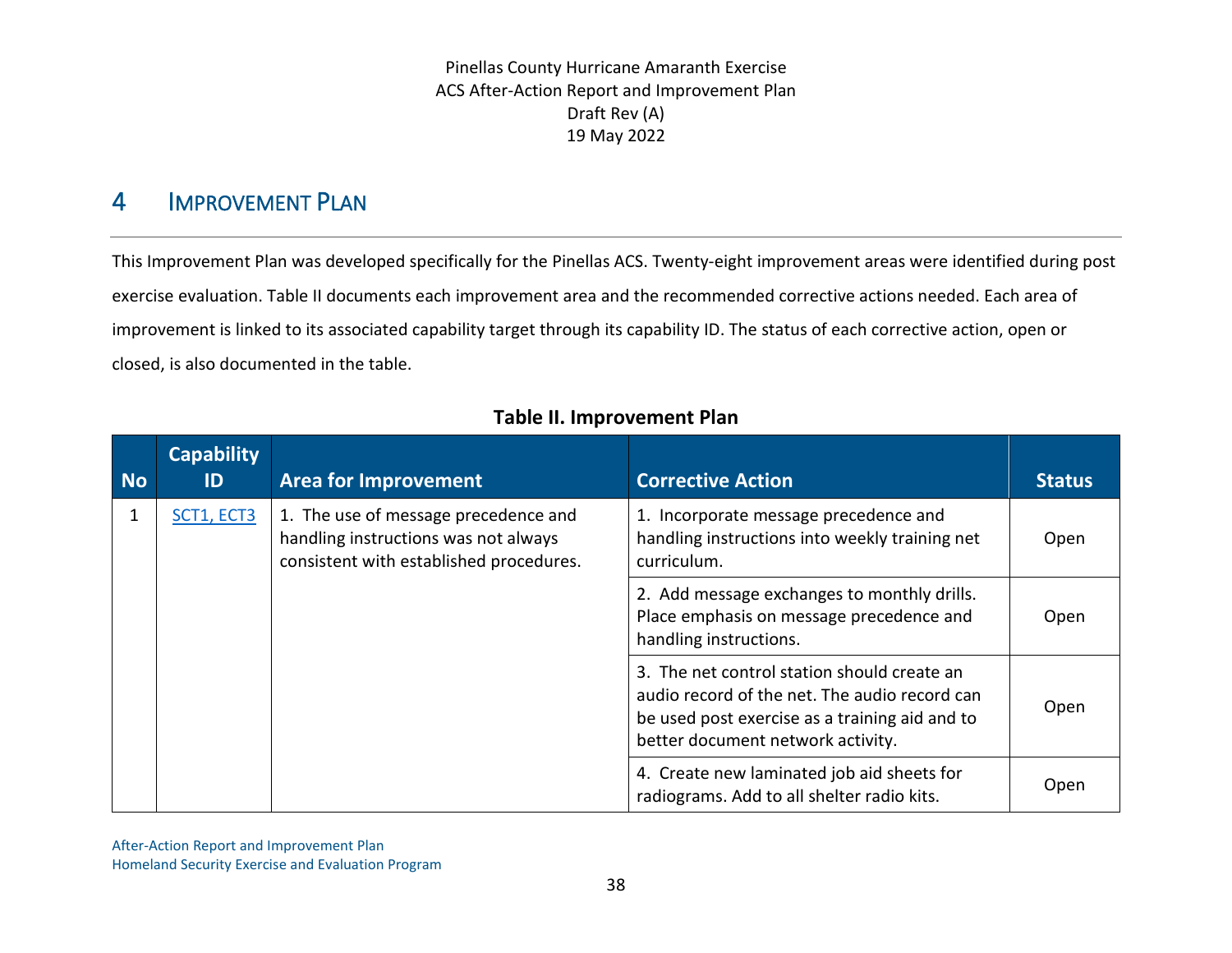# 4 Improvement Plan

This Improvement Plan was developed specifically for the Pinellas ACS. Twenty-eight improvement areas were identified during post exercise evaluation. Table II documents each improvement area and the recommended corrective actions needed. Each area of improvement is linked to its associated capability target through its capability ID. The status of each corrective action, open or closed, is also documented in the table.

**Table II. Improvement Plan**

| No | Capability ID | Area for Improvement | Corrective Action | Status |
|---|---|---|---|---|
| 1 | SCT1, ECT3 | 1. The use of message precedence and handling instructions was not always consistent with established procedures. | 1. Incorporate message precedence and handling instructions into weekly training net curriculum. | Open |
| | | | 2. Add message exchanges to monthly drills. Place emphasis on message precedence and handling instructions. | Open |
| | | | 3. The net control station should create an audio record of the net. The audio record can be used post exercise as a training aid and to better document network activity. | Open |
| | | | 4. Create new laminated job aid sheets for radiograms. Add to all shelter radio kits. | Open |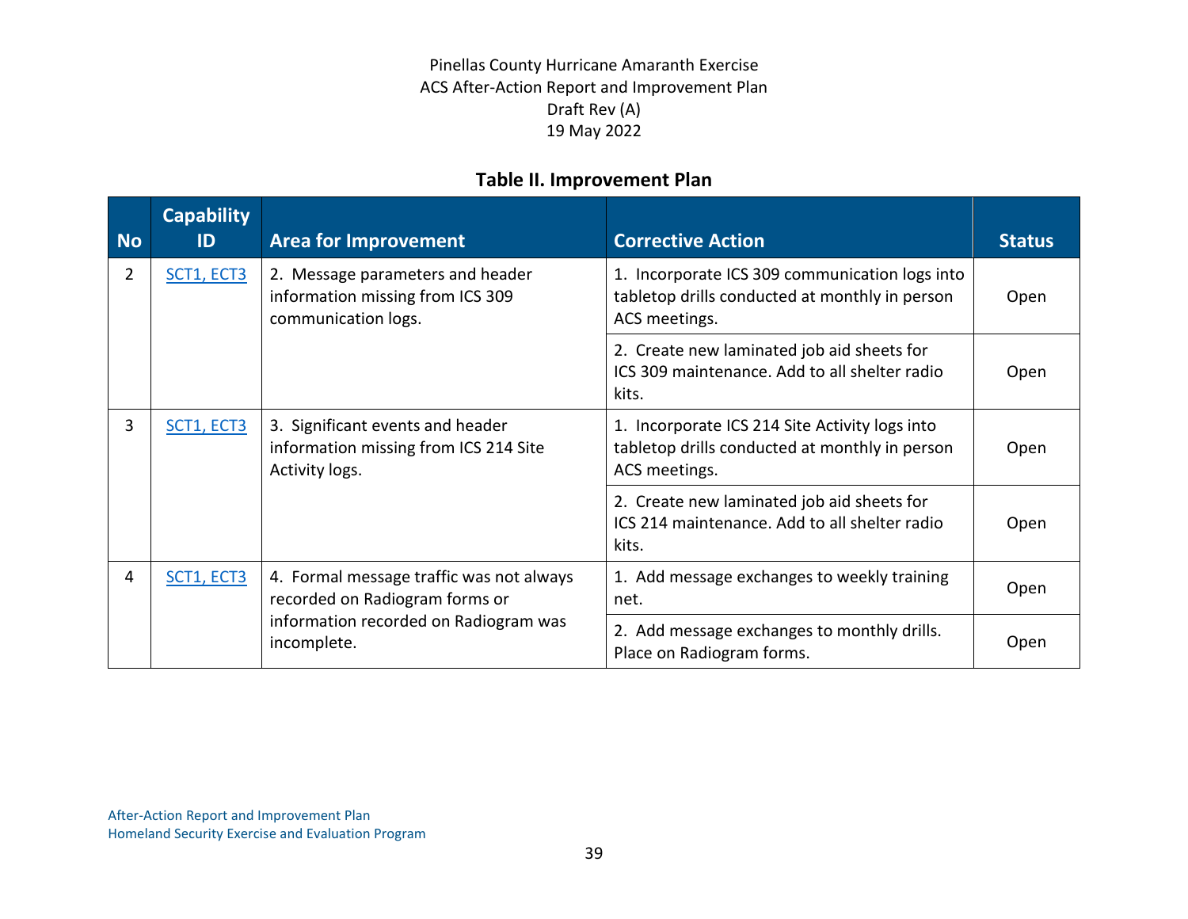Pinellas County Hurricane Amaranth Exercise
ACS After-Action Report and Improvement Plan
Draft Rev (A)
19 May 2022

## Table II. Improvement Plan

| No | Capability ID | Area for Improvement | Corrective Action | Status |
|---|---|---|---|---|
| 2 | SCT1, ECT3 | 2. Message parameters and header information missing from ICS 309 communication logs. | 1. Incorporate ICS 309 communication logs into tabletop drills conducted at monthly in person ACS meetings. | Open |
| | | | 2. Create new laminated job aid sheets for ICS 309 maintenance. Add to all shelter radio kits. | Open |
| 3 | SCT1, ECT3 | 3. Significant events and header information missing from ICS 214 Site Activity logs. | 1. Incorporate ICS 214 Site Activity logs into tabletop drills conducted at monthly in person ACS meetings. | Open |
| | | | 2. Create new laminated job aid sheets for ICS 214 maintenance. Add to all shelter radio kits. | Open |
| 4 | SCT1, ECT3 | 4. Formal message traffic was not always recorded on Radiogram forms or information recorded on Radiogram was incomplete. | 1. Add message exchanges to weekly training net. | Open |
| | | | 2. Add message exchanges to monthly drills. Place on Radiogram forms. | Open |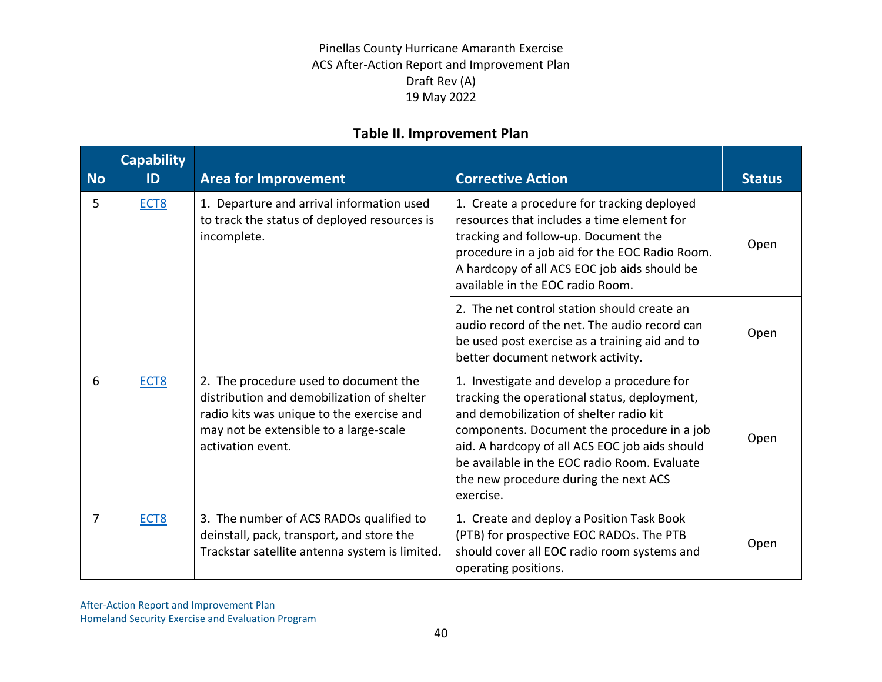## Table II. Improvement Plan

| No | Capability ID | Area for Improvement | Corrective Action | Status |
|---|---|---|---|---|
| 5 | ECT8 | 1. Departure and arrival information used to track the status of deployed resources is incomplete. | 1. Create a procedure for tracking deployed resources that includes a time element for tracking and follow-up. Document the procedure in a job aid for the EOC Radio Room. A hardcopy of all ACS EOC job aids should be available in the EOC radio Room. | Open |
| | | | 2. The net control station should create an audio record of the net. The audio record can be used post exercise as a training aid and to better document network activity. | Open |
| 6 | ECT8 | 2. The procedure used to document the distribution and demobilization of shelter radio kits was unique to the exercise and may not be extensible to a large-scale activation event. | 1. Investigate and develop a procedure for tracking the operational status, deployment, and demobilization of shelter radio kit components. Document the procedure in a job aid. A hardcopy of all ACS EOC job aids should be available in the EOC radio Room. Evaluate the new procedure during the next ACS exercise. | Open |
| 7 | ECT8 | 3. The number of ACS RADOs qualified to deinstall, pack, transport, and store the Trackstar satellite antenna system is limited. | 1. Create and deploy a Position Task Book (PTB) for prospective EOC RADOs. The PTB should cover all EOC radio room systems and operating positions. | Open |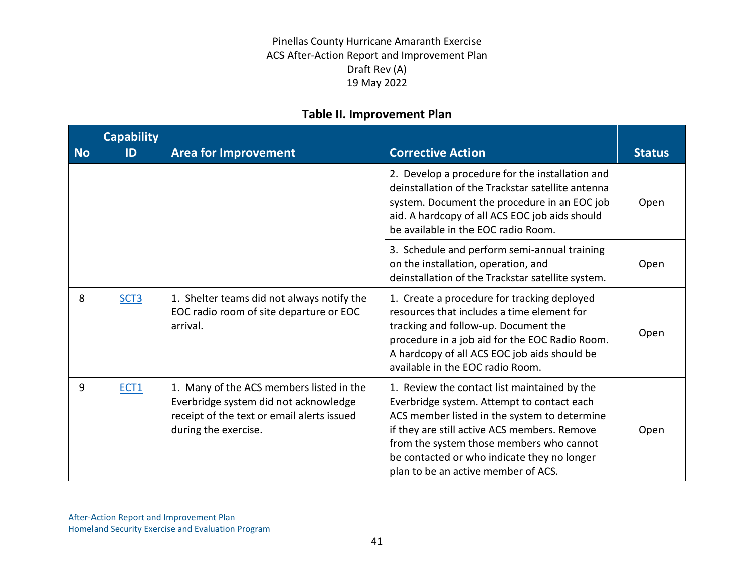**Table II. Improvement Plan**

| No | Capability ID | Area for Improvement | Corrective Action | Status |
|---|---|---|---|---|
| | | | 2. Develop a procedure for the installation and deinstallation of the Trackstar satellite antenna system. Document the procedure in an EOC job aid. A hardcopy of all ACS EOC job aids should be available in the EOC radio Room. | Open |
| | | | 3. Schedule and perform semi-annual training on the installation, operation, and deinstallation of the Trackstar satellite system. | Open |
| 8 | SCT3 | 1. Shelter teams did not always notify the EOC radio room of site departure or EOC arrival. | 1. Create a procedure for tracking deployed resources that includes a time element for tracking and follow-up. Document the procedure in a job aid for the EOC Radio Room. A hardcopy of all ACS EOC job aids should be available in the EOC radio Room. | Open |
| 9 | ECT1 | 1. Many of the ACS members listed in the Everbridge system did not acknowledge receipt of the text or email alerts issued during the exercise. | 1. Review the contact list maintained by the Everbridge system. Attempt to contact each ACS member listed in the system to determine if they are still active ACS members. Remove from the system those members who cannot be contacted or who indicate they no longer plan to be an active member of ACS. | Open |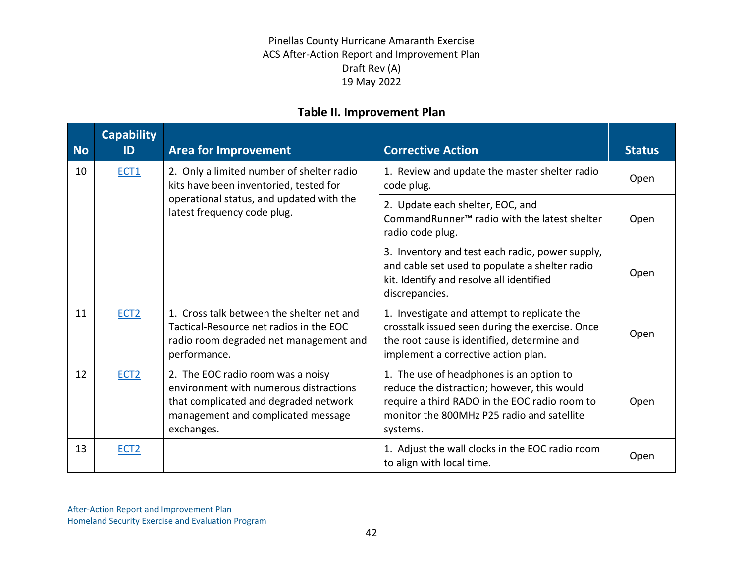## Table II. Improvement Plan

| No | Capability ID | Area for Improvement | Corrective Action | Status |
|---|---|---|---|---|
| 10 | ECT1 | 2. Only a limited number of shelter radio kits have been inventoried, tested for operational status, and updated with the latest frequency code plug. | 1. Review and update the master shelter radio code plug. | Open |
| | | | 2. Update each shelter, EOC, and CommandRunner™ radio with the latest shelter radio code plug. | Open |
| | | | 3. Inventory and test each radio, power supply, and cable set used to populate a shelter radio kit. Identify and resolve all identified discrepancies. | Open |
| 11 | ECT2 | 1. Cross talk between the shelter net and Tactical-Resource net radios in the EOC radio room degraded net management and performance. | 1. Investigate and attempt to replicate the crosstalk issued seen during the exercise. Once the root cause is identified, determine and implement a corrective action plan. | Open |
| 12 | ECT2 | 2. The EOC radio room was a noisy environment with numerous distractions that complicated and degraded network management and complicated message exchanges. | 1. The use of headphones is an option to reduce the distraction; however, this would require a third RADO in the EOC radio room to monitor the 800MHz P25 radio and satellite systems. | Open |
| 13 | ECT2 | | 1. Adjust the wall clocks in the EOC radio room to align with local time. | Open |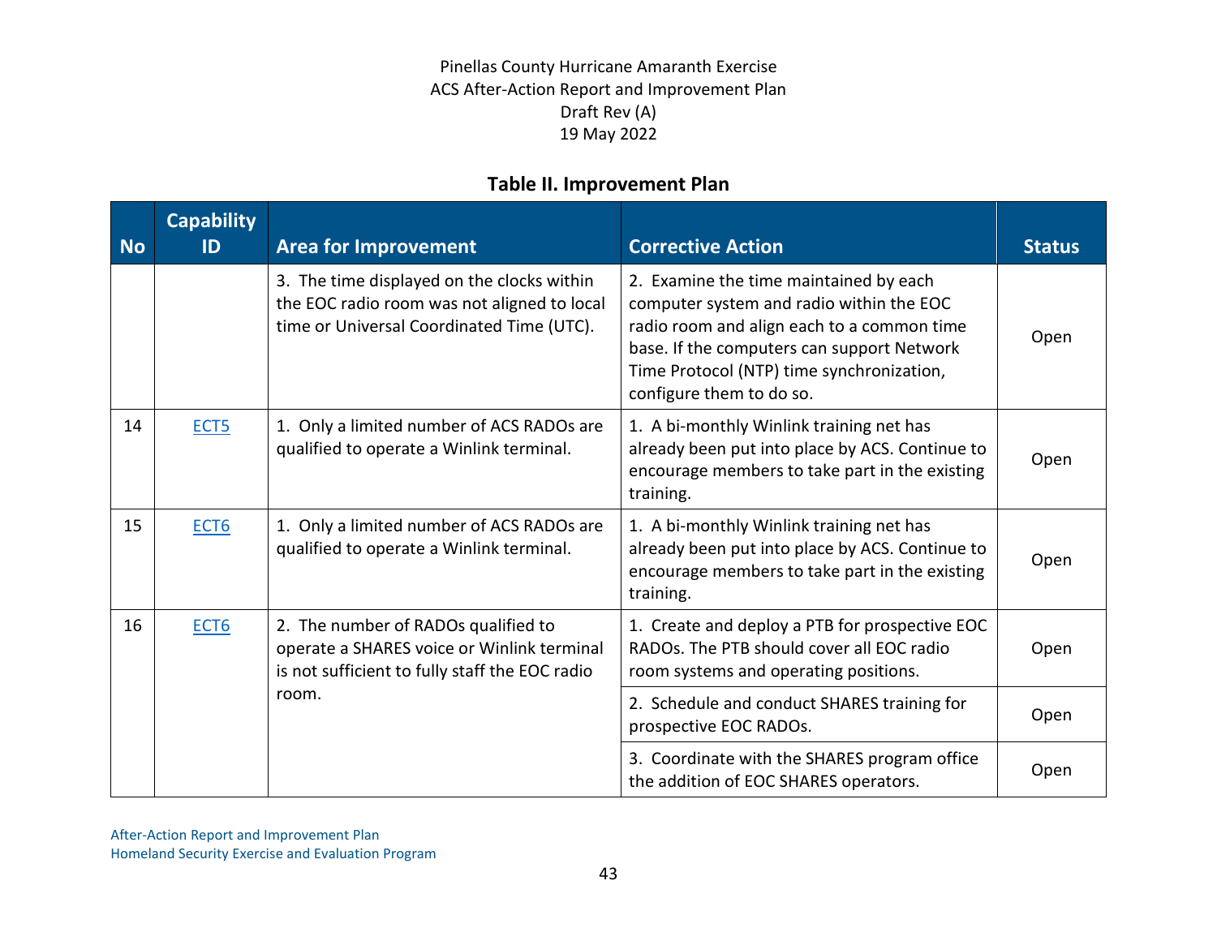**Table II. Improvement Plan**

| No | Capability ID | Area for Improvement | Corrective Action | Status |
|---|---|---|---|---|
| | | 3. The time displayed on the clocks within the EOC radio room was not aligned to local time or Universal Coordinated Time (UTC). | 2. Examine the time maintained by each computer system and radio within the EOC radio room and align each to a common time base. If the computers can support Network Time Protocol (NTP) time synchronization, configure them to do so. | Open |
| 14 | ECT5 | 1. Only a limited number of ACS RADOs are qualified to operate a Winlink terminal. | 1. A bi-monthly Winlink training net has already been put into place by ACS. Continue to encourage members to take part in the existing training. | Open |
| 15 | ECT6 | 1. Only a limited number of ACS RADOs are qualified to operate a Winlink terminal. | 1. A bi-monthly Winlink training net has already been put into place by ACS. Continue to encourage members to take part in the existing training. | Open |
| 16 | ECT6 | 2. The number of RADOs qualified to operate a SHARES voice or Winlink terminal is not sufficient to fully staff the EOC radio room. | 1. Create and deploy a PTB for prospective EOC RADOs. The PTB should cover all EOC radio room systems and operating positions. | Open |
| | | | 2. Schedule and conduct SHARES training for prospective EOC RADOs. | Open |
| | | | 3. Coordinate with the SHARES program office the addition of EOC SHARES operators. | Open |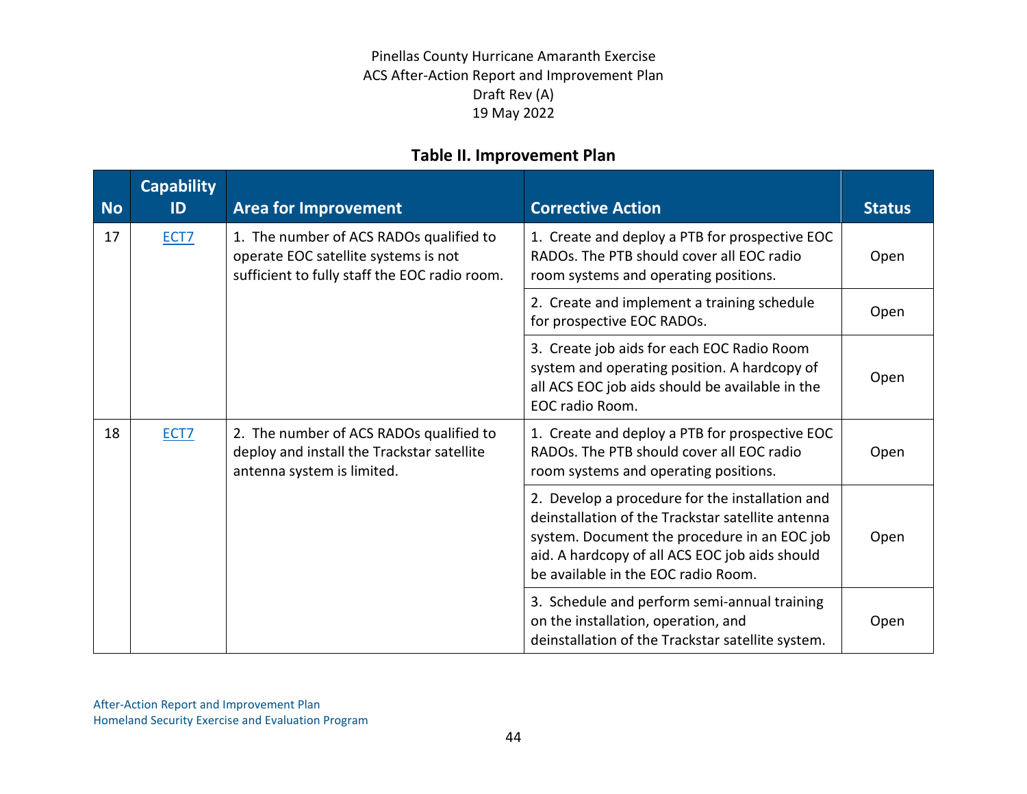**Table II. Improvement Plan**

| No | Capability ID | Area for Improvement | Corrective Action | Status |
|---|---|---|---|---|
| 17 | ECT7 | 1. The number of ACS RADOs qualified to operate EOC satellite systems is not sufficient to fully staff the EOC radio room. | 1. Create and deploy a PTB for prospective EOC RADOs. The PTB should cover all EOC radio room systems and operating positions. | Open |
| | | | 2. Create and implement a training schedule for prospective EOC RADOs. | Open |
| | | | 3. Create job aids for each EOC Radio Room system and operating position. A hardcopy of all ACS EOC job aids should be available in the EOC radio Room. | Open |
| 18 | ECT7 | 2. The number of ACS RADOs qualified to deploy and install the Trackstar satellite antenna system is limited. | 1. Create and deploy a PTB for prospective EOC RADOs. The PTB should cover all EOC radio room systems and operating positions. | Open |
| | | | 2. Develop a procedure for the installation and deinstallation of the Trackstar satellite antenna system. Document the procedure in an EOC job aid. A hardcopy of all ACS EOC job aids should be available in the EOC radio Room. | Open |
| | | | 3. Schedule and perform semi-annual training on the installation, operation, and deinstallation of the Trackstar satellite system. | Open |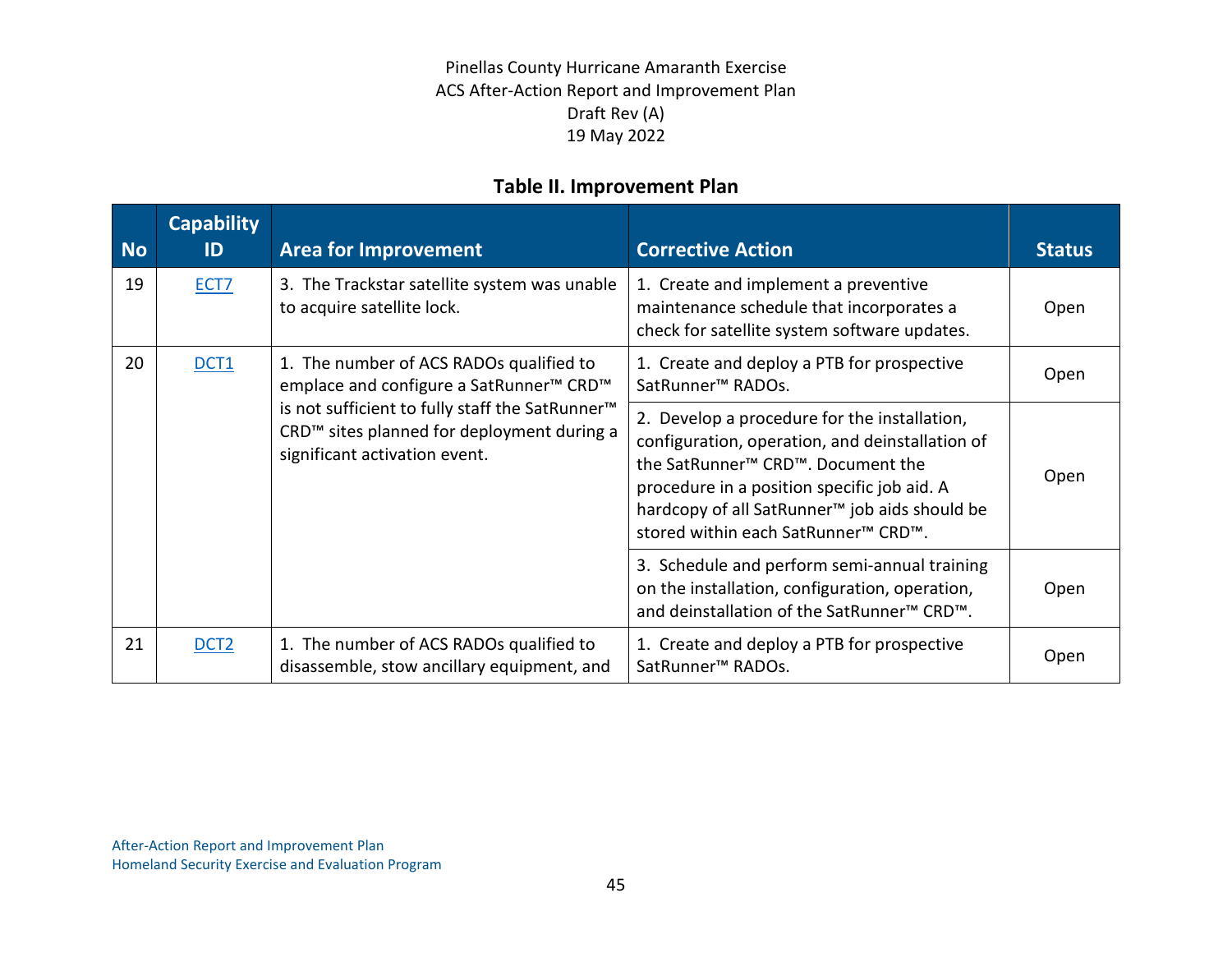**Table II. Improvement Plan**

| No | Capability ID | Area for Improvement | Corrective Action | Status |
|---|---|---|---|---|
| 19 | ECT7 | 3. The Trackstar satellite system was unable to acquire satellite lock. | 1. Create and implement a preventive maintenance schedule that incorporates a check for satellite system software updates. | Open |
| 20 | DCT1 | 1. The number of ACS RADOs qualified to emplace and configure a SatRunner™ CRD™ is not sufficient to fully staff the SatRunner™ CRD™ sites planned for deployment during a significant activation event. | 1. Create and deploy a PTB for prospective SatRunner™ RADOs. | Open |
| | | | 2. Develop a procedure for the installation, configuration, operation, and deinstallation of the SatRunner™ CRD™. Document the procedure in a position specific job aid. A hardcopy of all SatRunner™ job aids should be stored within each SatRunner™ CRD™. | Open |
| | | | 3. Schedule and perform semi-annual training on the installation, configuration, operation, and deinstallation of the SatRunner™ CRD™. | Open |
| 21 | DCT2 | 1. The number of ACS RADOs qualified to disassemble, stow ancillary equipment, and | 1. Create and deploy a PTB for prospective SatRunner™ RADOs. | Open |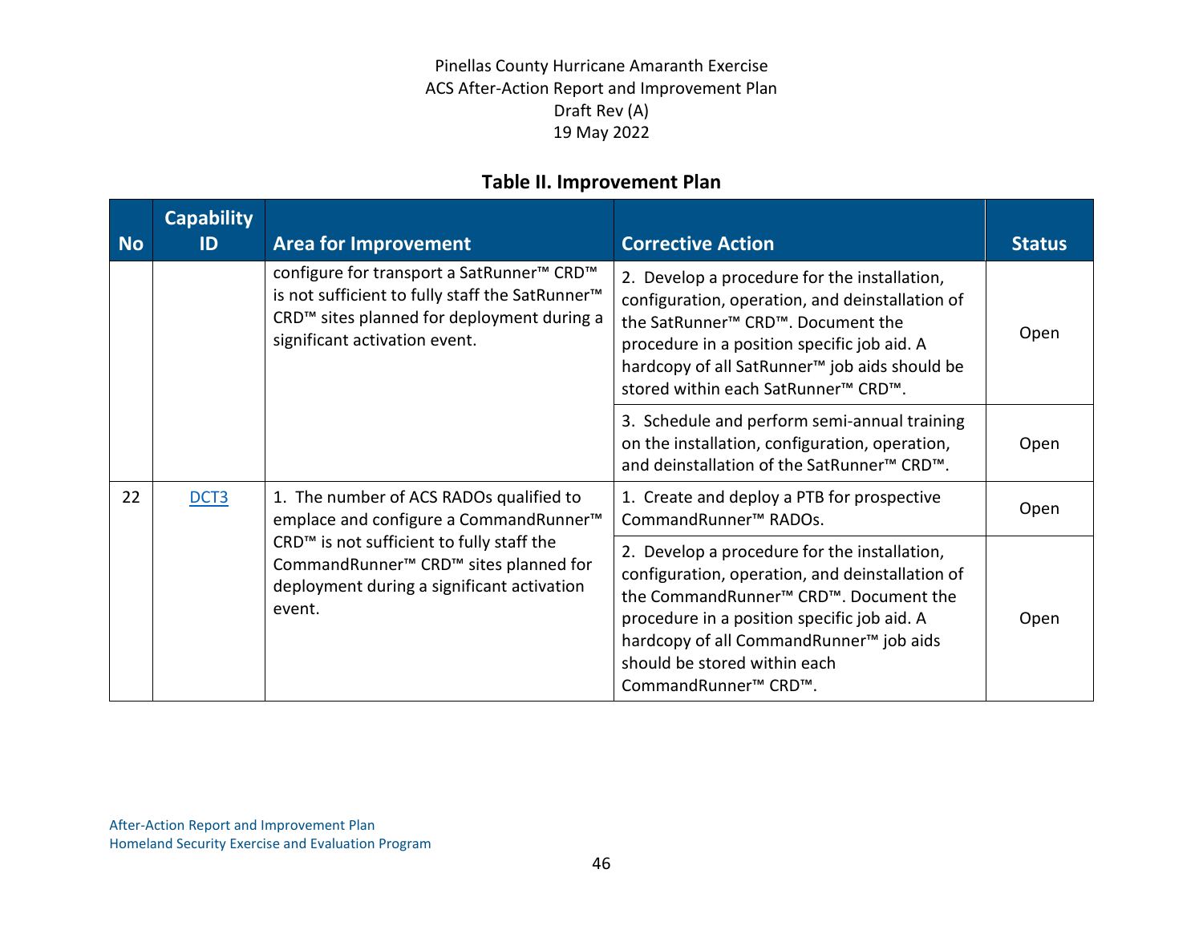### Table II. Improvement Plan

| No | Capability ID | Area for Improvement | Corrective Action | Status |
|---|---|---|---|---|
| | | configure for transport a SatRunner™ CRD™ is not sufficient to fully staff the SatRunner™ CRD™ sites planned for deployment during a significant activation event. | 2. Develop a procedure for the installation, configuration, operation, and deinstallation of the SatRunner™ CRD™. Document the procedure in a position specific job aid. A hardcopy of all SatRunner™ job aids should be stored within each SatRunner™ CRD™. | Open |
| | | | 3. Schedule and perform semi-annual training on the installation, configuration, operation, and deinstallation of the SatRunner™ CRD™. | Open |
| 22 | DCT3 | 1. The number of ACS RADOs qualified to emplace and configure a CommandRunner™ CRD™ is not sufficient to fully staff the CommandRunner™ CRD™ sites planned for deployment during a significant activation event. | 1. Create and deploy a PTB for prospective CommandRunner™ RADOs. | Open |
| | | | 2. Develop a procedure for the installation, configuration, operation, and deinstallation of the CommandRunner™ CRD™. Document the procedure in a position specific job aid. A hardcopy of all CommandRunner™ job aids should be stored within each CommandRunner™ CRD™. | Open |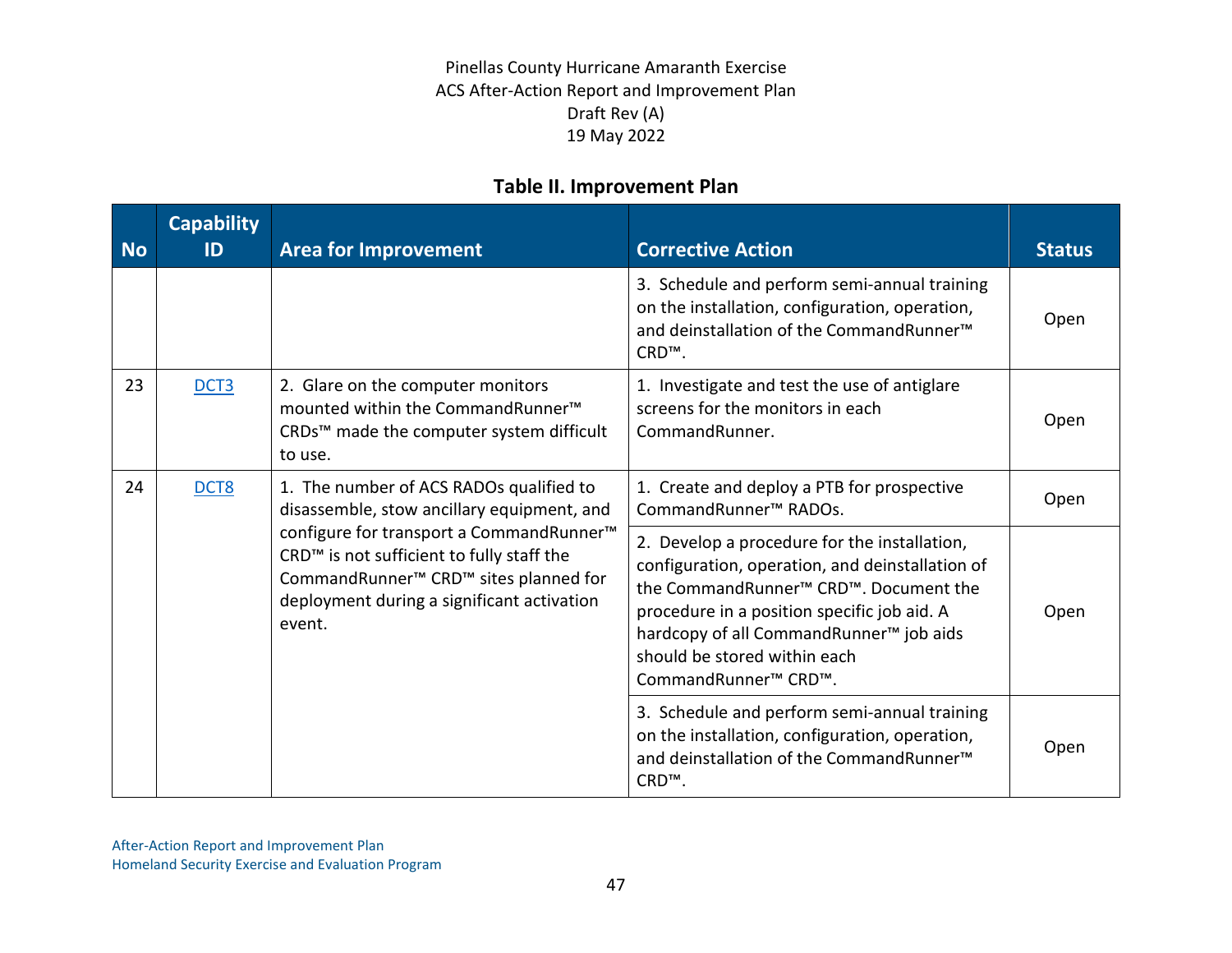Pinellas County Hurricane Amaranth Exercise
ACS After-Action Report and Improvement Plan
Draft Rev (A)
19 May 2022

**Table II. Improvement Plan**

| No | Capability ID | Area for Improvement | Corrective Action | Status |
|---|---|---|---|---|
| | | | 3. Schedule and perform semi-annual training on the installation, configuration, operation, and deinstallation of the CommandRunner™ CRD™. | Open |
| 23 | DCT3 | 2. Glare on the computer monitors mounted within the CommandRunner™ CRDs™ made the computer system difficult to use. | 1. Investigate and test the use of antiglare screens for the monitors in each CommandRunner. | Open |
| 24 | DCT8 | 1. The number of ACS RADOs qualified to disassemble, stow ancillary equipment, and configure for transport a CommandRunner™ CRD™ is not sufficient to fully staff the CommandRunner™ CRD™ sites planned for deployment during a significant activation event. | 1. Create and deploy a PTB for prospective CommandRunner™ RADOs. | Open |
| | | | 2. Develop a procedure for the installation, configuration, operation, and deinstallation of the CommandRunner™ CRD™. Document the procedure in a position specific job aid. A hardcopy of all CommandRunner™ job aids should be stored within each CommandRunner™ CRD™. | Open |
| | | | 3. Schedule and perform semi-annual training on the installation, configuration, operation, and deinstallation of the CommandRunner™ CRD™. | Open |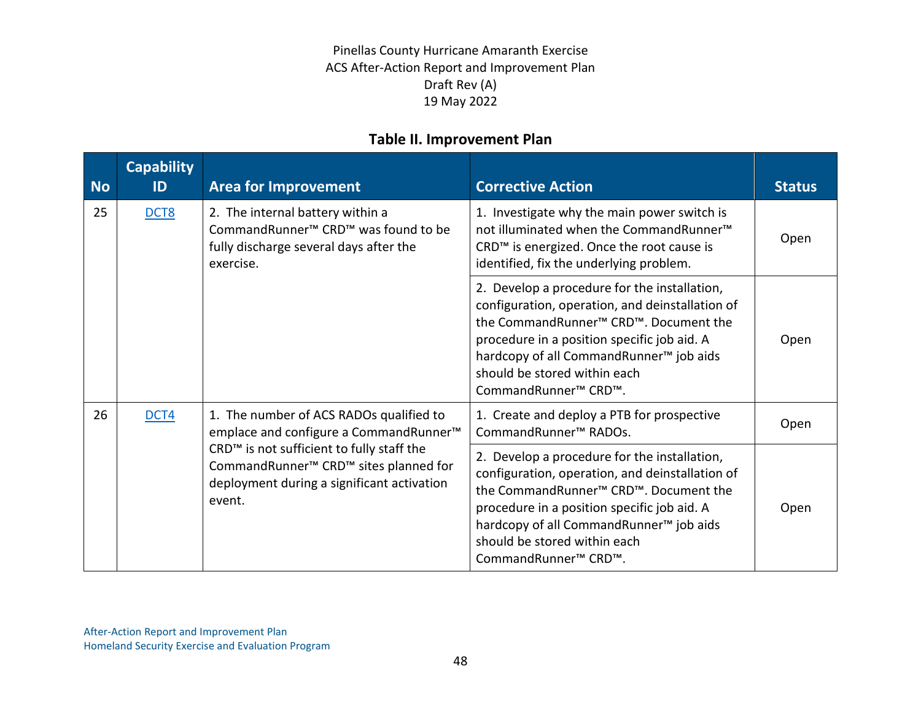**Table II. Improvement Plan**

| No | Capability ID | Area for Improvement | Corrective Action | Status |
|---|---|---|---|---|
| 25 | DCT8 | 2. The internal battery within a CommandRunner™ CRD™ was found to be fully discharge several days after the exercise. | 1. Investigate why the main power switch is not illuminated when the CommandRunner™ CRD™ is energized. Once the root cause is identified, fix the underlying problem. | Open |
| | | | 2. Develop a procedure for the installation, configuration, operation, and deinstallation of the CommandRunner™ CRD™. Document the procedure in a position specific job aid. A hardcopy of all CommandRunner™ job aids should be stored within each CommandRunner™ CRD™. | Open |
| 26 | DCT4 | 1. The number of ACS RADOs qualified to emplace and configure a CommandRunner™ CRD™ is not sufficient to fully staff the CommandRunner™ CRD™ sites planned for deployment during a significant activation event. | 1. Create and deploy a PTB for prospective CommandRunner™ RADOs. | Open |
| | | | 2. Develop a procedure for the installation, configuration, operation, and deinstallation of the CommandRunner™ CRD™. Document the procedure in a position specific job aid. A hardcopy of all CommandRunner™ job aids should be stored within each CommandRunner™ CRD™. | Open |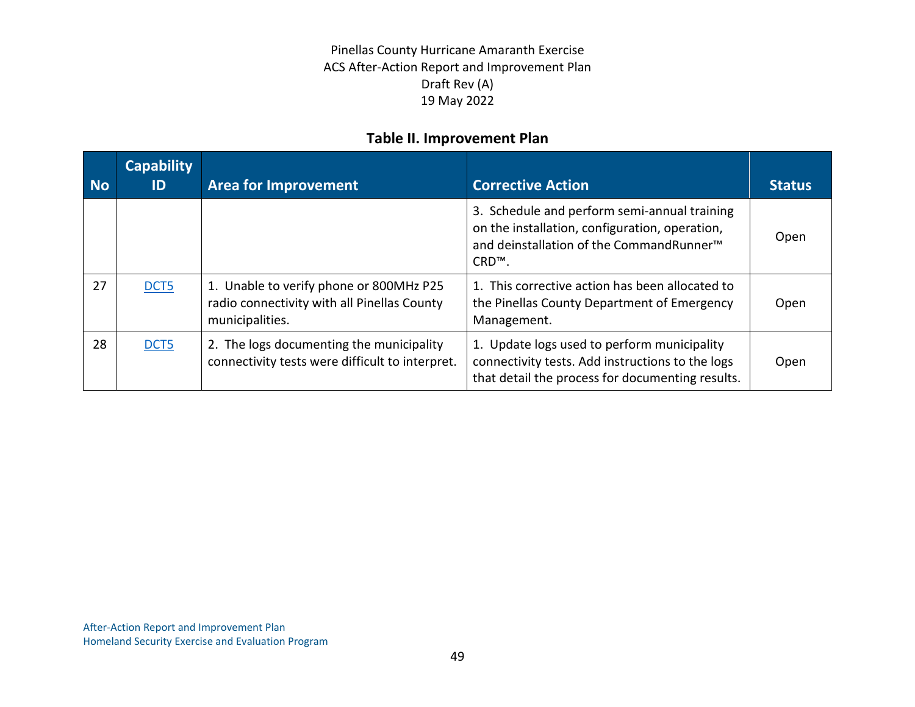## Table II. Improvement Plan

| No | Capability ID | Area for Improvement | Corrective Action | Status |
|---|---|---|---|---|
| | | | 3. Schedule and perform semi-annual training on the installation, configuration, operation, and deinstallation of the CommandRunner™ CRD™. | Open |
| 27 | DCT5 | 1. Unable to verify phone or 800MHz P25 radio connectivity with all Pinellas County municipalities. | 1. This corrective action has been allocated to the Pinellas County Department of Emergency Management. | Open |
| 28 | DCT5 | 2. The logs documenting the municipality connectivity tests were difficult to interpret. | 1. Update logs used to perform municipality connectivity tests. Add instructions to the logs that detail the process for documenting results. | Open |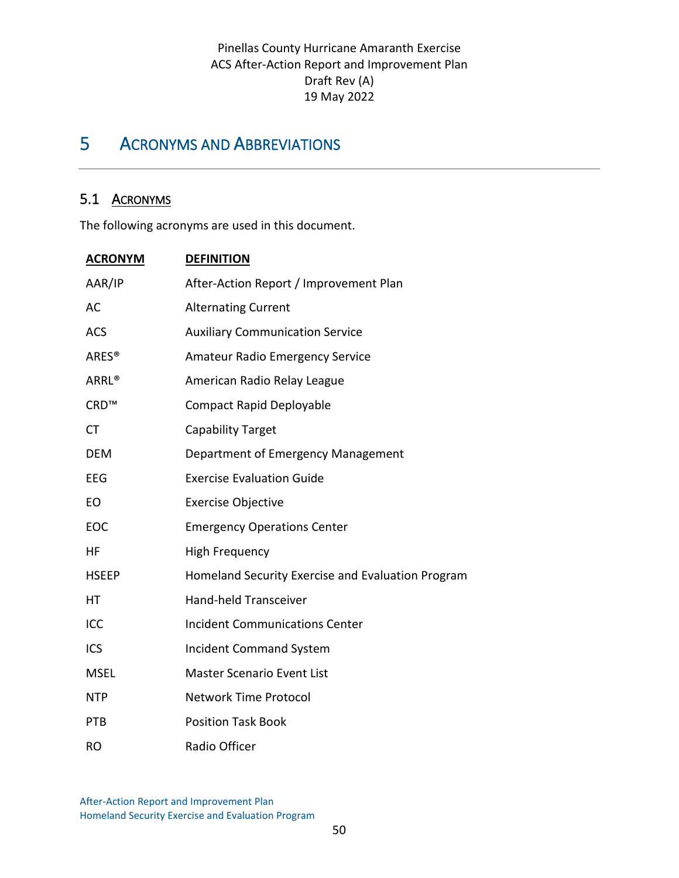# 5 Acronyms and Abbreviations

## 5.1 Acronyms

The following acronyms are used in this document.

| ACRONYM | DEFINITION |
|---|---|
| AAR/IP | After-Action Report / Improvement Plan |
| AC | Alternating Current |
| ACS | Auxiliary Communication Service |
| ARES® | Amateur Radio Emergency Service |
| ARRL® | American Radio Relay League |
| CRD™ | Compact Rapid Deployable |
| CT | Capability Target |
| DEM | Department of Emergency Management |
| EEG | Exercise Evaluation Guide |
| EO | Exercise Objective |
| EOC | Emergency Operations Center |
| HF | High Frequency |
| HSEEP | Homeland Security Exercise and Evaluation Program |
| HT | Hand-held Transceiver |
| ICC | Incident Communications Center |
| ICS | Incident Command System |
| MSEL | Master Scenario Event List |
| NTP | Network Time Protocol |
| PTB | Position Task Book |
| RO | Radio Officer |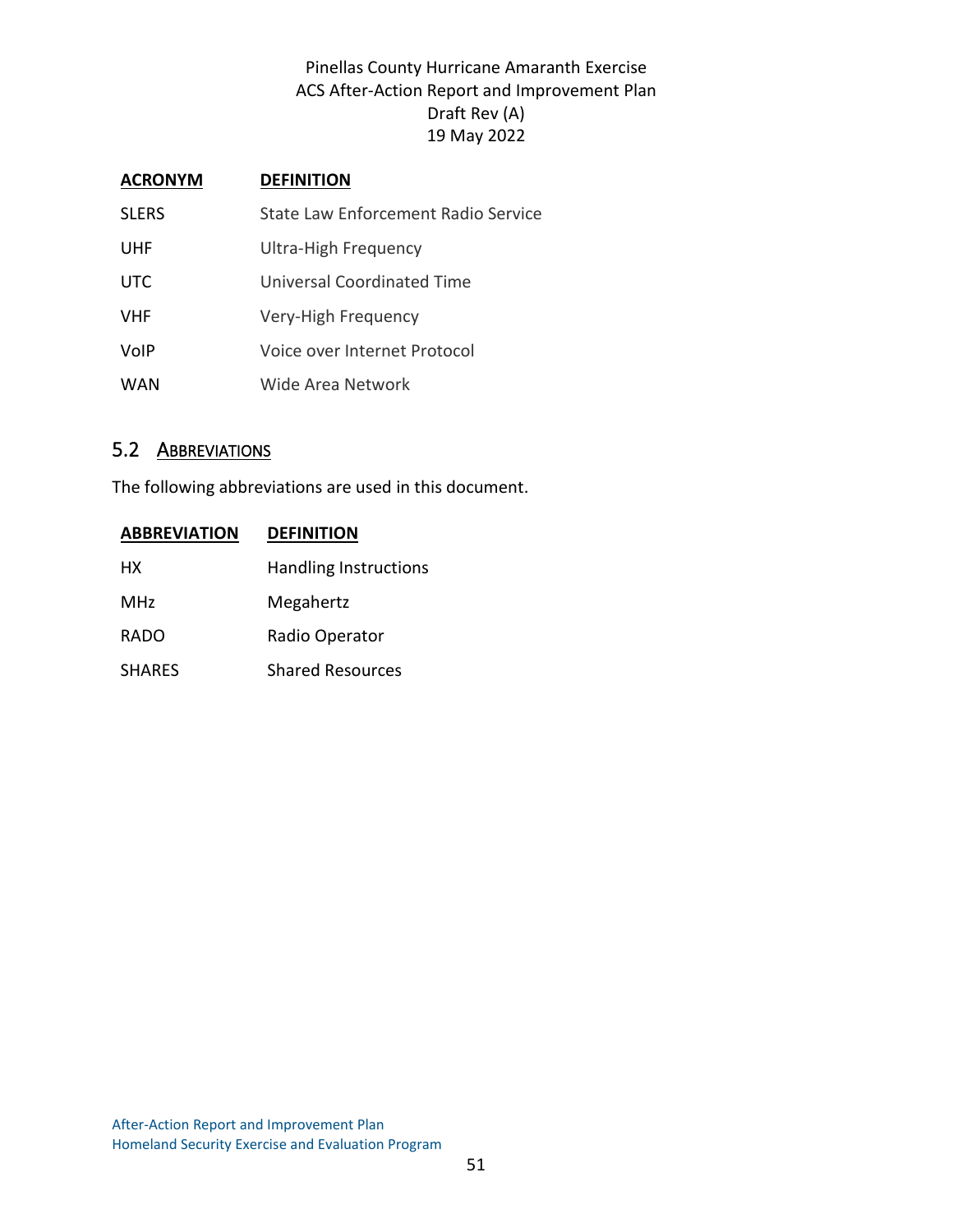| ACRONYM | DEFINITION |
| --- | --- |
| SLERS | State Law Enforcement Radio Service |
| UHF | Ultra-High Frequency |
| UTC | Universal Coordinated Time |
| VHF | Very-High Frequency |
| VoIP | Voice over Internet Protocol |
| WAN | Wide Area Network |

## 5.2 Abbreviations

The following abbreviations are used in this document.

| ABBREVIATION | DEFINITION |
| --- | --- |
| HX | Handling Instructions |
| MHz | Megahertz |
| RADO | Radio Operator |
| SHARES | Shared Resources |